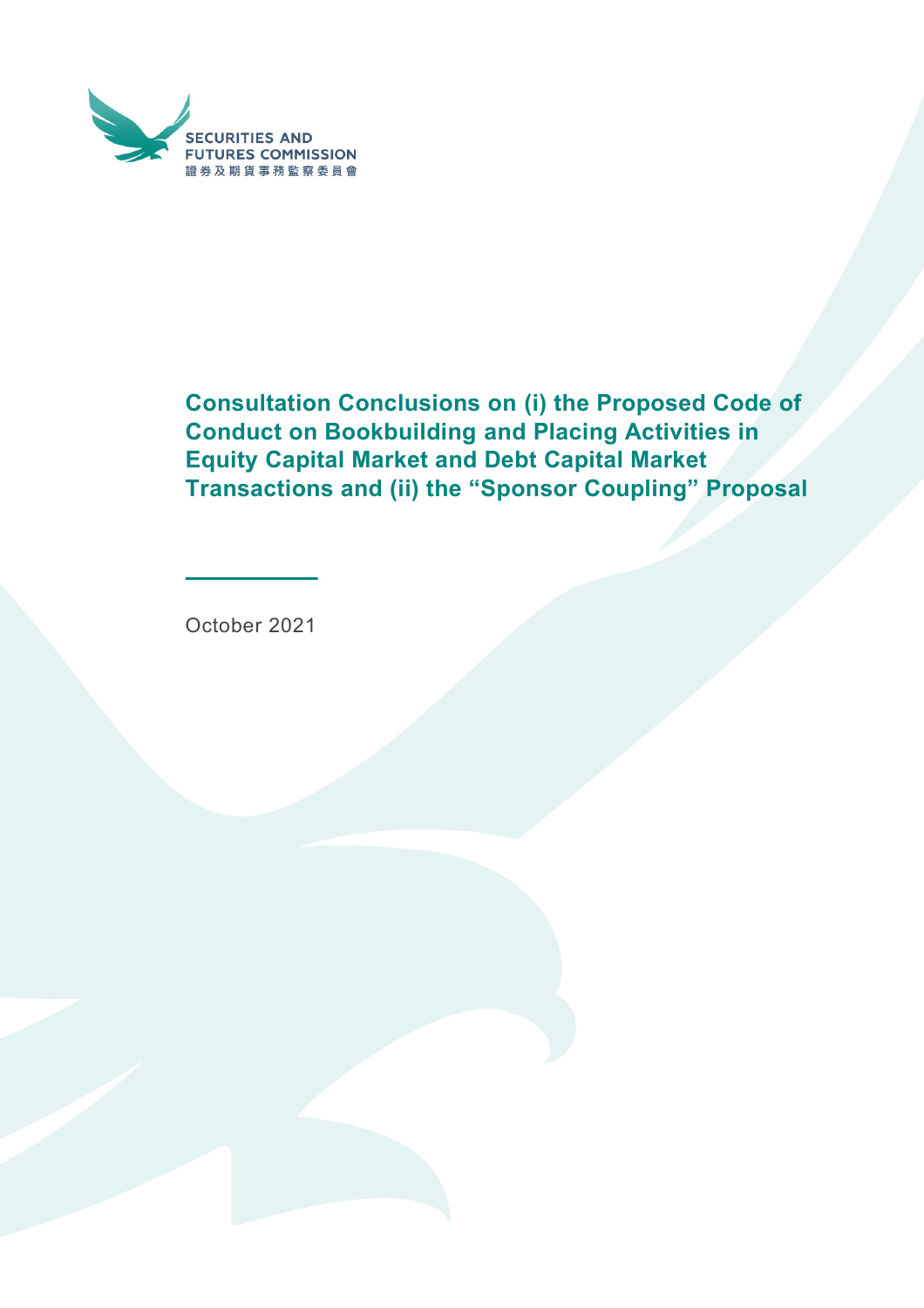SECURITIES AND FUTURES COMMISSION
證券及期貨事務監察委員會

# Consultation Conclusions on (i) the Proposed Code of Conduct on Bookbuilding and Placing Activities in Equity Capital Market and Debt Capital Market Transactions and (ii) the "Sponsor Coupling" Proposal

October 2021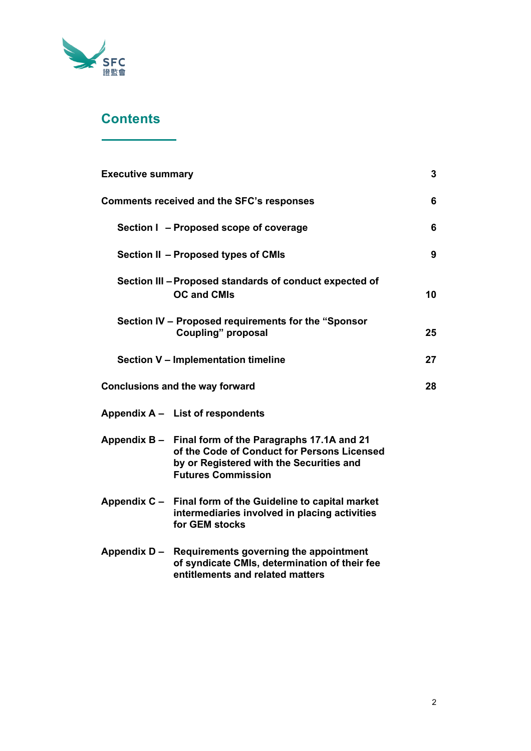## Contents

| | |
|---|---|
| **Executive summary** | **3** |
| **Comments received and the SFC's responses** | **6** |
| **Section I – Proposed scope of coverage** | **6** |
| **Section II – Proposed types of CMIs** | **9** |
| **Section III – Proposed standards of conduct expected of OC and CMIs** | **10** |
| **Section IV – Proposed requirements for the "Sponsor Coupling" proposal** | **25** |
| **Section V – Implementation timeline** | **27** |
| **Conclusions and the way forward** | **28** |

**Appendix A – List of respondents**

**Appendix B – Final form of the Paragraphs 17.1A and 21 of the Code of Conduct for Persons Licensed by or Registered with the Securities and Futures Commission**

**Appendix C – Final form of the Guideline to capital market intermediaries involved in placing activities for GEM stocks**

**Appendix D – Requirements governing the appointment of syndicate CMIs, determination of their fee entitlements and related matters**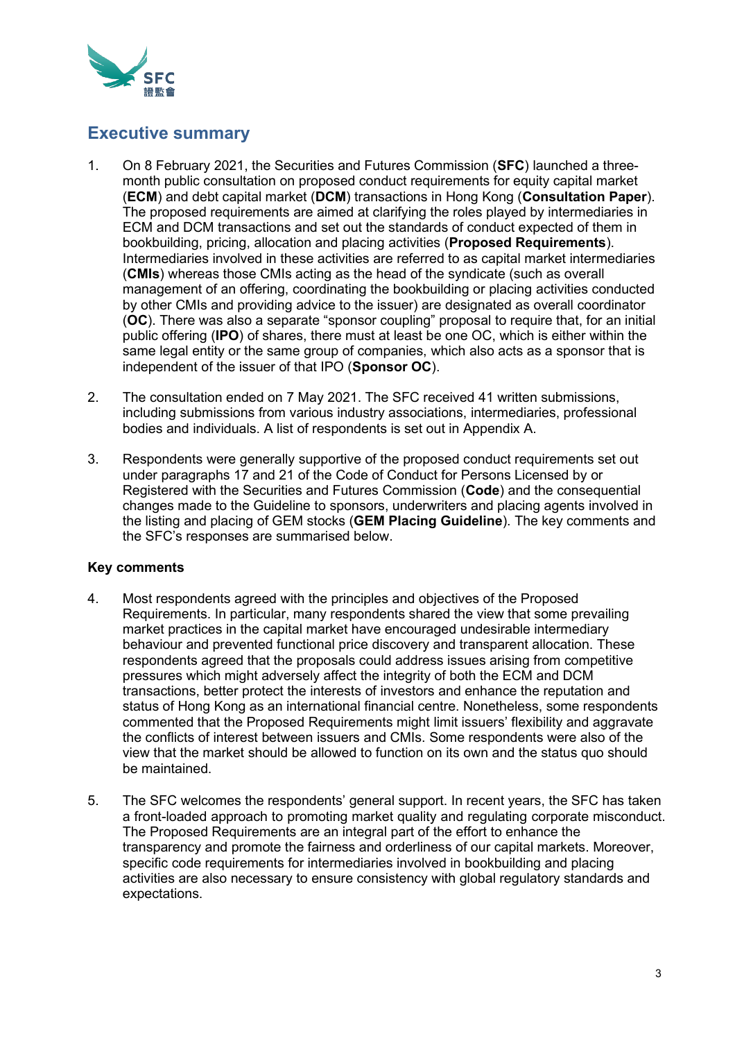## Executive summary

1. On 8 February 2021, the Securities and Futures Commission (**SFC**) launched a three-month public consultation on proposed conduct requirements for equity capital market (**ECM**) and debt capital market (**DCM**) transactions in Hong Kong (**Consultation Paper**). The proposed requirements are aimed at clarifying the roles played by intermediaries in ECM and DCM transactions and set out the standards of conduct expected of them in bookbuilding, pricing, allocation and placing activities (**Proposed Requirements**). Intermediaries involved in these activities are referred to as capital market intermediaries (**CMIs**) whereas those CMIs acting as the head of the syndicate (such as overall management of an offering, coordinating the bookbuilding or placing activities conducted by other CMIs and providing advice to the issuer) are designated as overall coordinator (**OC**). There was also a separate "sponsor coupling" proposal to require that, for an initial public offering (**IPO**) of shares, there must at least be one OC, which is either within the same legal entity or the same group of companies, which also acts as a sponsor that is independent of the issuer of that IPO (**Sponsor OC**).

2. The consultation ended on 7 May 2021. The SFC received 41 written submissions, including submissions from various industry associations, intermediaries, professional bodies and individuals. A list of respondents is set out in Appendix A.

3. Respondents were generally supportive of the proposed conduct requirements set out under paragraphs 17 and 21 of the Code of Conduct for Persons Licensed by or Registered with the Securities and Futures Commission (**Code**) and the consequential changes made to the Guideline to sponsors, underwriters and placing agents involved in the listing and placing of GEM stocks (**GEM Placing Guideline**). The key comments and the SFC's responses are summarised below.

**Key comments**

4. Most respondents agreed with the principles and objectives of the Proposed Requirements. In particular, many respondents shared the view that some prevailing market practices in the capital market have encouraged undesirable intermediary behaviour and prevented functional price discovery and transparent allocation. These respondents agreed that the proposals could address issues arising from competitive pressures which might adversely affect the integrity of both the ECM and DCM transactions, better protect the interests of investors and enhance the reputation and status of Hong Kong as an international financial centre. Nonetheless, some respondents commented that the Proposed Requirements might limit issuers' flexibility and aggravate the conflicts of interest between issuers and CMIs. Some respondents were also of the view that the market should be allowed to function on its own and the status quo should be maintained.

5. The SFC welcomes the respondents' general support. In recent years, the SFC has taken a front-loaded approach to promoting market quality and regulating corporate misconduct. The Proposed Requirements are an integral part of the effort to enhance the transparency and promote the fairness and orderliness of our capital markets. Moreover, specific code requirements for intermediaries involved in bookbuilding and placing activities are also necessary to ensure consistency with global regulatory standards and expectations.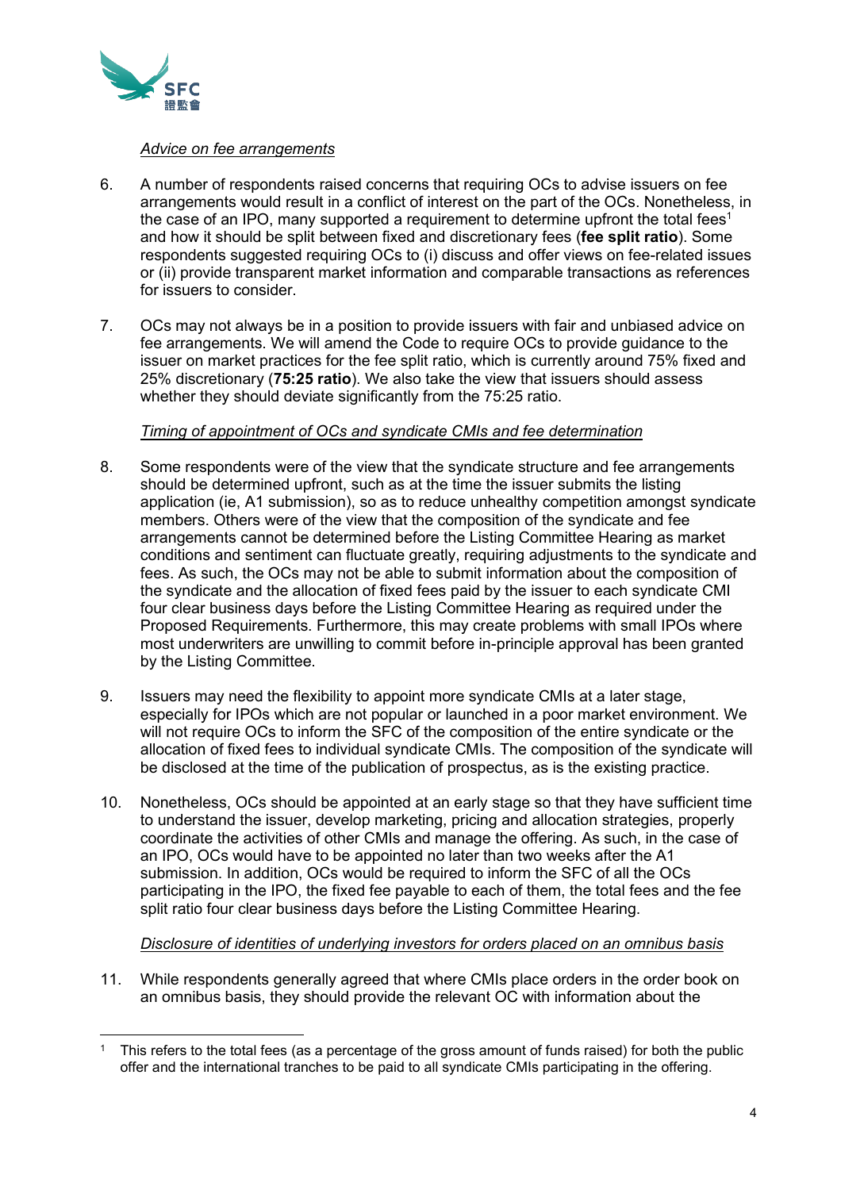*Advice on fee arrangements*

6. A number of respondents raised concerns that requiring OCs to advise issuers on fee arrangements would result in a conflict of interest on the part of the OCs. Nonetheless, in the case of an IPO, many supported a requirement to determine upfront the total fees[1] and how it should be split between fixed and discretionary fees (**fee split ratio**). Some respondents suggested requiring OCs to (i) discuss and offer views on fee-related issues or (ii) provide transparent market information and comparable transactions as references for issuers to consider.

7. OCs may not always be in a position to provide issuers with fair and unbiased advice on fee arrangements. We will amend the Code to require OCs to provide guidance to the issuer on market practices for the fee split ratio, which is currently around 75% fixed and 25% discretionary (**75:25 ratio**). We also take the view that issuers should assess whether they should deviate significantly from the 75:25 ratio.

*Timing of appointment of OCs and syndicate CMIs and fee determination*

8. Some respondents were of the view that the syndicate structure and fee arrangements should be determined upfront, such as at the time the issuer submits the listing application (ie, A1 submission), so as to reduce unhealthy competition amongst syndicate members. Others were of the view that the composition of the syndicate and fee arrangements cannot be determined before the Listing Committee Hearing as market conditions and sentiment can fluctuate greatly, requiring adjustments to the syndicate and fees. As such, the OCs may not be able to submit information about the composition of the syndicate and the allocation of fixed fees paid by the issuer to each syndicate CMI four clear business days before the Listing Committee Hearing as required under the Proposed Requirements. Furthermore, this may create problems with small IPOs where most underwriters are unwilling to commit before in-principle approval has been granted by the Listing Committee.

9. Issuers may need the flexibility to appoint more syndicate CMIs at a later stage, especially for IPOs which are not popular or launched in a poor market environment. We will not require OCs to inform the SFC of the composition of the entire syndicate or the allocation of fixed fees to individual syndicate CMIs. The composition of the syndicate will be disclosed at the time of the publication of prospectus, as is the existing practice.

10. Nonetheless, OCs should be appointed at an early stage so that they have sufficient time to understand the issuer, develop marketing, pricing and allocation strategies, properly coordinate the activities of other CMIs and manage the offering. As such, in the case of an IPO, OCs would have to be appointed no later than two weeks after the A1 submission. In addition, OCs would be required to inform the SFC of all the OCs participating in the IPO, the fixed fee payable to each of them, the total fees and the fee split ratio four clear business days before the Listing Committee Hearing.

*Disclosure of identities of underlying investors for orders placed on an omnibus basis*

11. While respondents generally agreed that where CMIs place orders in the order book on an omnibus basis, they should provide the relevant OC with information about the

[1] This refers to the total fees (as a percentage of the gross amount of funds raised) for both the public offer and the international tranches to be paid to all syndicate CMIs participating in the offering.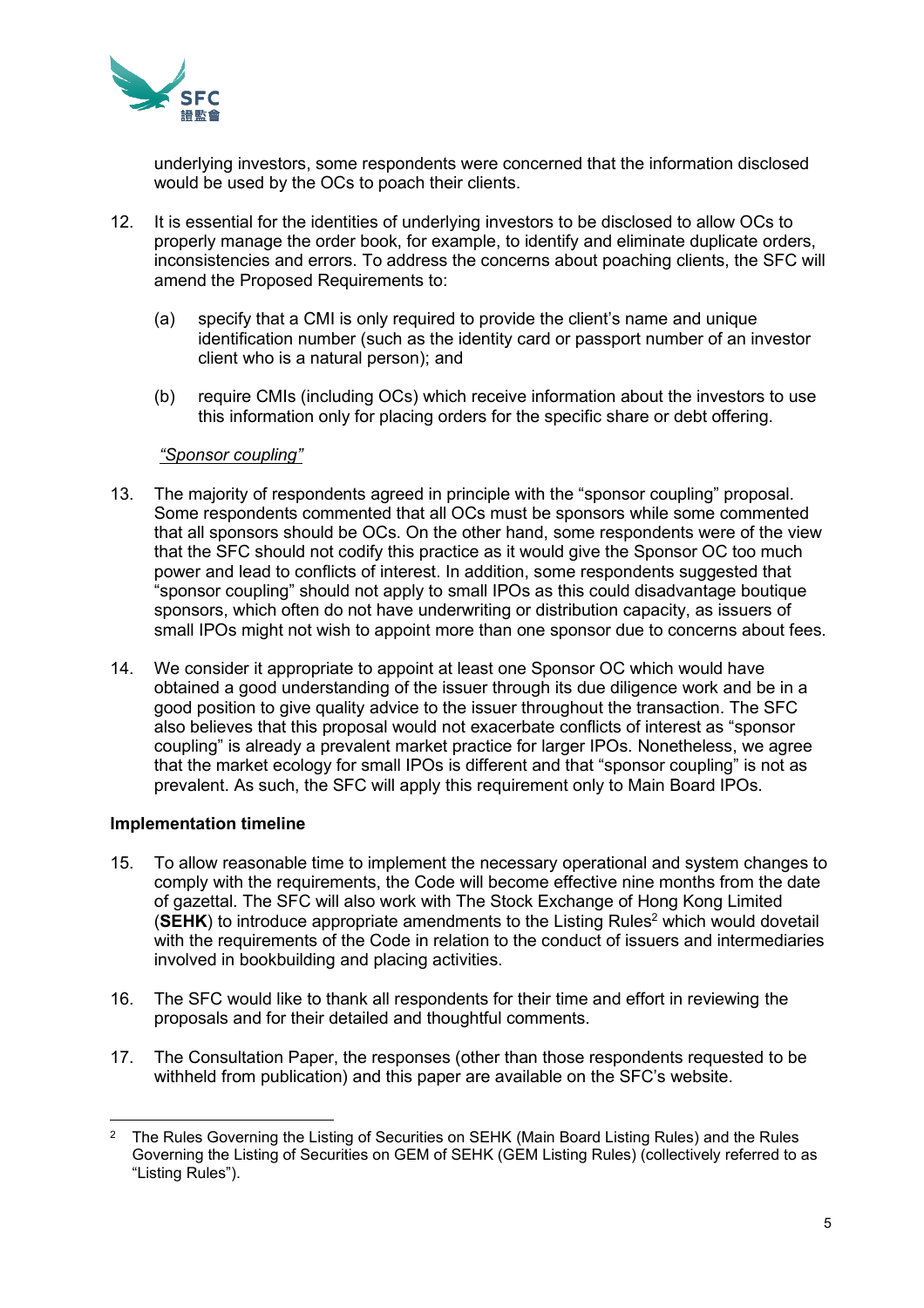underlying investors, some respondents were concerned that the information disclosed would be used by the OCs to poach their clients.

12. It is essential for the identities of underlying investors to be disclosed to allow OCs to properly manage the order book, for example, to identify and eliminate duplicate orders, inconsistencies and errors. To address the concerns about poaching clients, the SFC will amend the Proposed Requirements to:

    (a) specify that a CMI is only required to provide the client's name and unique identification number (such as the identity card or passport number of an investor client who is a natural person); and

    (b) require CMIs (including OCs) which receive information about the investors to use this information only for placing orders for the specific share or debt offering.

*"Sponsor coupling"*

13. The majority of respondents agreed in principle with the "sponsor coupling" proposal. Some respondents commented that all OCs must be sponsors while some commented that all sponsors should be OCs. On the other hand, some respondents were of the view that the SFC should not codify this practice as it would give the Sponsor OC too much power and lead to conflicts of interest. In addition, some respondents suggested that "sponsor coupling" should not apply to small IPOs as this could disadvantage boutique sponsors, which often do not have underwriting or distribution capacity, as issuers of small IPOs might not wish to appoint more than one sponsor due to concerns about fees.

14. We consider it appropriate to appoint at least one Sponsor OC which would have obtained a good understanding of the issuer through its due diligence work and be in a good position to give quality advice to the issuer throughout the transaction. The SFC also believes that this proposal would not exacerbate conflicts of interest as "sponsor coupling" is already a prevalent market practice for larger IPOs. Nonetheless, we agree that the market ecology for small IPOs is different and that "sponsor coupling" is not as prevalent. As such, the SFC will apply this requirement only to Main Board IPOs.

**Implementation timeline**

15. To allow reasonable time to implement the necessary operational and system changes to comply with the requirements, the Code will become effective nine months from the date of gazettal. The SFC will also work with The Stock Exchange of Hong Kong Limited (**SEHK**) to introduce appropriate amendments to the Listing Rules[2] which would dovetail with the requirements of the Code in relation to the conduct of issuers and intermediaries involved in bookbuilding and placing activities.

16. The SFC would like to thank all respondents for their time and effort in reviewing the proposals and for their detailed and thoughtful comments.

17. The Consultation Paper, the responses (other than those respondents requested to be withheld from publication) and this paper are available on the SFC's website.

---

[2] The Rules Governing the Listing of Securities on SEHK (Main Board Listing Rules) and the Rules Governing the Listing of Securities on GEM of SEHK (GEM Listing Rules) (collectively referred to as "Listing Rules").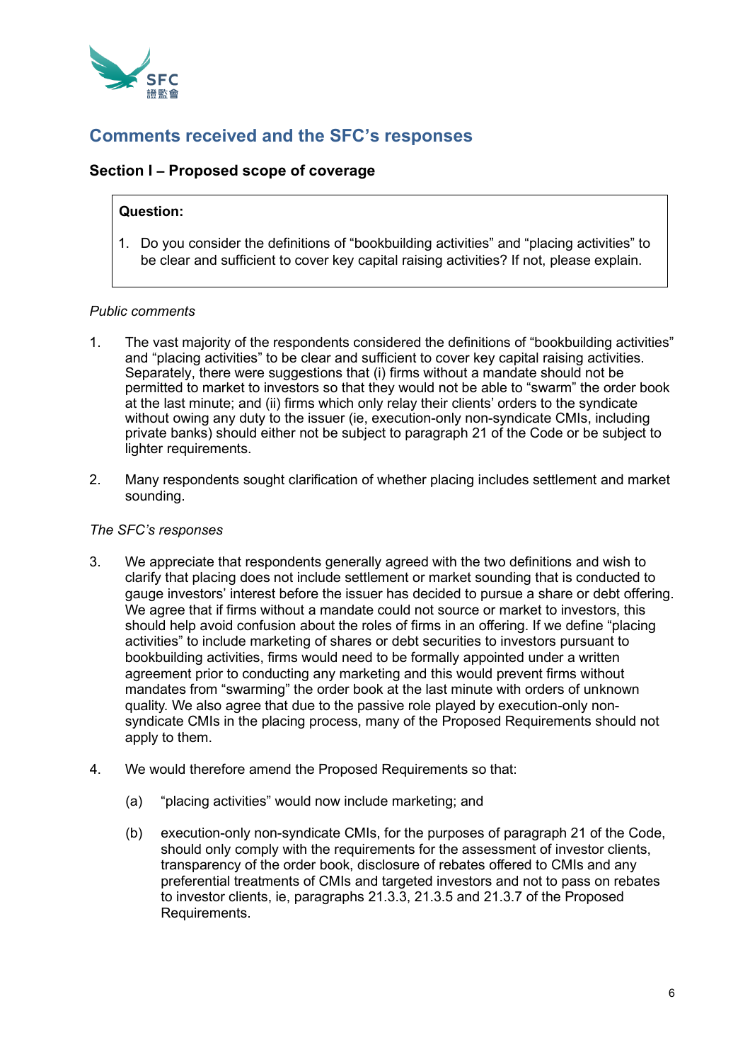## Comments received and the SFC's responses

### Section I – Proposed scope of coverage

**Question:**

1. Do you consider the definitions of "bookbuilding activities" and "placing activities" to be clear and sufficient to cover key capital raising activities? If not, please explain.

*Public comments*

1. The vast majority of the respondents considered the definitions of "bookbuilding activities" and "placing activities" to be clear and sufficient to cover key capital raising activities. Separately, there were suggestions that (i) firms without a mandate should not be permitted to market to investors so that they would not be able to "swarm" the order book at the last minute; and (ii) firms which only relay their clients' orders to the syndicate without owing any duty to the issuer (ie, execution-only non-syndicate CMIs, including private banks) should either not be subject to paragraph 21 of the Code or be subject to lighter requirements.

2. Many respondents sought clarification of whether placing includes settlement and market sounding.

*The SFC's responses*

3. We appreciate that respondents generally agreed with the two definitions and wish to clarify that placing does not include settlement or market sounding that is conducted to gauge investors' interest before the issuer has decided to pursue a share or debt offering. We agree that if firms without a mandate could not source or market to investors, this should help avoid confusion about the roles of firms in an offering. If we define "placing activities" to include marketing of shares or debt securities to investors pursuant to bookbuilding activities, firms would need to be formally appointed under a written agreement prior to conducting any marketing and this would prevent firms without mandates from "swarming" the order book at the last minute with orders of unknown quality. We also agree that due to the passive role played by execution-only non-syndicate CMIs in the placing process, many of the Proposed Requirements should not apply to them.

4. We would therefore amend the Proposed Requirements so that:

   (a) "placing activities" would now include marketing; and

   (b) execution-only non-syndicate CMIs, for the purposes of paragraph 21 of the Code, should only comply with the requirements for the assessment of investor clients, transparency of the order book, disclosure of rebates offered to CMIs and any preferential treatments of CMIs and targeted investors and not to pass on rebates to investor clients, ie, paragraphs 21.3.3, 21.3.5 and 21.3.7 of the Proposed Requirements.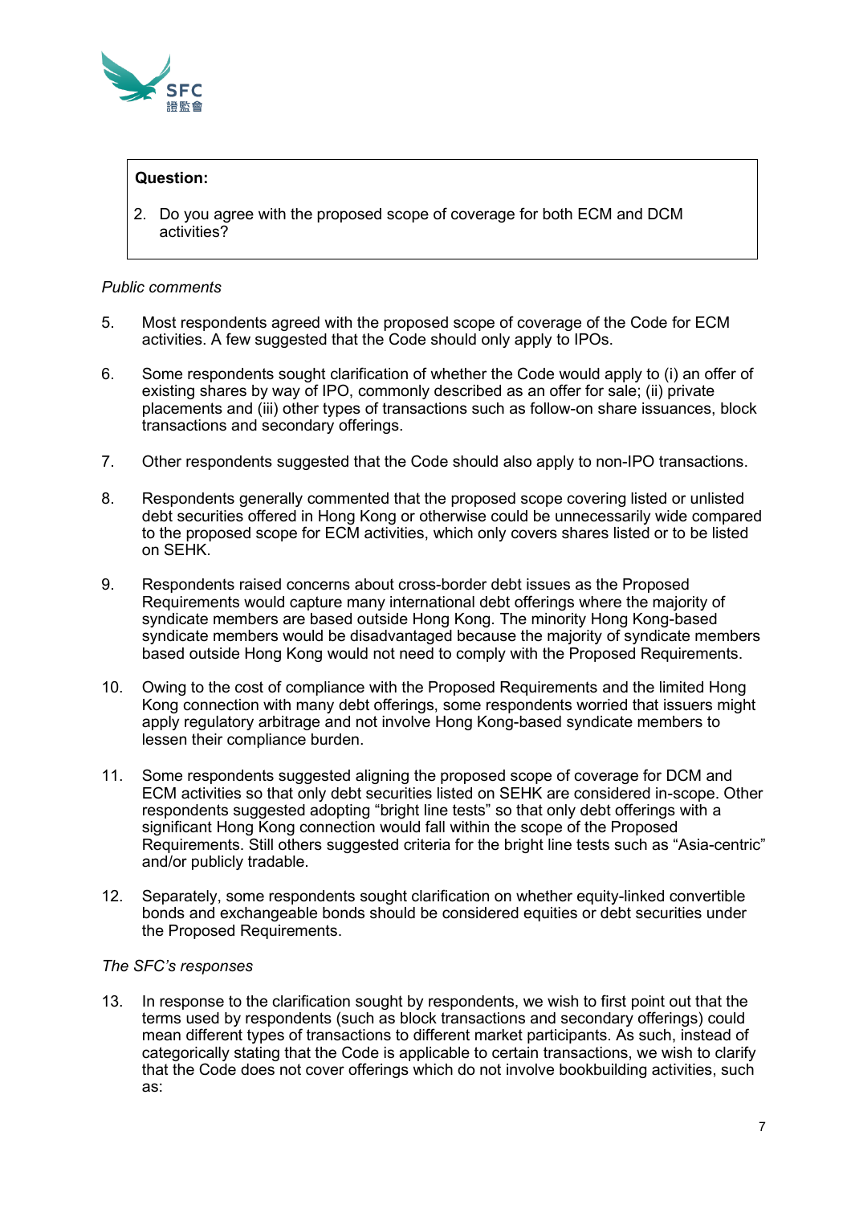**Question:**

2. Do you agree with the proposed scope of coverage for both ECM and DCM activities?

*Public comments*

5. Most respondents agreed with the proposed scope of coverage of the Code for ECM activities. A few suggested that the Code should only apply to IPOs.

6. Some respondents sought clarification of whether the Code would apply to (i) an offer of existing shares by way of IPO, commonly described as an offer for sale; (ii) private placements and (iii) other types of transactions such as follow-on share issuances, block transactions and secondary offerings.

7. Other respondents suggested that the Code should also apply to non-IPO transactions.

8. Respondents generally commented that the proposed scope covering listed or unlisted debt securities offered in Hong Kong or otherwise could be unnecessarily wide compared to the proposed scope for ECM activities, which only covers shares listed or to be listed on SEHK.

9. Respondents raised concerns about cross-border debt issues as the Proposed Requirements would capture many international debt offerings where the majority of syndicate members are based outside Hong Kong. The minority Hong Kong-based syndicate members would be disadvantaged because the majority of syndicate members based outside Hong Kong would not need to comply with the Proposed Requirements.

10. Owing to the cost of compliance with the Proposed Requirements and the limited Hong Kong connection with many debt offerings, some respondents worried that issuers might apply regulatory arbitrage and not involve Hong Kong-based syndicate members to lessen their compliance burden.

11. Some respondents suggested aligning the proposed scope of coverage for DCM and ECM activities so that only debt securities listed on SEHK are considered in-scope. Other respondents suggested adopting "bright line tests" so that only debt offerings with a significant Hong Kong connection would fall within the scope of the Proposed Requirements. Still others suggested criteria for the bright line tests such as "Asia-centric" and/or publicly tradable.

12. Separately, some respondents sought clarification on whether equity-linked convertible bonds and exchangeable bonds should be considered equities or debt securities under the Proposed Requirements.

*The SFC's responses*

13. In response to the clarification sought by respondents, we wish to first point out that the terms used by respondents (such as block transactions and secondary offerings) could mean different types of transactions to different market participants. As such, instead of categorically stating that the Code is applicable to certain transactions, we wish to clarify that the Code does not cover offerings which do not involve bookbuilding activities, such as: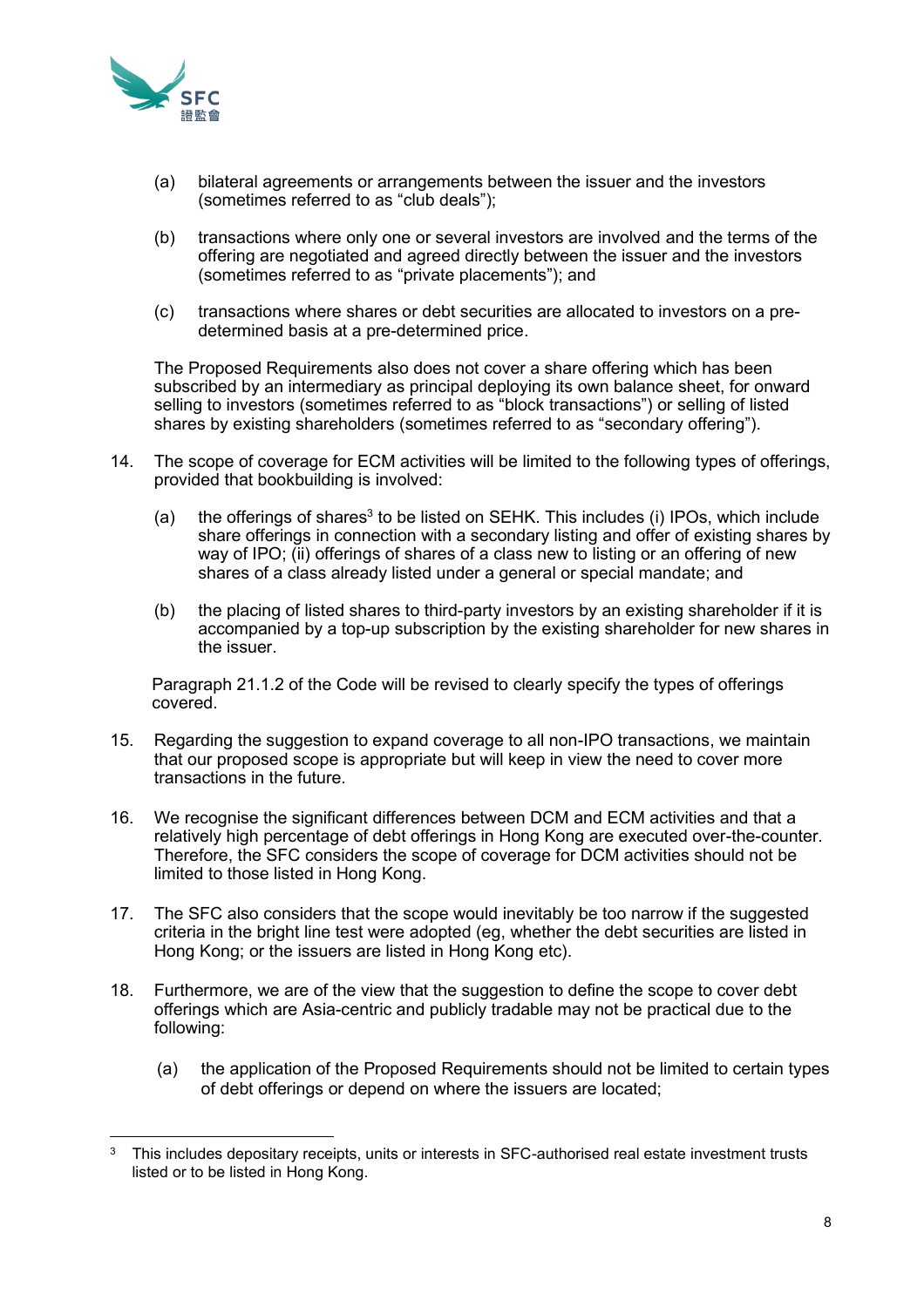(a) bilateral agreements or arrangements between the issuer and the investors (sometimes referred to as "club deals");

(b) transactions where only one or several investors are involved and the terms of the offering are negotiated and agreed directly between the issuer and the investors (sometimes referred to as "private placements"); and

(c) transactions where shares or debt securities are allocated to investors on a pre-determined basis at a pre-determined price.

The Proposed Requirements also does not cover a share offering which has been subscribed by an intermediary as principal deploying its own balance sheet, for onward selling to investors (sometimes referred to as "block transactions") or selling of listed shares by existing shareholders (sometimes referred to as "secondary offering").

14. The scope of coverage for ECM activities will be limited to the following types of offerings, provided that bookbuilding is involved:

(a) the offerings of shares[3] to be listed on SEHK. This includes (i) IPOs, which include share offerings in connection with a secondary listing and offer of existing shares by way of IPO; (ii) offerings of shares of a class new to listing or an offering of new shares of a class already listed under a general or special mandate; and

(b) the placing of listed shares to third-party investors by an existing shareholder if it is accompanied by a top-up subscription by the existing shareholder for new shares in the issuer.

Paragraph 21.1.2 of the Code will be revised to clearly specify the types of offerings covered.

15. Regarding the suggestion to expand coverage to all non-IPO transactions, we maintain that our proposed scope is appropriate but will keep in view the need to cover more transactions in the future.

16. We recognise the significant differences between DCM and ECM activities and that a relatively high percentage of debt offerings in Hong Kong are executed over-the-counter. Therefore, the SFC considers the scope of coverage for DCM activities should not be limited to those listed in Hong Kong.

17. The SFC also considers that the scope would inevitably be too narrow if the suggested criteria in the bright line test were adopted (eg, whether the debt securities are listed in Hong Kong; or the issuers are listed in Hong Kong etc).

18. Furthermore, we are of the view that the suggestion to define the scope to cover debt offerings which are Asia-centric and publicly tradable may not be practical due to the following:

(a) the application of the Proposed Requirements should not be limited to certain types of debt offerings or depend on where the issuers are located;

---

[3] This includes depositary receipts, units or interests in SFC-authorised real estate investment trusts listed or to be listed in Hong Kong.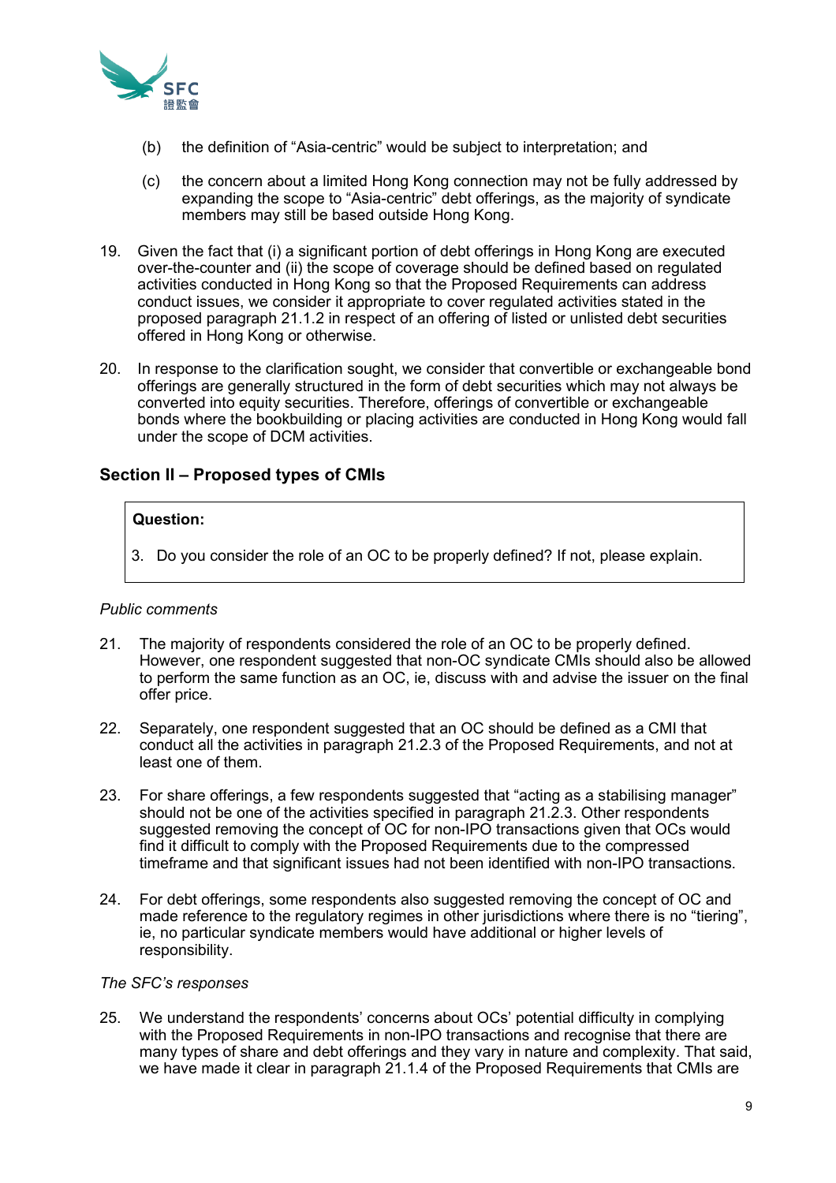(b) the definition of "Asia-centric" would be subject to interpretation; and

(c) the concern about a limited Hong Kong connection may not be fully addressed by expanding the scope to "Asia-centric" debt offerings, as the majority of syndicate members may still be based outside Hong Kong.

19. Given the fact that (i) a significant portion of debt offerings in Hong Kong are executed over-the-counter and (ii) the scope of coverage should be defined based on regulated activities conducted in Hong Kong so that the Proposed Requirements can address conduct issues, we consider it appropriate to cover regulated activities stated in the proposed paragraph 21.1.2 in respect of an offering of listed or unlisted debt securities offered in Hong Kong or otherwise.

20. In response to the clarification sought, we consider that convertible or exchangeable bond offerings are generally structured in the form of debt securities which may not always be converted into equity securities. Therefore, offerings of convertible or exchangeable bonds where the bookbuilding or placing activities are conducted in Hong Kong would fall under the scope of DCM activities.

## Section II – Proposed types of CMIs

> **Question:**
>
> 3. Do you consider the role of an OC to be properly defined? If not, please explain.

*Public comments*

21. The majority of respondents considered the role of an OC to be properly defined. However, one respondent suggested that non-OC syndicate CMIs should also be allowed to perform the same function as an OC, ie, discuss with and advise the issuer on the final offer price.

22. Separately, one respondent suggested that an OC should be defined as a CMI that conduct all the activities in paragraph 21.2.3 of the Proposed Requirements, and not at least one of them.

23. For share offerings, a few respondents suggested that "acting as a stabilising manager" should not be one of the activities specified in paragraph 21.2.3. Other respondents suggested removing the concept of OC for non-IPO transactions given that OCs would find it difficult to comply with the Proposed Requirements due to the compressed timeframe and that significant issues had not been identified with non-IPO transactions.

24. For debt offerings, some respondents also suggested removing the concept of OC and made reference to the regulatory regimes in other jurisdictions where there is no "tiering", ie, no particular syndicate members would have additional or higher levels of responsibility.

*The SFC's responses*

25. We understand the respondents' concerns about OCs' potential difficulty in complying with the Proposed Requirements in non-IPO transactions and recognise that there are many types of share and debt offerings and they vary in nature and complexity. That said, we have made it clear in paragraph 21.1.4 of the Proposed Requirements that CMIs are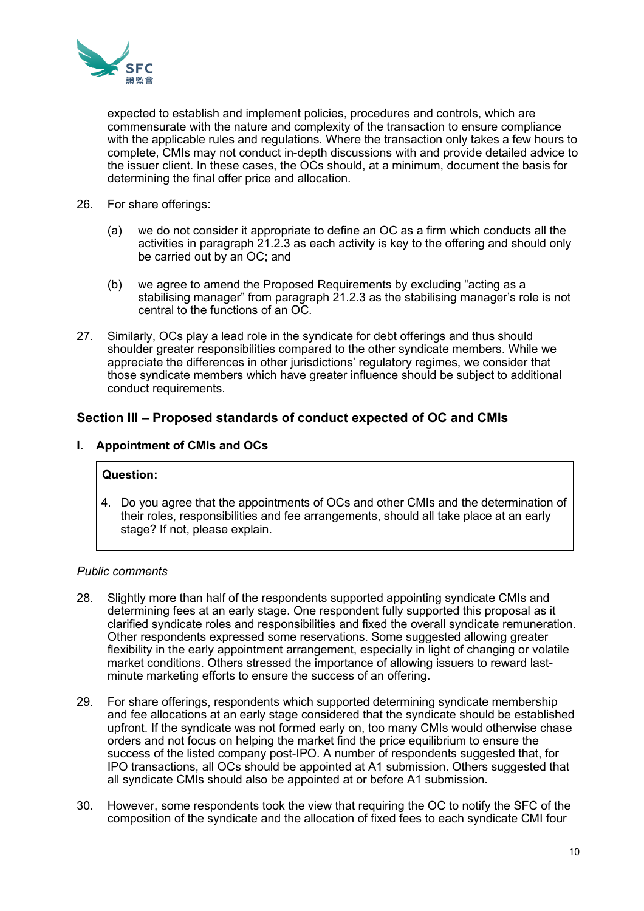expected to establish and implement policies, procedures and controls, which are commensurate with the nature and complexity of the transaction to ensure compliance with the applicable rules and regulations. Where the transaction only takes a few hours to complete, CMIs may not conduct in-depth discussions with and provide detailed advice to the issuer client. In these cases, the OCs should, at a minimum, document the basis for determining the final offer price and allocation.

26. For share offerings:

    (a) we do not consider it appropriate to define an OC as a firm which conducts all the activities in paragraph 21.2.3 as each activity is key to the offering and should only be carried out by an OC; and

    (b) we agree to amend the Proposed Requirements by excluding "acting as a stabilising manager" from paragraph 21.2.3 as the stabilising manager's role is not central to the functions of an OC.

27. Similarly, OCs play a lead role in the syndicate for debt offerings and thus should shoulder greater responsibilities compared to the other syndicate members. While we appreciate the differences in other jurisdictions' regulatory regimes, we consider that those syndicate members which have greater influence should be subject to additional conduct requirements.

## Section III – Proposed standards of conduct expected of OC and CMIs

### I. Appointment of CMIs and OCs

> **Question:**
>
> 4. Do you agree that the appointments of OCs and other CMIs and the determination of their roles, responsibilities and fee arrangements, should all take place at an early stage? If not, please explain.

*Public comments*

28. Slightly more than half of the respondents supported appointing syndicate CMIs and determining fees at an early stage. One respondent fully supported this proposal as it clarified syndicate roles and responsibilities and fixed the overall syndicate remuneration. Other respondents expressed some reservations. Some suggested allowing greater flexibility in the early appointment arrangement, especially in light of changing or volatile market conditions. Others stressed the importance of allowing issuers to reward last-minute marketing efforts to ensure the success of an offering.

29. For share offerings, respondents which supported determining syndicate membership and fee allocations at an early stage considered that the syndicate should be established upfront. If the syndicate was not formed early on, too many CMIs would otherwise chase orders and not focus on helping the market find the price equilibrium to ensure the success of the listed company post-IPO. A number of respondents suggested that, for IPO transactions, all OCs should be appointed at A1 submission. Others suggested that all syndicate CMIs should also be appointed at or before A1 submission.

30. However, some respondents took the view that requiring the OC to notify the SFC of the composition of the syndicate and the allocation of fixed fees to each syndicate CMI four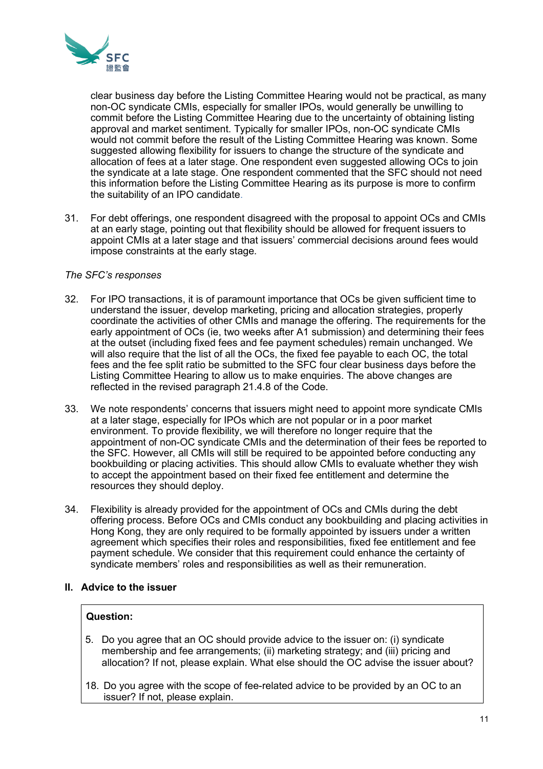clear business day before the Listing Committee Hearing would not be practical, as many non-OC syndicate CMIs, especially for smaller IPOs, would generally be unwilling to commit before the Listing Committee Hearing due to the uncertainty of obtaining listing approval and market sentiment. Typically for smaller IPOs, non-OC syndicate CMIs would not commit before the result of the Listing Committee Hearing was known. Some suggested allowing flexibility for issuers to change the structure of the syndicate and allocation of fees at a later stage. One respondent even suggested allowing OCs to join the syndicate at a late stage. One respondent commented that the SFC should not need this information before the Listing Committee Hearing as its purpose is more to confirm the suitability of an IPO candidate.

31. For debt offerings, one respondent disagreed with the proposal to appoint OCs and CMIs at an early stage, pointing out that flexibility should be allowed for frequent issuers to appoint CMIs at a later stage and that issuers' commercial decisions around fees would impose constraints at the early stage.

*The SFC's responses*

32. For IPO transactions, it is of paramount importance that OCs be given sufficient time to understand the issuer, develop marketing, pricing and allocation strategies, properly coordinate the activities of other CMIs and manage the offering. The requirements for the early appointment of OCs (ie, two weeks after A1 submission) and determining their fees at the outset (including fixed fees and fee payment schedules) remain unchanged. We will also require that the list of all the OCs, the fixed fee payable to each OC, the total fees and the fee split ratio be submitted to the SFC four clear business days before the Listing Committee Hearing to allow us to make enquiries. The above changes are reflected in the revised paragraph 21.4.8 of the Code.

33. We note respondents' concerns that issuers might need to appoint more syndicate CMIs at a later stage, especially for IPOs which are not popular or in a poor market environment. To provide flexibility, we will therefore no longer require that the appointment of non-OC syndicate CMIs and the determination of their fees be reported to the SFC. However, all CMIs will still be required to be appointed before conducting any bookbuilding or placing activities. This should allow CMIs to evaluate whether they wish to accept the appointment based on their fixed fee entitlement and determine the resources they should deploy.

34. Flexibility is already provided for the appointment of OCs and CMIs during the debt offering process. Before OCs and CMIs conduct any bookbuilding and placing activities in Hong Kong, they are only required to be formally appointed by issuers under a written agreement which specifies their roles and responsibilities, fixed fee entitlement and fee payment schedule. We consider that this requirement could enhance the certainty of syndicate members' roles and responsibilities as well as their remuneration.

## II. Advice to the issuer

**Question:**

5. Do you agree that an OC should provide advice to the issuer on: (i) syndicate membership and fee arrangements; (ii) marketing strategy; and (iii) pricing and allocation? If not, please explain. What else should the OC advise the issuer about?

18. Do you agree with the scope of fee-related advice to be provided by an OC to an issuer? If not, please explain.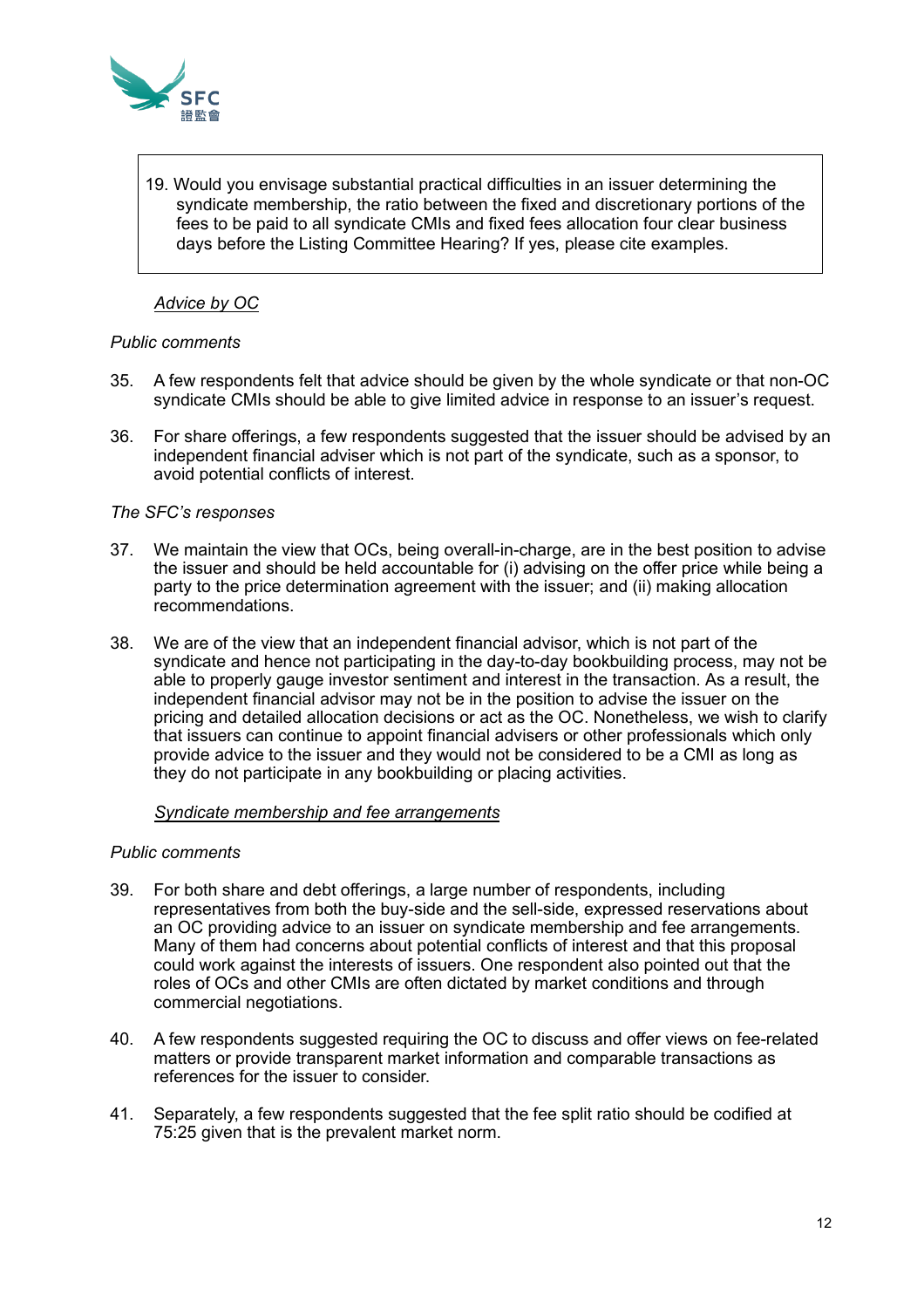> 19. Would you envisage substantial practical difficulties in an issuer determining the syndicate membership, the ratio between the fixed and discretionary portions of the fees to be paid to all syndicate CMIs and fixed fees allocation four clear business days before the Listing Committee Hearing? If yes, please cite examples.

*Advice by OC*

*Public comments*

35. A few respondents felt that advice should be given by the whole syndicate or that non-OC syndicate CMIs should be able to give limited advice in response to an issuer's request.

36. For share offerings, a few respondents suggested that the issuer should be advised by an independent financial adviser which is not part of the syndicate, such as a sponsor, to avoid potential conflicts of interest.

*The SFC's responses*

37. We maintain the view that OCs, being overall-in-charge, are in the best position to advise the issuer and should be held accountable for (i) advising on the offer price while being a party to the price determination agreement with the issuer; and (ii) making allocation recommendations.

38. We are of the view that an independent financial advisor, which is not part of the syndicate and hence not participating in the day-to-day bookbuilding process, may not be able to properly gauge investor sentiment and interest in the transaction. As a result, the independent financial advisor may not be in the position to advise the issuer on the pricing and detailed allocation decisions or act as the OC. Nonetheless, we wish to clarify that issuers can continue to appoint financial advisers or other professionals which only provide advice to the issuer and they would not be considered to be a CMI as long as they do not participate in any bookbuilding or placing activities.

*Syndicate membership and fee arrangements*

*Public comments*

39. For both share and debt offerings, a large number of respondents, including representatives from both the buy-side and the sell-side, expressed reservations about an OC providing advice to an issuer on syndicate membership and fee arrangements. Many of them had concerns about potential conflicts of interest and that this proposal could work against the interests of issuers. One respondent also pointed out that the roles of OCs and other CMIs are often dictated by market conditions and through commercial negotiations.

40. A few respondents suggested requiring the OC to discuss and offer views on fee-related matters or provide transparent market information and comparable transactions as references for the issuer to consider.

41. Separately, a few respondents suggested that the fee split ratio should be codified at 75:25 given that is the prevalent market norm.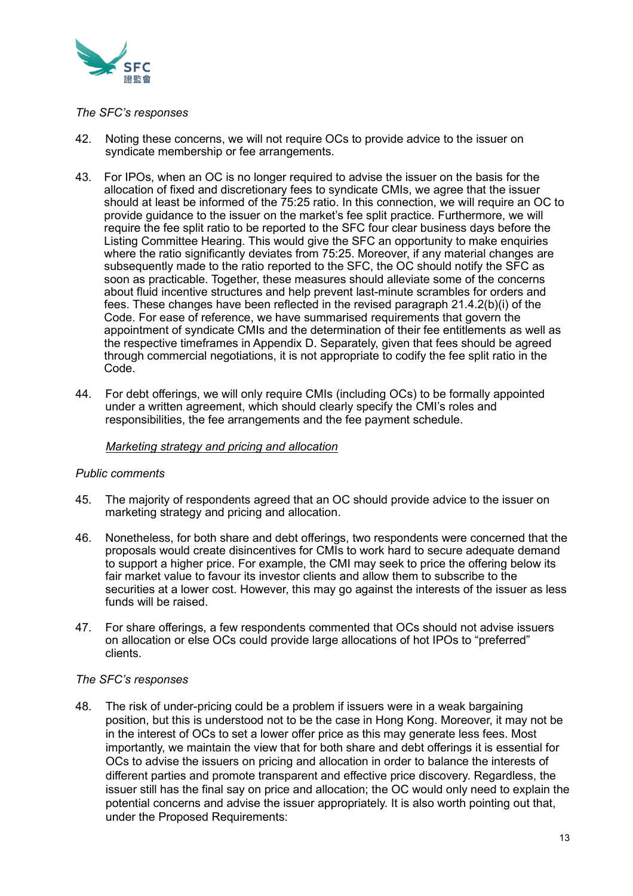*The SFC's responses*

42. Noting these concerns, we will not require OCs to provide advice to the issuer on syndicate membership or fee arrangements.

43. For IPOs, when an OC is no longer required to advise the issuer on the basis for the allocation of fixed and discretionary fees to syndicate CMIs, we agree that the issuer should at least be informed of the 75:25 ratio. In this connection, we will require an OC to provide guidance to the issuer on the market's fee split practice. Furthermore, we will require the fee split ratio to be reported to the SFC four clear business days before the Listing Committee Hearing. This would give the SFC an opportunity to make enquiries where the ratio significantly deviates from 75:25. Moreover, if any material changes are subsequently made to the ratio reported to the SFC, the OC should notify the SFC as soon as practicable. Together, these measures should alleviate some of the concerns about fluid incentive structures and help prevent last-minute scrambles for orders and fees. These changes have been reflected in the revised paragraph 21.4.2(b)(i) of the Code. For ease of reference, we have summarised requirements that govern the appointment of syndicate CMIs and the determination of their fee entitlements as well as the respective timeframes in Appendix D. Separately, given that fees should be agreed through commercial negotiations, it is not appropriate to codify the fee split ratio in the Code.

44. For debt offerings, we will only require CMIs (including OCs) to be formally appointed under a written agreement, which should clearly specify the CMI's roles and responsibilities, the fee arrangements and the fee payment schedule.

<u>Marketing strategy and pricing and allocation</u>

*Public comments*

45. The majority of respondents agreed that an OC should provide advice to the issuer on marketing strategy and pricing and allocation.

46. Nonetheless, for both share and debt offerings, two respondents were concerned that the proposals would create disincentives for CMIs to work hard to secure adequate demand to support a higher price. For example, the CMI may seek to price the offering below its fair market value to favour its investor clients and allow them to subscribe to the securities at a lower cost. However, this may go against the interests of the issuer as less funds will be raised.

47. For share offerings, a few respondents commented that OCs should not advise issuers on allocation or else OCs could provide large allocations of hot IPOs to "preferred" clients.

*The SFC's responses*

48. The risk of under-pricing could be a problem if issuers were in a weak bargaining position, but this is understood not to be the case in Hong Kong. Moreover, it may not be in the interest of OCs to set a lower offer price as this may generate less fees. Most importantly, we maintain the view that for both share and debt offerings it is essential for OCs to advise the issuers on pricing and allocation in order to balance the interests of different parties and promote transparent and effective price discovery. Regardless, the issuer still has the final say on price and allocation; the OC would only need to explain the potential concerns and advise the issuer appropriately. It is also worth pointing out that, under the Proposed Requirements: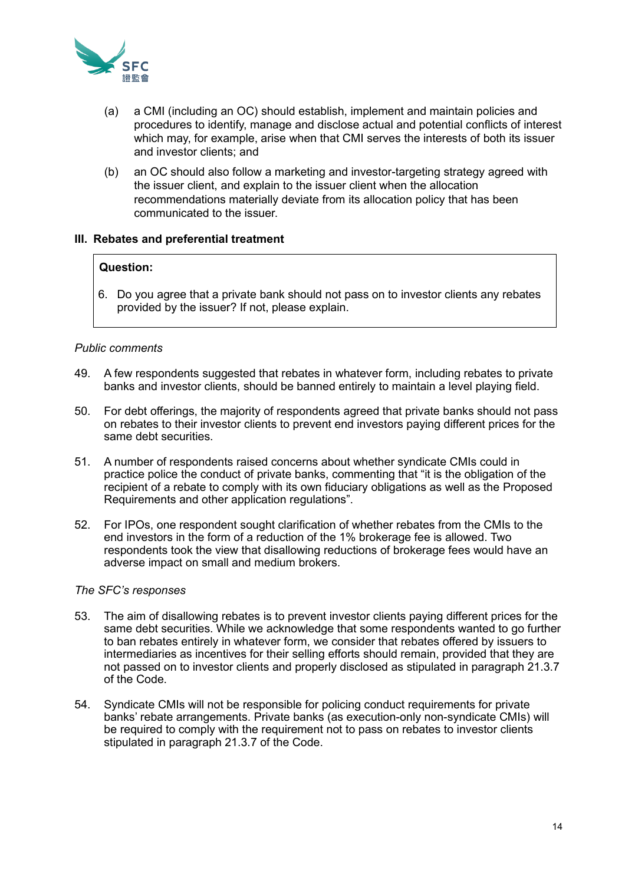(a) a CMI (including an OC) should establish, implement and maintain policies and procedures to identify, manage and disclose actual and potential conflicts of interest which may, for example, arise when that CMI serves the interests of both its issuer and investor clients; and

(b) an OC should also follow a marketing and investor-targeting strategy agreed with the issuer client, and explain to the issuer client when the allocation recommendations materially deviate from its allocation policy that has been communicated to the issuer.

### III. Rebates and preferential treatment

> **Question:**
>
> 6. Do you agree that a private bank should not pass on to investor clients any rebates provided by the issuer? If not, please explain.

*Public comments*

49. A few respondents suggested that rebates in whatever form, including rebates to private banks and investor clients, should be banned entirely to maintain a level playing field.

50. For debt offerings, the majority of respondents agreed that private banks should not pass on rebates to their investor clients to prevent end investors paying different prices for the same debt securities.

51. A number of respondents raised concerns about whether syndicate CMIs could in practice police the conduct of private banks, commenting that "it is the obligation of the recipient of a rebate to comply with its own fiduciary obligations as well as the Proposed Requirements and other application regulations".

52. For IPOs, one respondent sought clarification of whether rebates from the CMIs to the end investors in the form of a reduction of the 1% brokerage fee is allowed. Two respondents took the view that disallowing reductions of brokerage fees would have an adverse impact on small and medium brokers.

*The SFC's responses*

53. The aim of disallowing rebates is to prevent investor clients paying different prices for the same debt securities. While we acknowledge that some respondents wanted to go further to ban rebates entirely in whatever form, we consider that rebates offered by issuers to intermediaries as incentives for their selling efforts should remain, provided that they are not passed on to investor clients and properly disclosed as stipulated in paragraph 21.3.7 of the Code.

54. Syndicate CMIs will not be responsible for policing conduct requirements for private banks' rebate arrangements. Private banks (as execution-only non-syndicate CMIs) will be required to comply with the requirement not to pass on rebates to investor clients stipulated in paragraph 21.3.7 of the Code.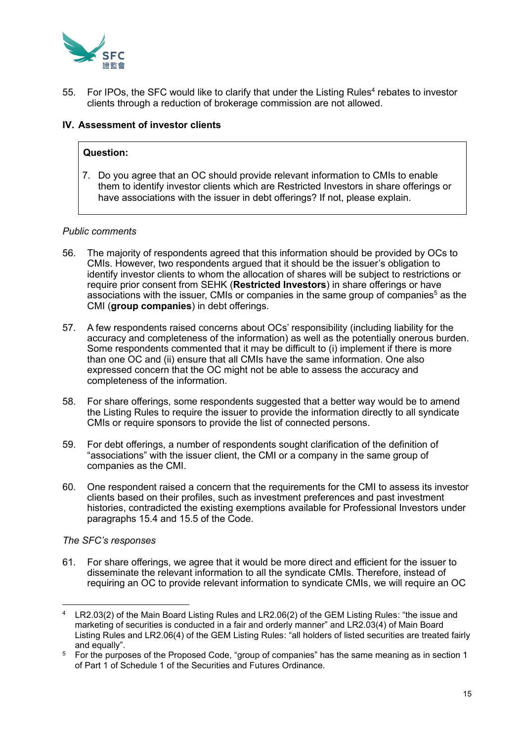55. For IPOs, the SFC would like to clarify that under the Listing Rules[4] rebates to investor clients through a reduction of brokerage commission are not allowed.

## IV. Assessment of investor clients

> **Question:**
>
> 7. Do you agree that an OC should provide relevant information to CMIs to enable them to identify investor clients which are Restricted Investors in share offerings or have associations with the issuer in debt offerings? If not, please explain.

*Public comments*

56. The majority of respondents agreed that this information should be provided by OCs to CMIs. However, two respondents argued that it should be the issuer's obligation to identify investor clients to whom the allocation of shares will be subject to restrictions or require prior consent from SEHK (**Restricted Investors**) in share offerings or have associations with the issuer, CMIs or companies in the same group of companies[5] as the CMI (**group companies**) in debt offerings.

57. A few respondents raised concerns about OCs' responsibility (including liability for the accuracy and completeness of the information) as well as the potentially onerous burden. Some respondents commented that it may be difficult to (i) implement if there is more than one OC and (ii) ensure that all CMIs have the same information. One also expressed concern that the OC might not be able to assess the accuracy and completeness of the information.

58. For share offerings, some respondents suggested that a better way would be to amend the Listing Rules to require the issuer to provide the information directly to all syndicate CMIs or require sponsors to provide the list of connected persons.

59. For debt offerings, a number of respondents sought clarification of the definition of "associations" with the issuer client, the CMI or a company in the same group of companies as the CMI.

60. One respondent raised a concern that the requirements for the CMI to assess its investor clients based on their profiles, such as investment preferences and past investment histories, contradicted the existing exemptions available for Professional Investors under paragraphs 15.4 and 15.5 of the Code.

*The SFC's responses*

61. For share offerings, we agree that it would be more direct and efficient for the issuer to disseminate the relevant information to all the syndicate CMIs. Therefore, instead of requiring an OC to provide relevant information to syndicate CMIs, we will require an OC

---

[4] LR2.03(2) of the Main Board Listing Rules and LR2.06(2) of the GEM Listing Rules: "the issue and marketing of securities is conducted in a fair and orderly manner" and LR2.03(4) of Main Board Listing Rules and LR2.06(4) of the GEM Listing Rules: "all holders of listed securities are treated fairly and equally".

[5] For the purposes of the Proposed Code, "group of companies" has the same meaning as in section 1 of Part 1 of Schedule 1 of the Securities and Futures Ordinance.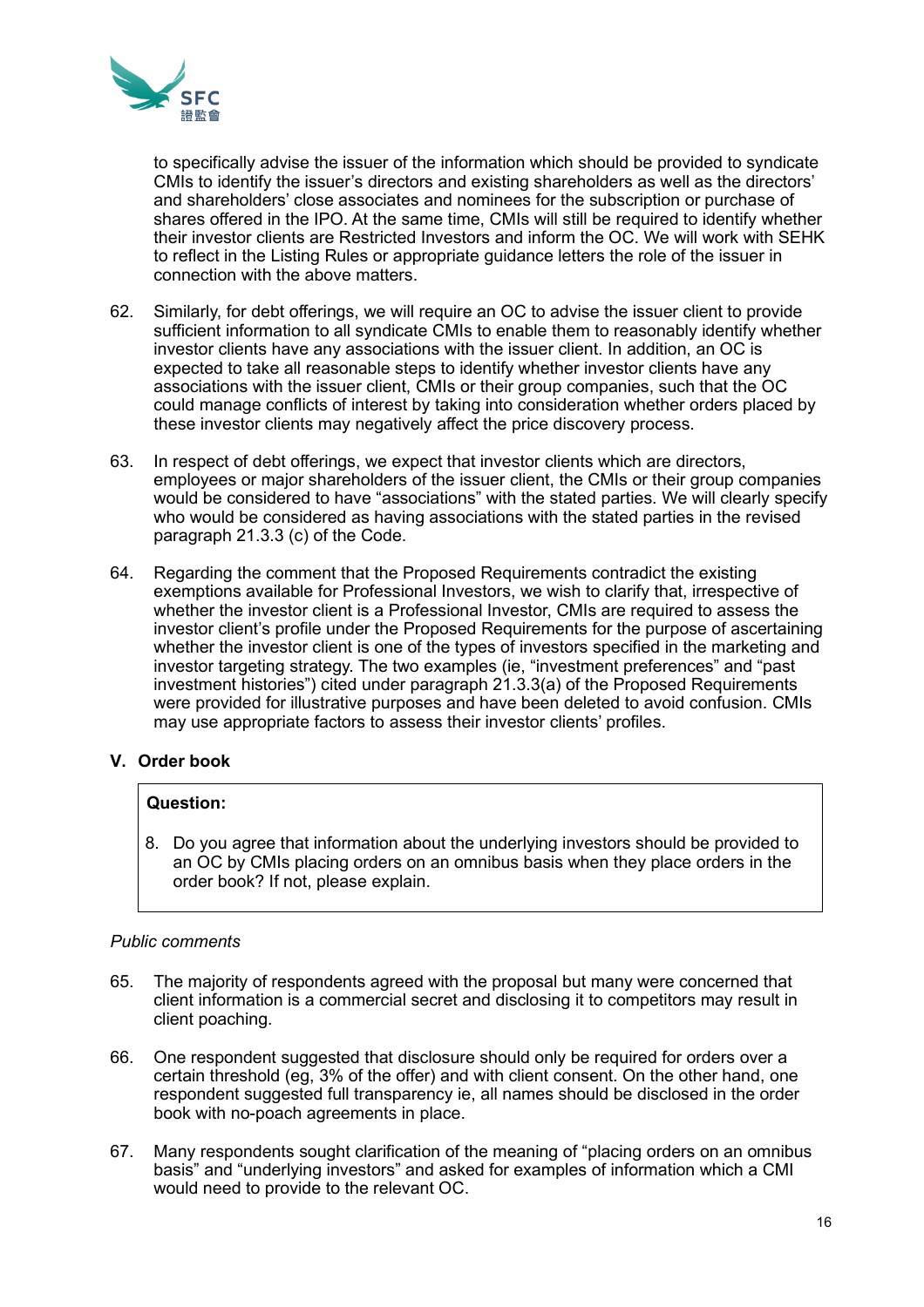to specifically advise the issuer of the information which should be provided to syndicate CMIs to identify the issuer's directors and existing shareholders as well as the directors' and shareholders' close associates and nominees for the subscription or purchase of shares offered in the IPO. At the same time, CMIs will still be required to identify whether their investor clients are Restricted Investors and inform the OC. We will work with SEHK to reflect in the Listing Rules or appropriate guidance letters the role of the issuer in connection with the above matters.

62. Similarly, for debt offerings, we will require an OC to advise the issuer client to provide sufficient information to all syndicate CMIs to enable them to reasonably identify whether investor clients have any associations with the issuer client. In addition, an OC is expected to take all reasonable steps to identify whether investor clients have any associations with the issuer client, CMIs or their group companies, such that the OC could manage conflicts of interest by taking into consideration whether orders placed by these investor clients may negatively affect the price discovery process.

63. In respect of debt offerings, we expect that investor clients which are directors, employees or major shareholders of the issuer client, the CMIs or their group companies would be considered to have "associations" with the stated parties. We will clearly specify who would be considered as having associations with the stated parties in the revised paragraph 21.3.3 (c) of the Code.

64. Regarding the comment that the Proposed Requirements contradict the existing exemptions available for Professional Investors, we wish to clarify that, irrespective of whether the investor client is a Professional Investor, CMIs are required to assess the investor client's profile under the Proposed Requirements for the purpose of ascertaining whether the investor client is one of the types of investors specified in the marketing and investor targeting strategy. The two examples (ie, "investment preferences" and "past investment histories") cited under paragraph 21.3.3(a) of the Proposed Requirements were provided for illustrative purposes and have been deleted to avoid confusion. CMIs may use appropriate factors to assess their investor clients' profiles.

## V. Order book

> **Question:**
>
> 8. Do you agree that information about the underlying investors should be provided to an OC by CMIs placing orders on an omnibus basis when they place orders in the order book? If not, please explain.

*Public comments*

65. The majority of respondents agreed with the proposal but many were concerned that client information is a commercial secret and disclosing it to competitors may result in client poaching.

66. One respondent suggested that disclosure should only be required for orders over a certain threshold (eg, 3% of the offer) and with client consent. On the other hand, one respondent suggested full transparency ie, all names should be disclosed in the order book with no-poach agreements in place.

67. Many respondents sought clarification of the meaning of "placing orders on an omnibus basis" and "underlying investors" and asked for examples of information which a CMI would need to provide to the relevant OC.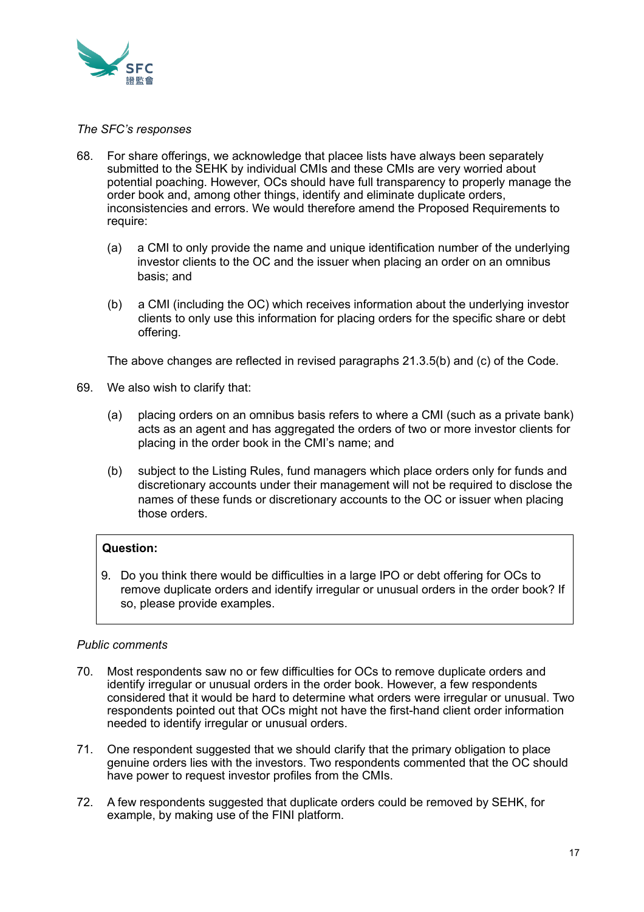*The SFC's responses*

68. For share offerings, we acknowledge that placee lists have always been separately submitted to the SEHK by individual CMIs and these CMIs are very worried about potential poaching. However, OCs should have full transparency to properly manage the order book and, among other things, identify and eliminate duplicate orders, inconsistencies and errors. We would therefore amend the Proposed Requirements to require:

    (a) a CMI to only provide the name and unique identification number of the underlying investor clients to the OC and the issuer when placing an order on an omnibus basis; and

    (b) a CMI (including the OC) which receives information about the underlying investor clients to only use this information for placing orders for the specific share or debt offering.

    The above changes are reflected in revised paragraphs 21.3.5(b) and (c) of the Code.

69. We also wish to clarify that:

    (a) placing orders on an omnibus basis refers to where a CMI (such as a private bank) acts as an agent and has aggregated the orders of two or more investor clients for placing in the order book in the CMI's name; and

    (b) subject to the Listing Rules, fund managers which place orders only for funds and discretionary accounts under their management will not be required to disclose the names of these funds or discretionary accounts to the OC or issuer when placing those orders.

**Question:**

9. Do you think there would be difficulties in a large IPO or debt offering for OCs to remove duplicate orders and identify irregular or unusual orders in the order book? If so, please provide examples.

*Public comments*

70. Most respondents saw no or few difficulties for OCs to remove duplicate orders and identify irregular or unusual orders in the order book. However, a few respondents considered that it would be hard to determine what orders were irregular or unusual. Two respondents pointed out that OCs might not have the first-hand client order information needed to identify irregular or unusual orders.

71. One respondent suggested that we should clarify that the primary obligation to place genuine orders lies with the investors. Two respondents commented that the OC should have power to request investor profiles from the CMIs.

72. A few respondents suggested that duplicate orders could be removed by SEHK, for example, by making use of the FINI platform.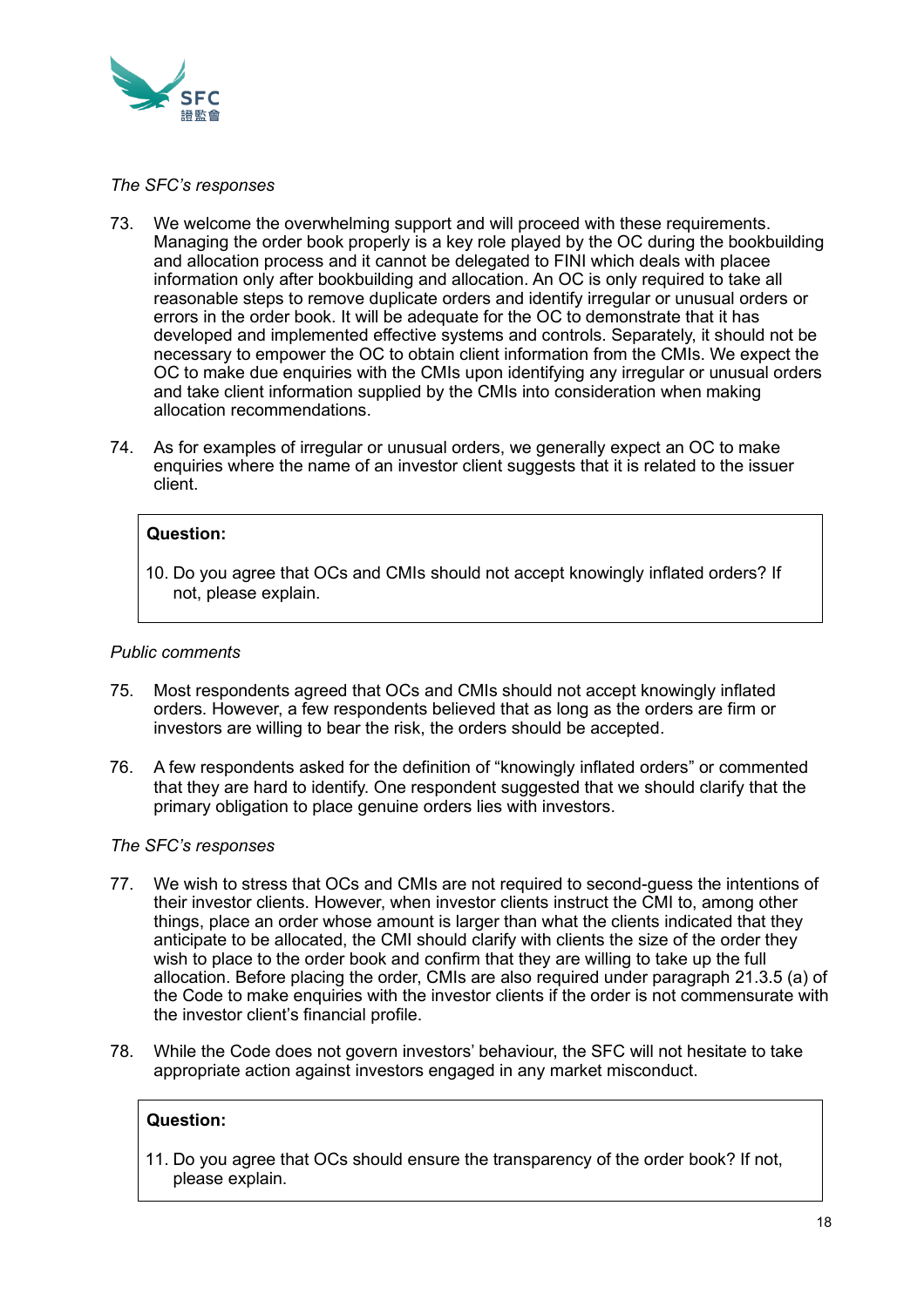*The SFC's responses*

73. We welcome the overwhelming support and will proceed with these requirements. Managing the order book properly is a key role played by the OC during the bookbuilding and allocation process and it cannot be delegated to FINI which deals with placee information only after bookbuilding and allocation. An OC is only required to take all reasonable steps to remove duplicate orders and identify irregular or unusual orders or errors in the order book. It will be adequate for the OC to demonstrate that it has developed and implemented effective systems and controls. Separately, it should not be necessary to empower the OC to obtain client information from the CMIs. We expect the OC to make due enquiries with the CMIs upon identifying any irregular or unusual orders and take client information supplied by the CMIs into consideration when making allocation recommendations.

74. As for examples of irregular or unusual orders, we generally expect an OC to make enquiries where the name of an investor client suggests that it is related to the issuer client.

> **Question:**
>
> 10. Do you agree that OCs and CMIs should not accept knowingly inflated orders? If not, please explain.

*Public comments*

75. Most respondents agreed that OCs and CMIs should not accept knowingly inflated orders. However, a few respondents believed that as long as the orders are firm or investors are willing to bear the risk, the orders should be accepted.

76. A few respondents asked for the definition of "knowingly inflated orders" or commented that they are hard to identify. One respondent suggested that we should clarify that the primary obligation to place genuine orders lies with investors.

*The SFC's responses*

77. We wish to stress that OCs and CMIs are not required to second-guess the intentions of their investor clients. However, when investor clients instruct the CMI to, among other things, place an order whose amount is larger than what the clients indicated that they anticipate to be allocated, the CMI should clarify with clients the size of the order they wish to place to the order book and confirm that they are willing to take up the full allocation. Before placing the order, CMIs are also required under paragraph 21.3.5 (a) of the Code to make enquiries with the investor clients if the order is not commensurate with the investor client's financial profile.

78. While the Code does not govern investors' behaviour, the SFC will not hesitate to take appropriate action against investors engaged in any market misconduct.

> **Question:**
>
> 11. Do you agree that OCs should ensure the transparency of the order book? If not, please explain.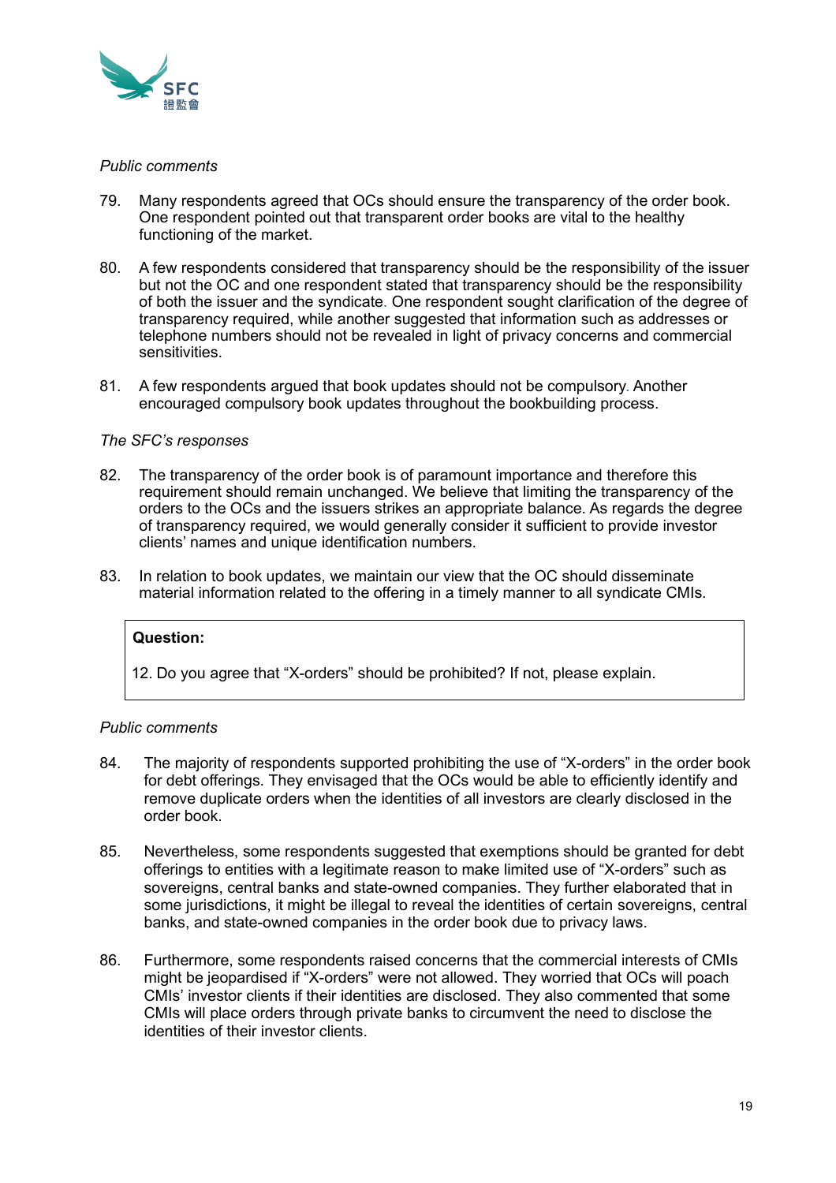*Public comments*

79. Many respondents agreed that OCs should ensure the transparency of the order book. One respondent pointed out that transparent order books are vital to the healthy functioning of the market.

80. A few respondents considered that transparency should be the responsibility of the issuer but not the OC and one respondent stated that transparency should be the responsibility of both the issuer and the syndicate. One respondent sought clarification of the degree of transparency required, while another suggested that information such as addresses or telephone numbers should not be revealed in light of privacy concerns and commercial sensitivities.

81. A few respondents argued that book updates should not be compulsory. Another encouraged compulsory book updates throughout the bookbuilding process.

*The SFC's responses*

82. The transparency of the order book is of paramount importance and therefore this requirement should remain unchanged. We believe that limiting the transparency of the orders to the OCs and the issuers strikes an appropriate balance. As regards the degree of transparency required, we would generally consider it sufficient to provide investor clients' names and unique identification numbers.

83. In relation to book updates, we maintain our view that the OC should disseminate material information related to the offering in a timely manner to all syndicate CMIs.

> **Question:**
>
> 12. Do you agree that "X-orders" should be prohibited? If not, please explain.

*Public comments*

84. The majority of respondents supported prohibiting the use of "X-orders" in the order book for debt offerings. They envisaged that the OCs would be able to efficiently identify and remove duplicate orders when the identities of all investors are clearly disclosed in the order book.

85. Nevertheless, some respondents suggested that exemptions should be granted for debt offerings to entities with a legitimate reason to make limited use of "X-orders" such as sovereigns, central banks and state-owned companies. They further elaborated that in some jurisdictions, it might be illegal to reveal the identities of certain sovereigns, central banks, and state-owned companies in the order book due to privacy laws.

86. Furthermore, some respondents raised concerns that the commercial interests of CMIs might be jeopardised if "X-orders" were not allowed. They worried that OCs will poach CMIs' investor clients if their identities are disclosed. They also commented that some CMIs will place orders through private banks to circumvent the need to disclose the identities of their investor clients.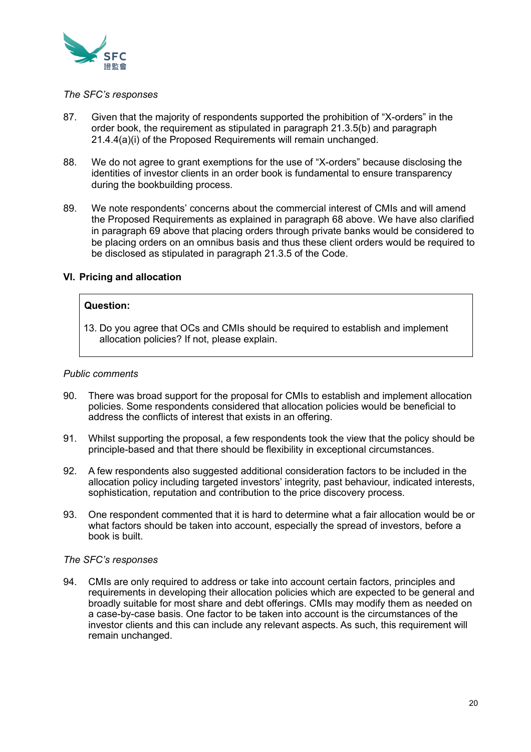*The SFC's responses*

87. Given that the majority of respondents supported the prohibition of "X-orders" in the order book, the requirement as stipulated in paragraph 21.3.5(b) and paragraph 21.4.4(a)(i) of the Proposed Requirements will remain unchanged.

88. We do not agree to grant exemptions for the use of "X-orders" because disclosing the identities of investor clients in an order book is fundamental to ensure transparency during the bookbuilding process.

89. We note respondents' concerns about the commercial interest of CMIs and will amend the Proposed Requirements as explained in paragraph 68 above. We have also clarified in paragraph 69 above that placing orders through private banks would be considered to be placing orders on an omnibus basis and thus these client orders would be required to be disclosed as stipulated in paragraph 21.3.5 of the Code.

## VI. Pricing and allocation

> **Question:**
>
> 13. Do you agree that OCs and CMIs should be required to establish and implement allocation policies? If not, please explain.

*Public comments*

90. There was broad support for the proposal for CMIs to establish and implement allocation policies. Some respondents considered that allocation policies would be beneficial to address the conflicts of interest that exists in an offering.

91. Whilst supporting the proposal, a few respondents took the view that the policy should be principle-based and that there should be flexibility in exceptional circumstances.

92. A few respondents also suggested additional consideration factors to be included in the allocation policy including targeted investors' integrity, past behaviour, indicated interests, sophistication, reputation and contribution to the price discovery process.

93. One respondent commented that it is hard to determine what a fair allocation would be or what factors should be taken into account, especially the spread of investors, before a book is built.

*The SFC's responses*

94. CMIs are only required to address or take into account certain factors, principles and requirements in developing their allocation policies which are expected to be general and broadly suitable for most share and debt offerings. CMIs may modify them as needed on a case-by-case basis. One factor to be taken into account is the circumstances of the investor clients and this can include any relevant aspects. As such, this requirement will remain unchanged.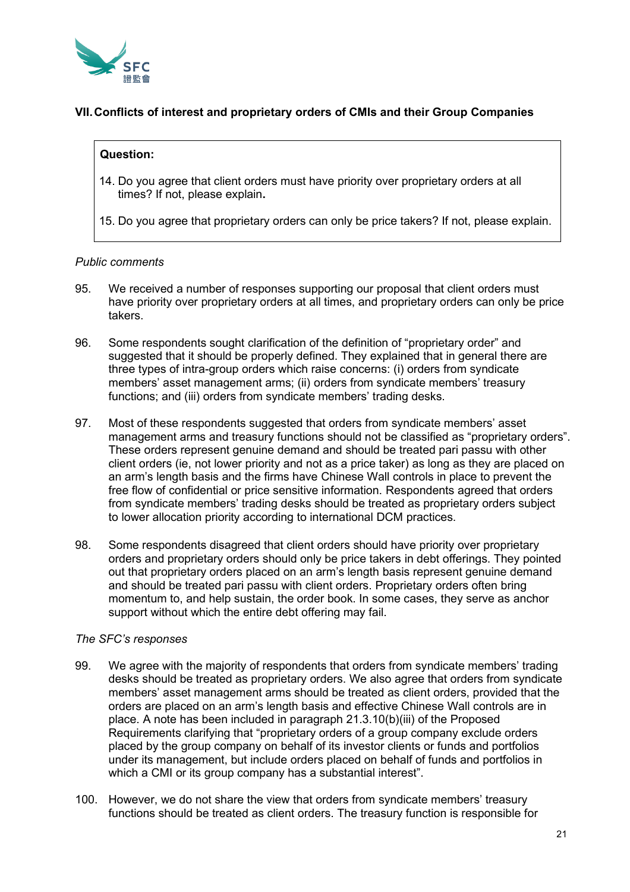## VII. Conflicts of interest and proprietary orders of CMIs and their Group Companies

> **Question:**
>
> 14. Do you agree that client orders must have priority over proprietary orders at all times? If not, please explain.
>
> 15. Do you agree that proprietary orders can only be price takers? If not, please explain.

*Public comments*

95. We received a number of responses supporting our proposal that client orders must have priority over proprietary orders at all times, and proprietary orders can only be price takers.

96. Some respondents sought clarification of the definition of "proprietary order" and suggested that it should be properly defined. They explained that in general there are three types of intra-group orders which raise concerns: (i) orders from syndicate members' asset management arms; (ii) orders from syndicate members' treasury functions; and (iii) orders from syndicate members' trading desks.

97. Most of these respondents suggested that orders from syndicate members' asset management arms and treasury functions should not be classified as "proprietary orders". These orders represent genuine demand and should be treated pari passu with other client orders (ie, not lower priority and not as a price taker) as long as they are placed on an arm's length basis and the firms have Chinese Wall controls in place to prevent the free flow of confidential or price sensitive information. Respondents agreed that orders from syndicate members' trading desks should be treated as proprietary orders subject to lower allocation priority according to international DCM practices.

98. Some respondents disagreed that client orders should have priority over proprietary orders and proprietary orders should only be price takers in debt offerings. They pointed out that proprietary orders placed on an arm's length basis represent genuine demand and should be treated pari passu with client orders. Proprietary orders often bring momentum to, and help sustain, the order book. In some cases, they serve as anchor support without which the entire debt offering may fail.

*The SFC's responses*

99. We agree with the majority of respondents that orders from syndicate members' trading desks should be treated as proprietary orders. We also agree that orders from syndicate members' asset management arms should be treated as client orders, provided that the orders are placed on an arm's length basis and effective Chinese Wall controls are in place. A note has been included in paragraph 21.3.10(b)(iii) of the Proposed Requirements clarifying that "proprietary orders of a group company exclude orders placed by the group company on behalf of its investor clients or funds and portfolios under its management, but include orders placed on behalf of funds and portfolios in which a CMI or its group company has a substantial interest".

100. However, we do not share the view that orders from syndicate members' treasury functions should be treated as client orders. The treasury function is responsible for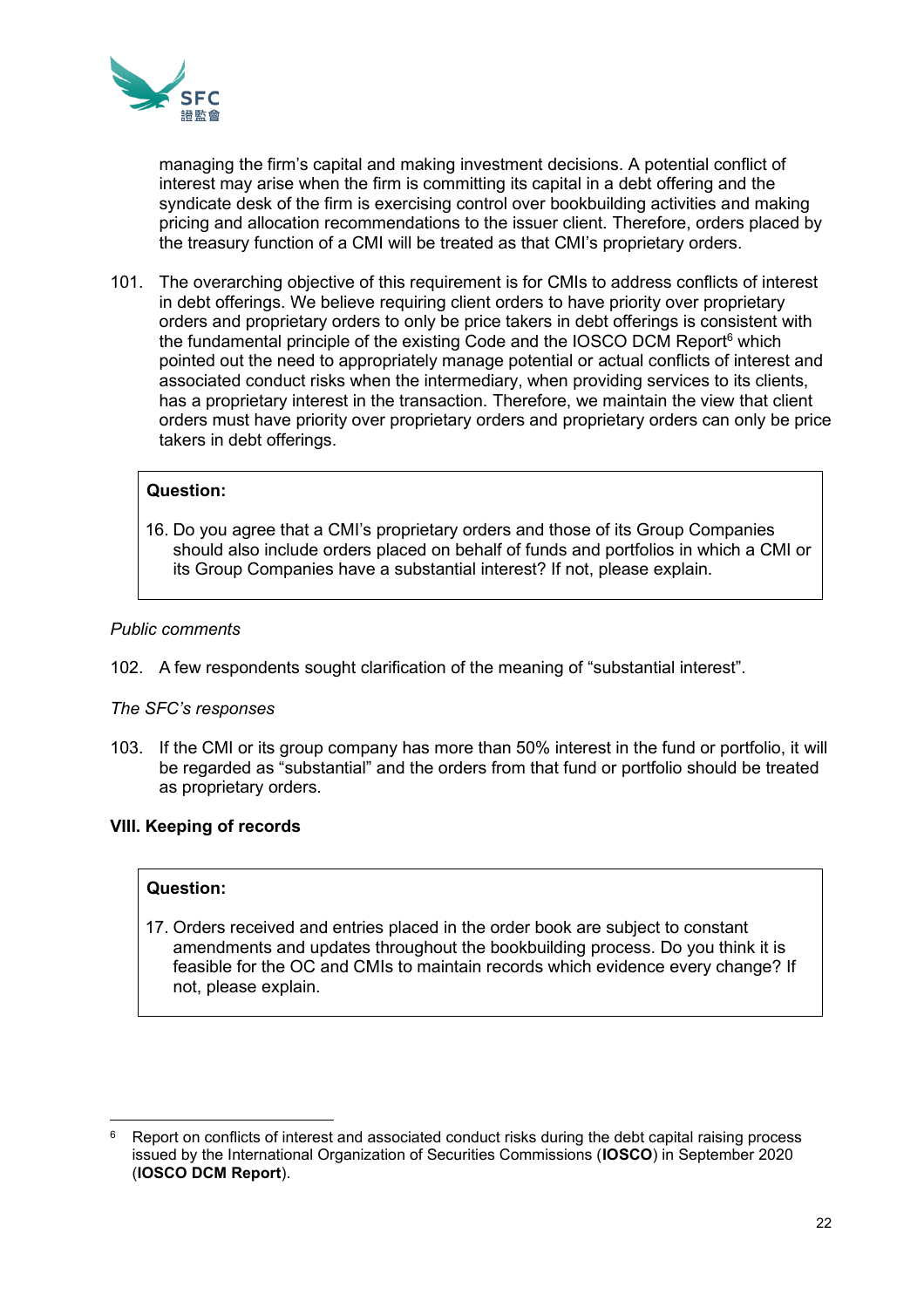managing the firm's capital and making investment decisions. A potential conflict of interest may arise when the firm is committing its capital in a debt offering and the syndicate desk of the firm is exercising control over bookbuilding activities and making pricing and allocation recommendations to the issuer client. Therefore, orders placed by the treasury function of a CMI will be treated as that CMI's proprietary orders.

101. The overarching objective of this requirement is for CMIs to address conflicts of interest in debt offerings. We believe requiring client orders to have priority over proprietary orders and proprietary orders to only be price takers in debt offerings is consistent with the fundamental principle of the existing Code and the IOSCO DCM Report[6] which pointed out the need to appropriately manage potential or actual conflicts of interest and associated conduct risks when the intermediary, when providing services to its clients, has a proprietary interest in the transaction. Therefore, we maintain the view that client orders must have priority over proprietary orders and proprietary orders can only be price takers in debt offerings.

> **Question:**
>
> 16. Do you agree that a CMI's proprietary orders and those of its Group Companies should also include orders placed on behalf of funds and portfolios in which a CMI or its Group Companies have a substantial interest? If not, please explain.

*Public comments*

102. A few respondents sought clarification of the meaning of "substantial interest".

*The SFC's responses*

103. If the CMI or its group company has more than 50% interest in the fund or portfolio, it will be regarded as "substantial" and the orders from that fund or portfolio should be treated as proprietary orders.

## VIII. Keeping of records

> **Question:**
>
> 17. Orders received and entries placed in the order book are subject to constant amendments and updates throughout the bookbuilding process. Do you think it is feasible for the OC and CMIs to maintain records which evidence every change? If not, please explain.

[6] Report on conflicts of interest and associated conduct risks during the debt capital raising process issued by the International Organization of Securities Commissions (**IOSCO**) in September 2020 (**IOSCO DCM Report**).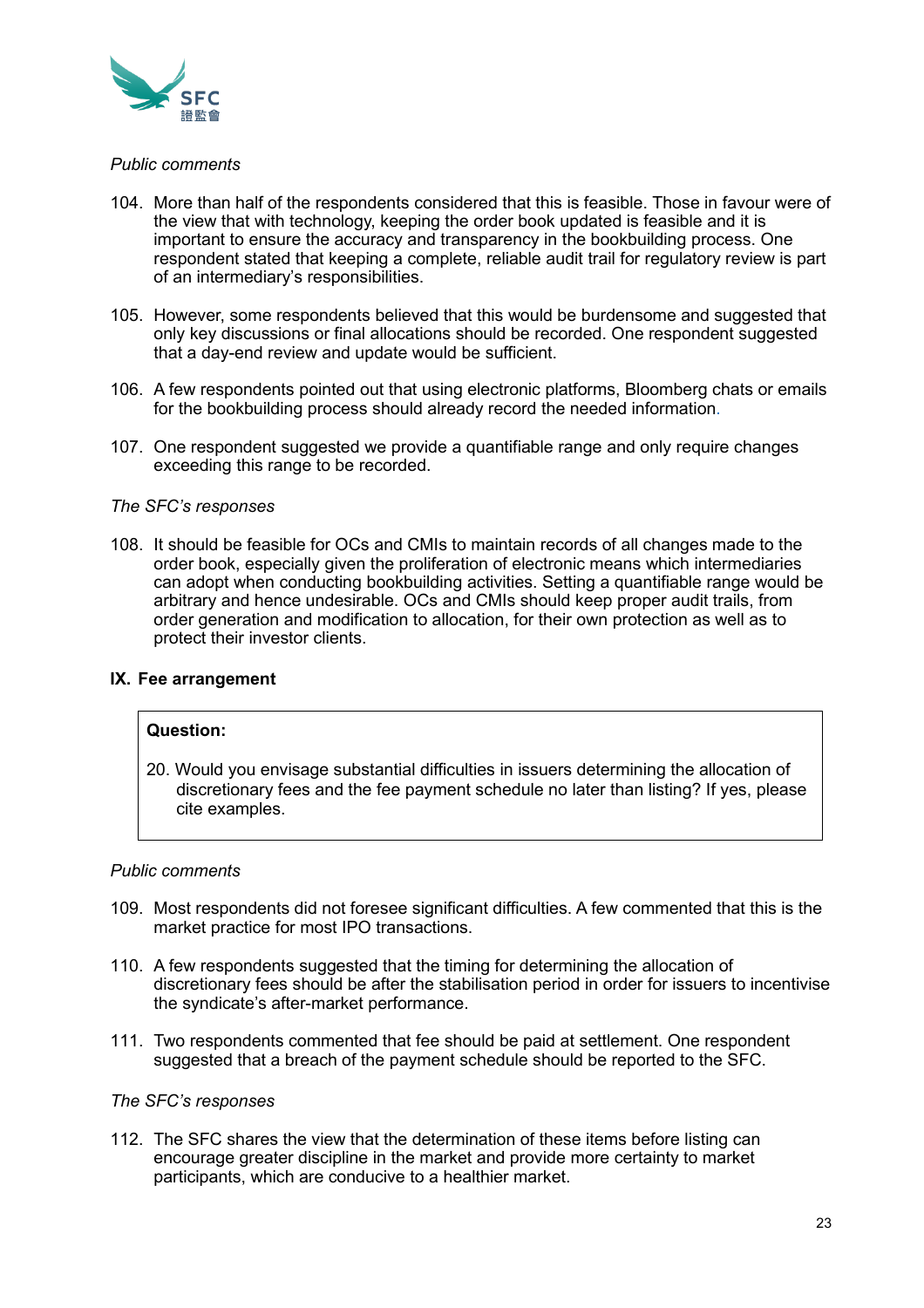*Public comments*

104. More than half of the respondents considered that this is feasible. Those in favour were of the view that with technology, keeping the order book updated is feasible and it is important to ensure the accuracy and transparency in the bookbuilding process. One respondent stated that keeping a complete, reliable audit trail for regulatory review is part of an intermediary's responsibilities.

105. However, some respondents believed that this would be burdensome and suggested that only key discussions or final allocations should be recorded. One respondent suggested that a day-end review and update would be sufficient.

106. A few respondents pointed out that using electronic platforms, Bloomberg chats or emails for the bookbuilding process should already record the needed information.

107. One respondent suggested we provide a quantifiable range and only require changes exceeding this range to be recorded.

*The SFC's responses*

108. It should be feasible for OCs and CMIs to maintain records of all changes made to the order book, especially given the proliferation of electronic means which intermediaries can adopt when conducting bookbuilding activities. Setting a quantifiable range would be arbitrary and hence undesirable. OCs and CMIs should keep proper audit trails, from order generation and modification to allocation, for their own protection as well as to protect their investor clients.

## IX. Fee arrangement

**Question:**

20. Would you envisage substantial difficulties in issuers determining the allocation of discretionary fees and the fee payment schedule no later than listing? If yes, please cite examples.

*Public comments*

109. Most respondents did not foresee significant difficulties. A few commented that this is the market practice for most IPO transactions.

110. A few respondents suggested that the timing for determining the allocation of discretionary fees should be after the stabilisation period in order for issuers to incentivise the syndicate's after-market performance.

111. Two respondents commented that fee should be paid at settlement. One respondent suggested that a breach of the payment schedule should be reported to the SFC.

*The SFC's responses*

112. The SFC shares the view that the determination of these items before listing can encourage greater discipline in the market and provide more certainty to market participants, which are conducive to a healthier market.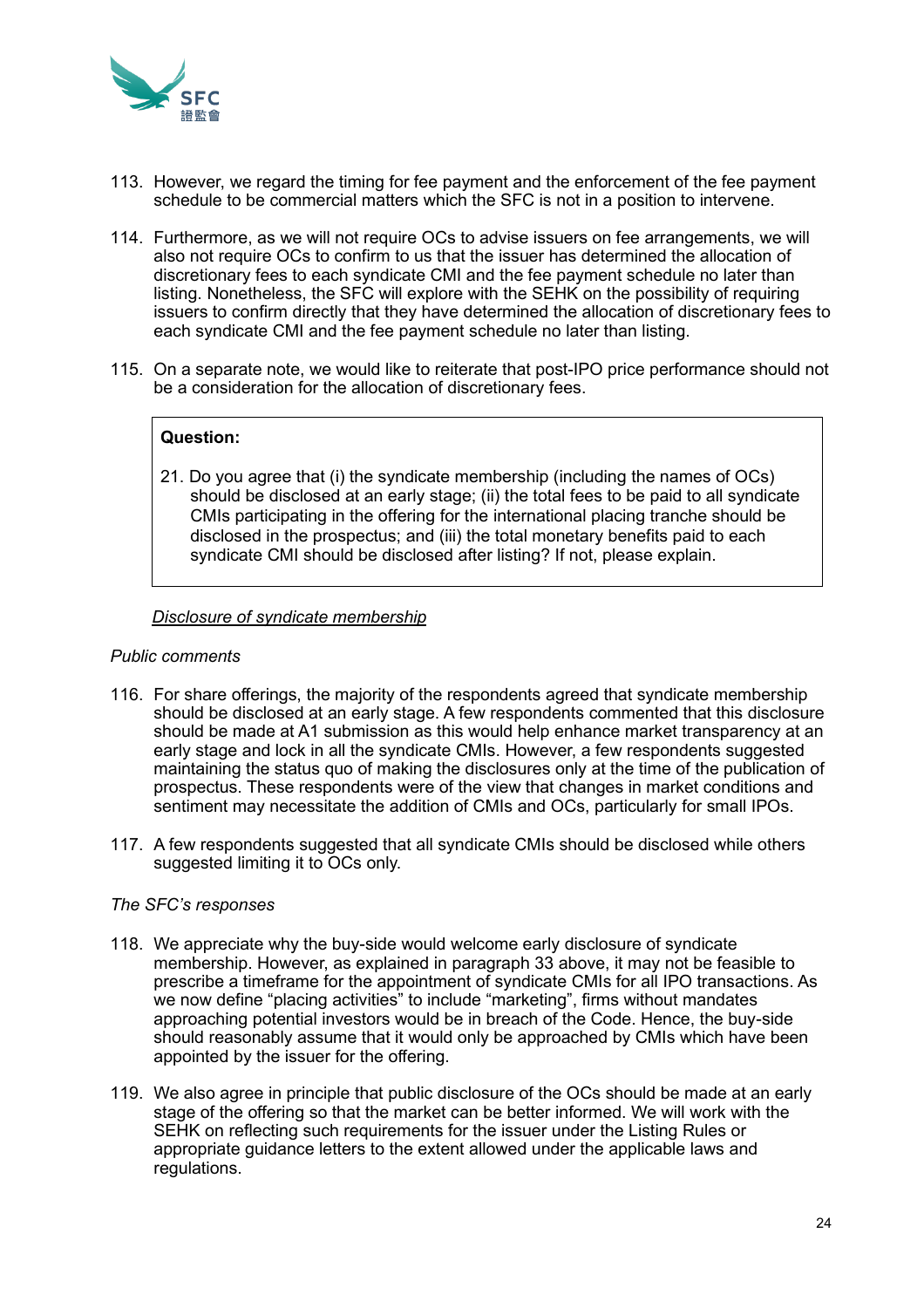113. However, we regard the timing for fee payment and the enforcement of the fee payment schedule to be commercial matters which the SFC is not in a position to intervene.

114. Furthermore, as we will not require OCs to advise issuers on fee arrangements, we will also not require OCs to confirm to us that the issuer has determined the allocation of discretionary fees to each syndicate CMI and the fee payment schedule no later than listing. Nonetheless, the SFC will explore with the SEHK on the possibility of requiring issuers to confirm directly that they have determined the allocation of discretionary fees to each syndicate CMI and the fee payment schedule no later than listing.

115. On a separate note, we would like to reiterate that post-IPO price performance should not be a consideration for the allocation of discretionary fees.

> **Question:**
>
> 21. Do you agree that (i) the syndicate membership (including the names of OCs) should be disclosed at an early stage; (ii) the total fees to be paid to all syndicate CMIs participating in the offering for the international placing tranche should be disclosed in the prospectus; and (iii) the total monetary benefits paid to each syndicate CMI should be disclosed after listing? If not, please explain.

*<u>Disclosure of syndicate membership</u>*

*Public comments*

116. For share offerings, the majority of the respondents agreed that syndicate membership should be disclosed at an early stage. A few respondents commented that this disclosure should be made at A1 submission as this would help enhance market transparency at an early stage and lock in all the syndicate CMIs. However, a few respondents suggested maintaining the status quo of making the disclosures only at the time of the publication of prospectus. These respondents were of the view that changes in market conditions and sentiment may necessitate the addition of CMIs and OCs, particularly for small IPOs.

117. A few respondents suggested that all syndicate CMIs should be disclosed while others suggested limiting it to OCs only.

*The SFC's responses*

118. We appreciate why the buy-side would welcome early disclosure of syndicate membership. However, as explained in paragraph 33 above, it may not be feasible to prescribe a timeframe for the appointment of syndicate CMIs for all IPO transactions. As we now define "placing activities" to include "marketing", firms without mandates approaching potential investors would be in breach of the Code. Hence, the buy-side should reasonably assume that it would only be approached by CMIs which have been appointed by the issuer for the offering.

119. We also agree in principle that public disclosure of the OCs should be made at an early stage of the offering so that the market can be better informed. We will work with the SEHK on reflecting such requirements for the issuer under the Listing Rules or appropriate guidance letters to the extent allowed under the applicable laws and regulations.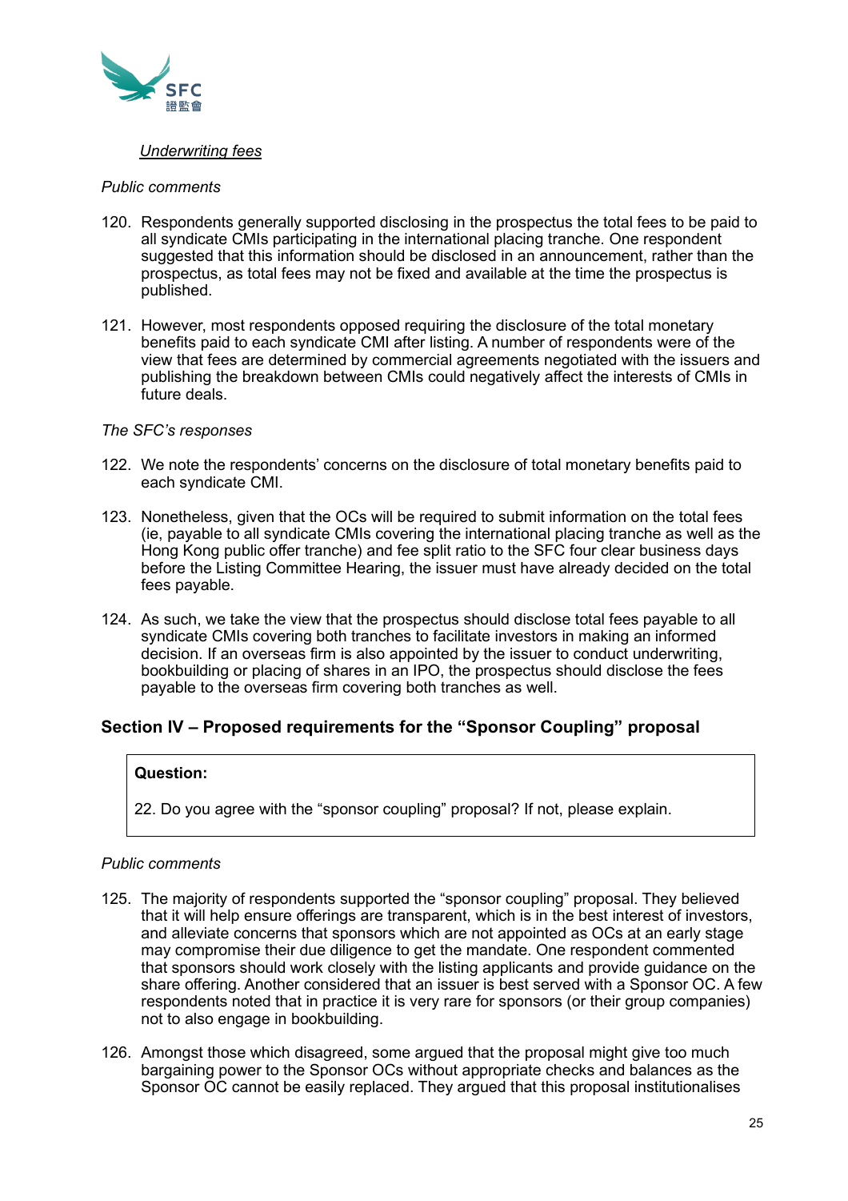*Underwriting fees*

*Public comments*

120. Respondents generally supported disclosing in the prospectus the total fees to be paid to all syndicate CMIs participating in the international placing tranche. One respondent suggested that this information should be disclosed in an announcement, rather than the prospectus, as total fees may not be fixed and available at the time the prospectus is published.

121. However, most respondents opposed requiring the disclosure of the total monetary benefits paid to each syndicate CMI after listing. A number of respondents were of the view that fees are determined by commercial agreements negotiated with the issuers and publishing the breakdown between CMIs could negatively affect the interests of CMIs in future deals.

*The SFC's responses*

122. We note the respondents' concerns on the disclosure of total monetary benefits paid to each syndicate CMI.

123. Nonetheless, given that the OCs will be required to submit information on the total fees (ie, payable to all syndicate CMIs covering the international placing tranche as well as the Hong Kong public offer tranche) and fee split ratio to the SFC four clear business days before the Listing Committee Hearing, the issuer must have already decided on the total fees payable.

124. As such, we take the view that the prospectus should disclose total fees payable to all syndicate CMIs covering both tranches to facilitate investors in making an informed decision. If an overseas firm is also appointed by the issuer to conduct underwriting, bookbuilding or placing of shares in an IPO, the prospectus should disclose the fees payable to the overseas firm covering both tranches as well.

## Section IV – Proposed requirements for the "Sponsor Coupling" proposal

**Question:**

22. Do you agree with the "sponsor coupling" proposal? If not, please explain.

*Public comments*

125. The majority of respondents supported the "sponsor coupling" proposal. They believed that it will help ensure offerings are transparent, which is in the best interest of investors, and alleviate concerns that sponsors which are not appointed as OCs at an early stage may compromise their due diligence to get the mandate. One respondent commented that sponsors should work closely with the listing applicants and provide guidance on the share offering. Another considered that an issuer is best served with a Sponsor OC. A few respondents noted that in practice it is very rare for sponsors (or their group companies) not to also engage in bookbuilding.

126. Amongst those which disagreed, some argued that the proposal might give too much bargaining power to the Sponsor OCs without appropriate checks and balances as the Sponsor OC cannot be easily replaced. They argued that this proposal institutionalises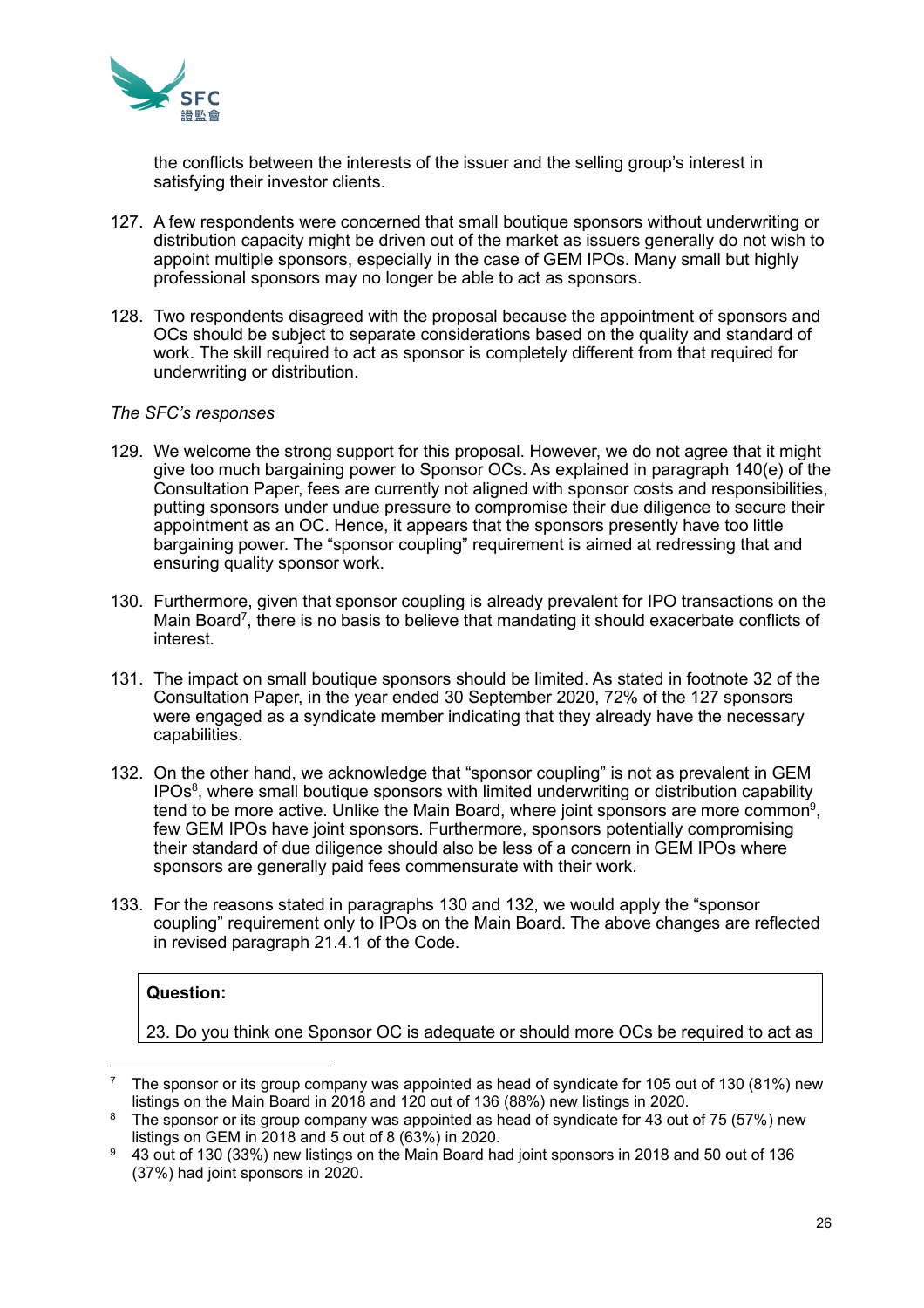the conflicts between the interests of the issuer and the selling group's interest in satisfying their investor clients.

127. A few respondents were concerned that small boutique sponsors without underwriting or distribution capacity might be driven out of the market as issuers generally do not wish to appoint multiple sponsors, especially in the case of GEM IPOs. Many small but highly professional sponsors may no longer be able to act as sponsors.

128. Two respondents disagreed with the proposal because the appointment of sponsors and OCs should be subject to separate considerations based on the quality and standard of work. The skill required to act as sponsor is completely different from that required for underwriting or distribution.

*The SFC's responses*

129. We welcome the strong support for this proposal. However, we do not agree that it might give too much bargaining power to Sponsor OCs. As explained in paragraph 140(e) of the Consultation Paper, fees are currently not aligned with sponsor costs and responsibilities, putting sponsors under undue pressure to compromise their due diligence to secure their appointment as an OC. Hence, it appears that the sponsors presently have too little bargaining power. The "sponsor coupling" requirement is aimed at redressing that and ensuring quality sponsor work.

130. Furthermore, given that sponsor coupling is already prevalent for IPO transactions on the Main Board[7], there is no basis to believe that mandating it should exacerbate conflicts of interest.

131. The impact on small boutique sponsors should be limited. As stated in footnote 32 of the Consultation Paper, in the year ended 30 September 2020, 72% of the 127 sponsors were engaged as a syndicate member indicating that they already have the necessary capabilities.

132. On the other hand, we acknowledge that "sponsor coupling" is not as prevalent in GEM IPOs[8], where small boutique sponsors with limited underwriting or distribution capability tend to be more active. Unlike the Main Board, where joint sponsors are more common[9], few GEM IPOs have joint sponsors. Furthermore, sponsors potentially compromising their standard of due diligence should also be less of a concern in GEM IPOs where sponsors are generally paid fees commensurate with their work.

133. For the reasons stated in paragraphs 130 and 132, we would apply the "sponsor coupling" requirement only to IPOs on the Main Board. The above changes are reflected in revised paragraph 21.4.1 of the Code.

> **Question:**
>
> 23. Do you think one Sponsor OC is adequate or should more OCs be required to act as

---

[7] The sponsor or its group company was appointed as head of syndicate for 105 out of 130 (81%) new listings on the Main Board in 2018 and 120 out of 136 (88%) new listings in 2020.

[8] The sponsor or its group company was appointed as head of syndicate for 43 out of 75 (57%) new listings on GEM in 2018 and 5 out of 8 (63%) in 2020.

[9] 43 out of 130 (33%) new listings on the Main Board had joint sponsors in 2018 and 50 out of 136 (37%) had joint sponsors in 2020.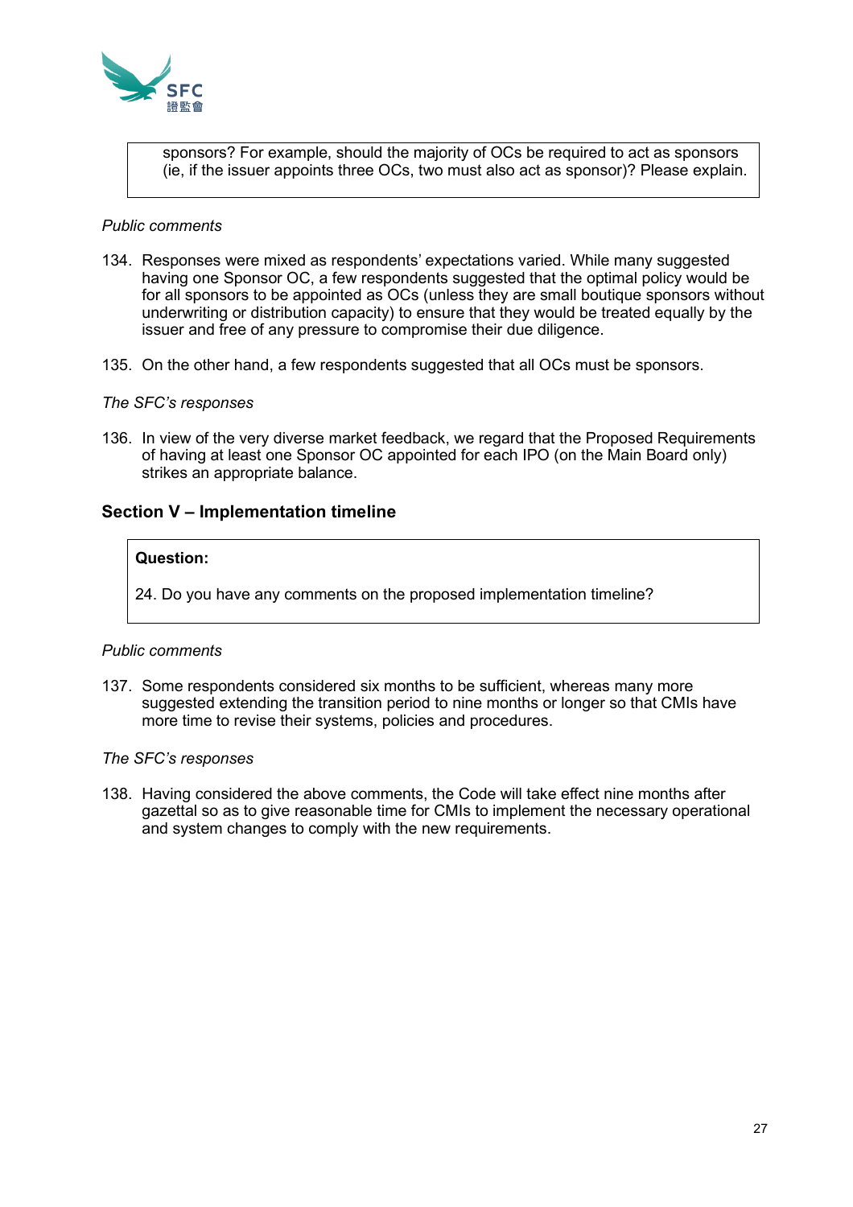sponsors? For example, should the majority of OCs be required to act as sponsors (ie, if the issuer appoints three OCs, two must also act as sponsor)? Please explain.

*Public comments*

134. Responses were mixed as respondents' expectations varied. While many suggested having one Sponsor OC, a few respondents suggested that the optimal policy would be for all sponsors to be appointed as OCs (unless they are small boutique sponsors without underwriting or distribution capacity) to ensure that they would be treated equally by the issuer and free of any pressure to compromise their due diligence.

135. On the other hand, a few respondents suggested that all OCs must be sponsors.

*The SFC's responses*

136. In view of the very diverse market feedback, we regard that the Proposed Requirements of having at least one Sponsor OC appointed for each IPO (on the Main Board only) strikes an appropriate balance.

## Section V – Implementation timeline

**Question:**

24. Do you have any comments on the proposed implementation timeline?

*Public comments*

137. Some respondents considered six months to be sufficient, whereas many more suggested extending the transition period to nine months or longer so that CMIs have more time to revise their systems, policies and procedures.

*The SFC's responses*

138. Having considered the above comments, the Code will take effect nine months after gazettal so as to give reasonable time for CMIs to implement the necessary operational and system changes to comply with the new requirements.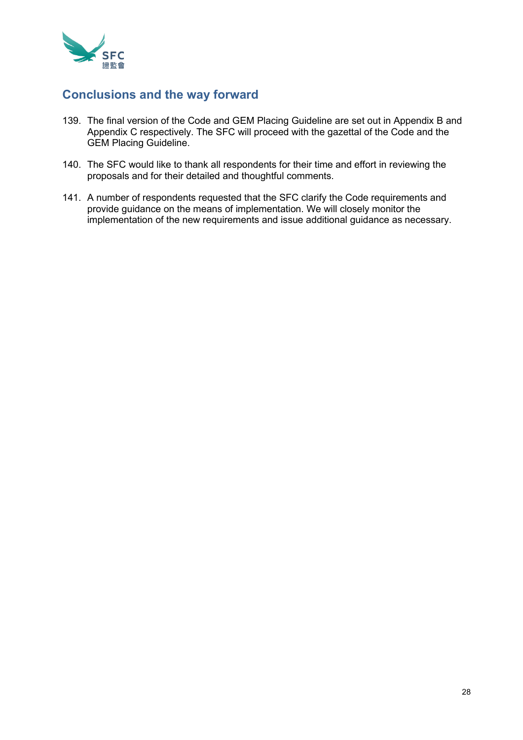## Conclusions and the way forward

139. The final version of the Code and GEM Placing Guideline are set out in Appendix B and Appendix C respectively. The SFC will proceed with the gazettal of the Code and the GEM Placing Guideline.

140. The SFC would like to thank all respondents for their time and effort in reviewing the proposals and for their detailed and thoughtful comments.

141. A number of respondents requested that the SFC clarify the Code requirements and provide guidance on the means of implementation. We will closely monitor the implementation of the new requirements and issue additional guidance as necessary.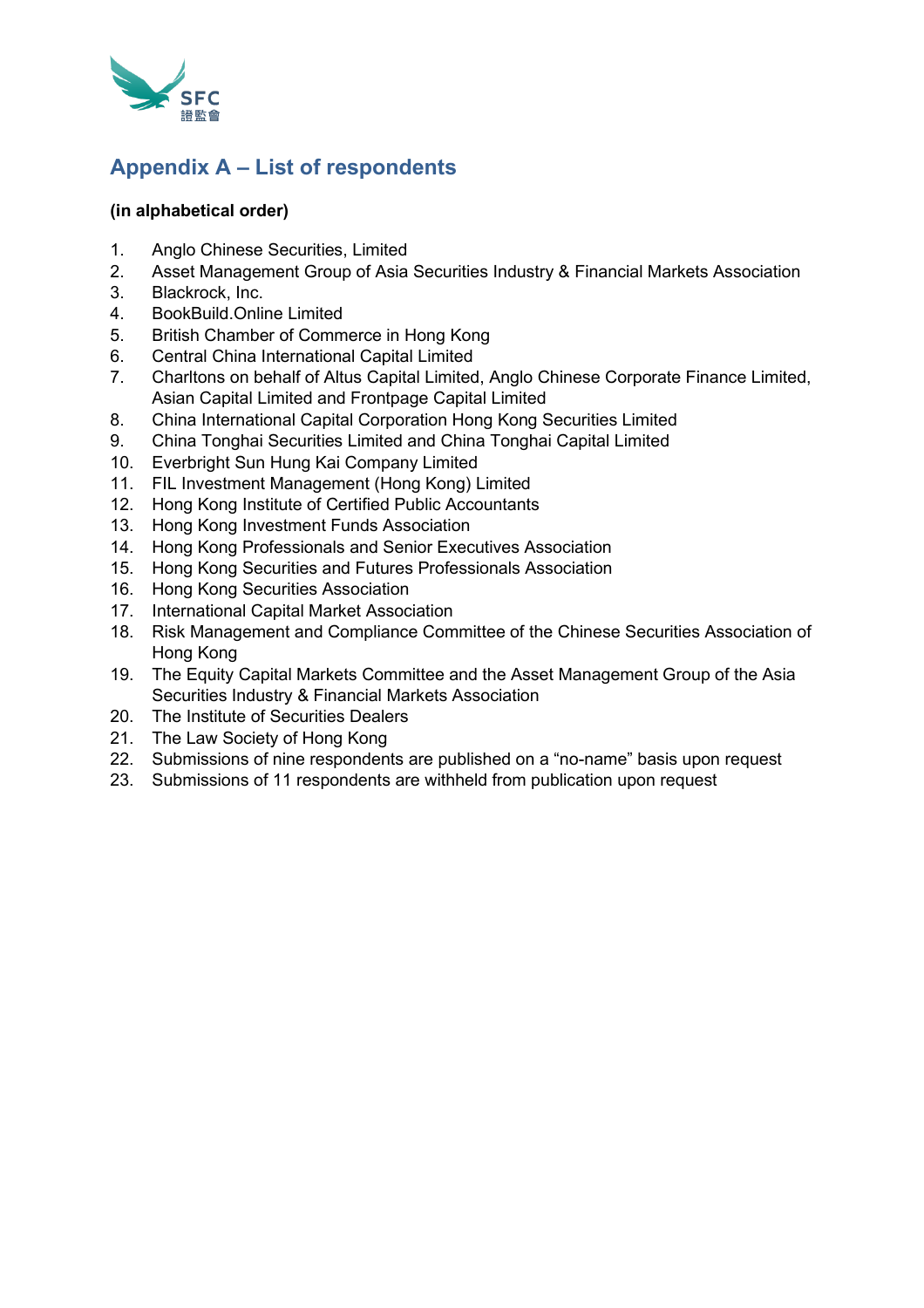## Appendix A – List of respondents

**(in alphabetical order)**

1. Anglo Chinese Securities, Limited
2. Asset Management Group of Asia Securities Industry & Financial Markets Association
3. Blackrock, Inc.
4. BookBuild.Online Limited
5. British Chamber of Commerce in Hong Kong
6. Central China International Capital Limited
7. Charltons on behalf of Altus Capital Limited, Anglo Chinese Corporate Finance Limited, Asian Capital Limited and Frontpage Capital Limited
8. China International Capital Corporation Hong Kong Securities Limited
9. China Tonghai Securities Limited and China Tonghai Capital Limited
10. Everbright Sun Hung Kai Company Limited
11. FIL Investment Management (Hong Kong) Limited
12. Hong Kong Institute of Certified Public Accountants
13. Hong Kong Investment Funds Association
14. Hong Kong Professionals and Senior Executives Association
15. Hong Kong Securities and Futures Professionals Association
16. Hong Kong Securities Association
17. International Capital Market Association
18. Risk Management and Compliance Committee of the Chinese Securities Association of Hong Kong
19. The Equity Capital Markets Committee and the Asset Management Group of the Asia Securities Industry & Financial Markets Association
20. The Institute of Securities Dealers
21. The Law Society of Hong Kong
22. Submissions of nine respondents are published on a "no-name" basis upon request
23. Submissions of 11 respondents are withheld from publication upon request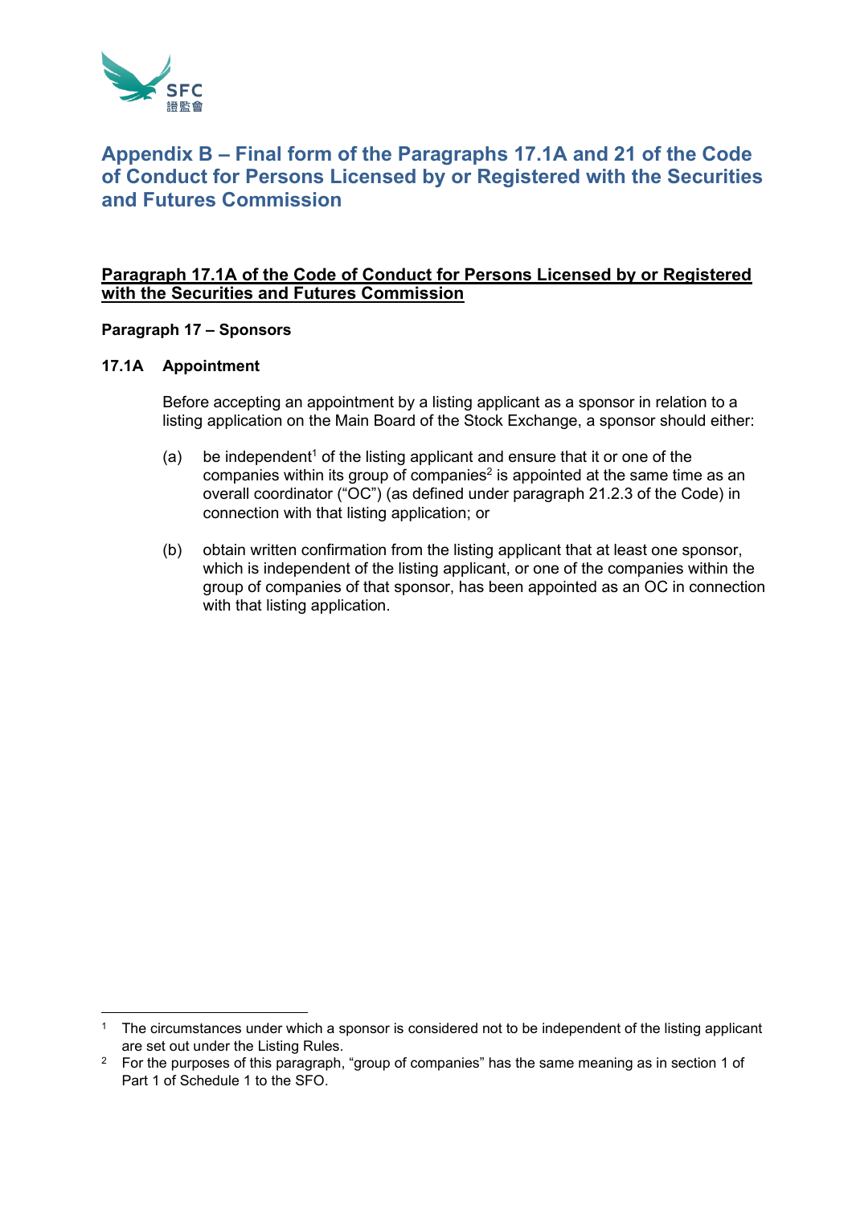# Appendix B – Final form of the Paragraphs 17.1A and 21 of the Code of Conduct for Persons Licensed by or Registered with the Securities and Futures Commission

## Paragraph 17.1A of the Code of Conduct for Persons Licensed by or Registered with the Securities and Futures Commission

**Paragraph 17 – Sponsors**

**17.1A Appointment**

Before accepting an appointment by a listing applicant as a sponsor in relation to a listing application on the Main Board of the Stock Exchange, a sponsor should either:

(a) be independent[1] of the listing applicant and ensure that it or one of the companies within its group of companies[2] is appointed at the same time as an overall coordinator ("OC") (as defined under paragraph 21.2.3 of the Code) in connection with that listing application; or

(b) obtain written confirmation from the listing applicant that at least one sponsor, which is independent of the listing applicant, or one of the companies within the group of companies of that sponsor, has been appointed as an OC in connection with that listing application.

[1] The circumstances under which a sponsor is considered not to be independent of the listing applicant are set out under the Listing Rules.

[2] For the purposes of this paragraph, "group of companies" has the same meaning as in section 1 of Part 1 of Schedule 1 to the SFO.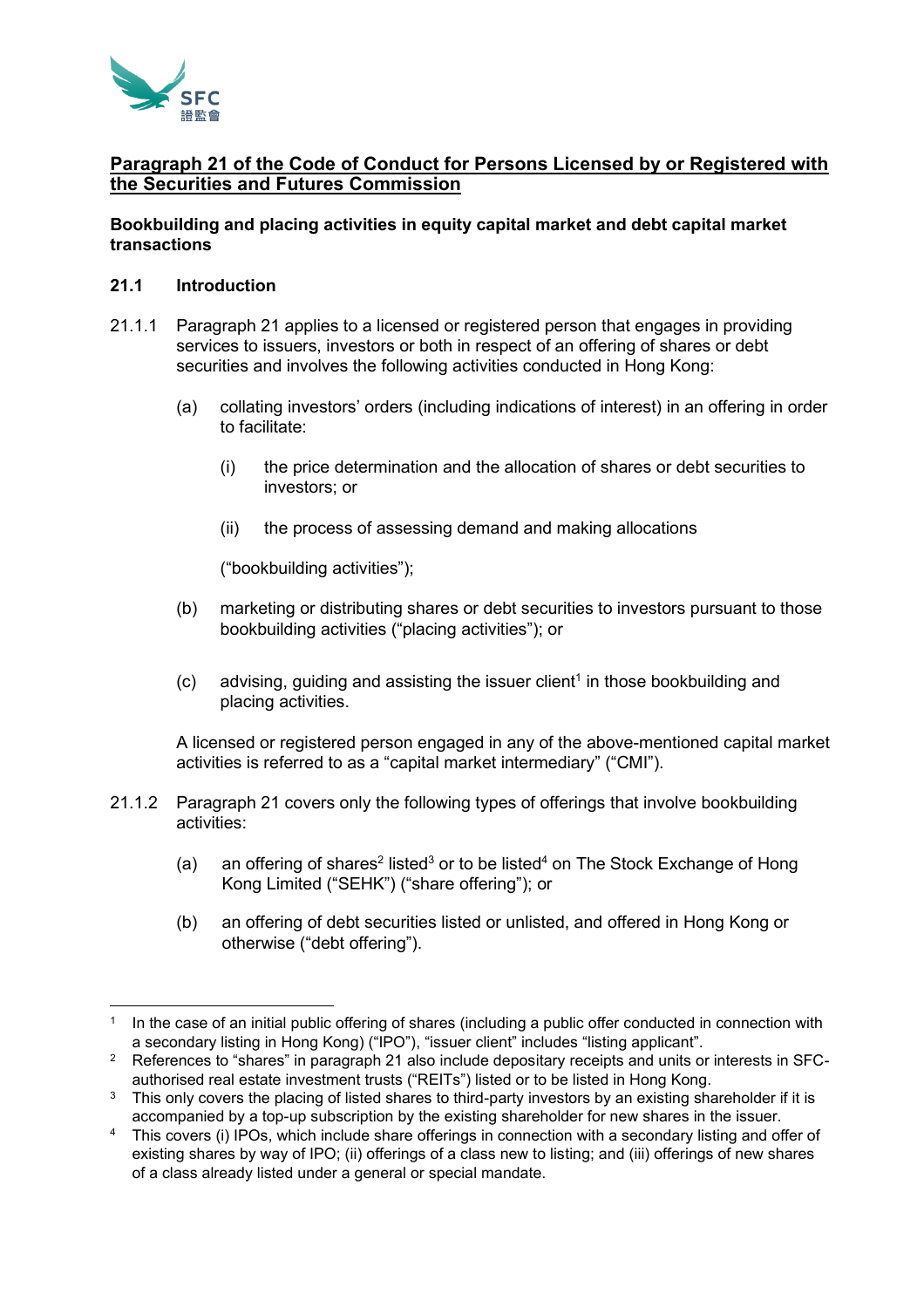## Paragraph 21 of the Code of Conduct for Persons Licensed by or Registered with the Securities and Futures Commission

**Bookbuilding and placing activities in equity capital market and debt capital market transactions**

**21.1 Introduction**

21.1.1 Paragraph 21 applies to a licensed or registered person that engages in providing services to issuers, investors or both in respect of an offering of shares or debt securities and involves the following activities conducted in Hong Kong:

(a) collating investors' orders (including indications of interest) in an offering in order to facilitate:

(i) the price determination and the allocation of shares or debt securities to investors; or

(ii) the process of assessing demand and making allocations

("bookbuilding activities");

(b) marketing or distributing shares or debt securities to investors pursuant to those bookbuilding activities ("placing activities"); or

(c) advising, guiding and assisting the issuer client[1] in those bookbuilding and placing activities.

A licensed or registered person engaged in any of the above-mentioned capital market activities is referred to as a "capital market intermediary" ("CMI").

21.1.2 Paragraph 21 covers only the following types of offerings that involve bookbuilding activities:

(a) an offering of shares[2] listed[3] or to be listed[4] on The Stock Exchange of Hong Kong Limited ("SEHK") ("share offering"); or

(b) an offering of debt securities listed or unlisted, and offered in Hong Kong or otherwise ("debt offering").

---

[1] In the case of an initial public offering of shares (including a public offer conducted in connection with a secondary listing in Hong Kong) ("IPO"), "issuer client" includes "listing applicant".

[2] References to "shares" in paragraph 21 also include depositary receipts and units or interests in SFC-authorised real estate investment trusts ("REITs") listed or to be listed in Hong Kong.

[3] This only covers the placing of listed shares to third-party investors by an existing shareholder if it is accompanied by a top-up subscription by the existing shareholder for new shares in the issuer.

[4] This covers (i) IPOs, which include share offerings in connection with a secondary listing and offer of existing shares by way of IPO; (ii) offerings of a class new to listing; and (iii) offerings of new shares of a class already listed under a general or special mandate.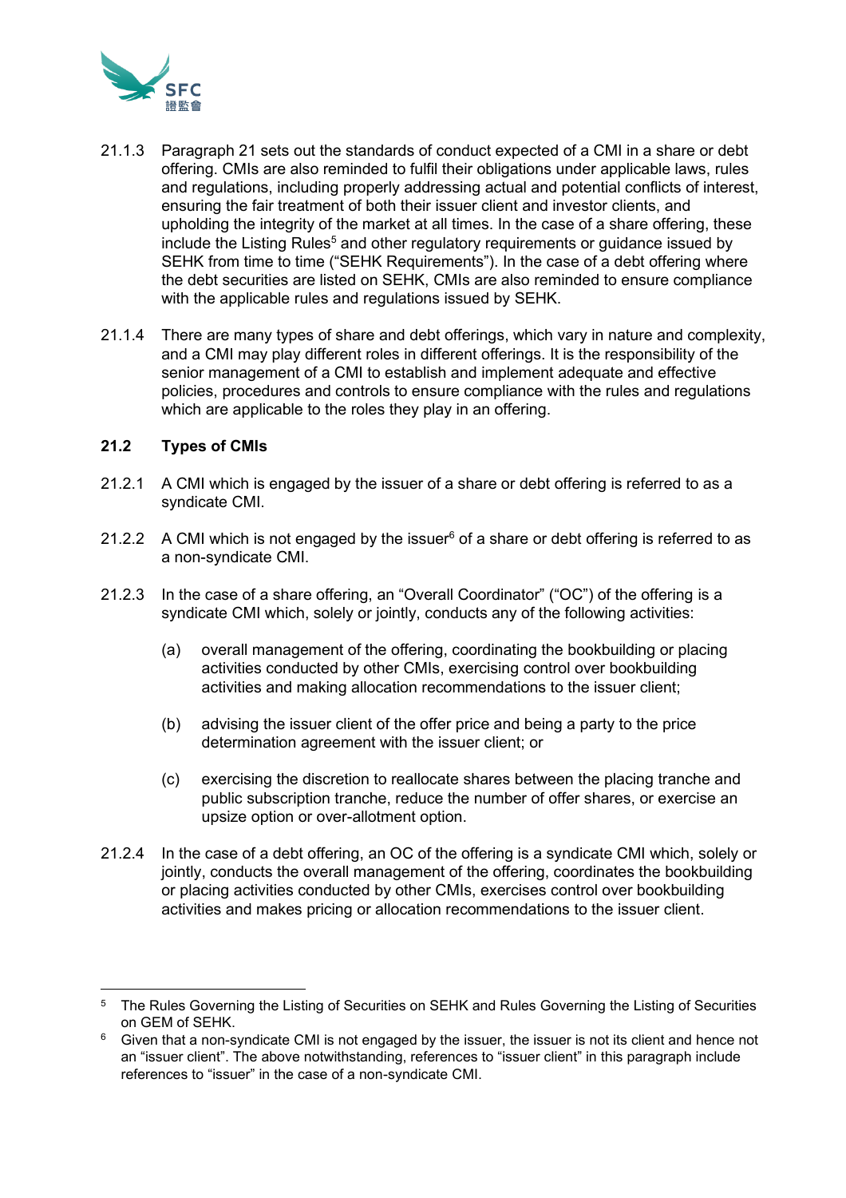21.1.3 Paragraph 21 sets out the standards of conduct expected of a CMI in a share or debt offering. CMIs are also reminded to fulfil their obligations under applicable laws, rules and regulations, including properly addressing actual and potential conflicts of interest, ensuring the fair treatment of both their issuer client and investor clients, and upholding the integrity of the market at all times. In the case of a share offering, these include the Listing Rules[5] and other regulatory requirements or guidance issued by SEHK from time to time ("SEHK Requirements"). In the case of a debt offering where the debt securities are listed on SEHK, CMIs are also reminded to ensure compliance with the applicable rules and regulations issued by SEHK.

21.1.4 There are many types of share and debt offerings, which vary in nature and complexity, and a CMI may play different roles in different offerings. It is the responsibility of the senior management of a CMI to establish and implement adequate and effective policies, procedures and controls to ensure compliance with the rules and regulations which are applicable to the roles they play in an offering.

**21.2 Types of CMIs**

21.2.1 A CMI which is engaged by the issuer of a share or debt offering is referred to as a syndicate CMI.

21.2.2 A CMI which is not engaged by the issuer[6] of a share or debt offering is referred to as a non-syndicate CMI.

21.2.3 In the case of a share offering, an "Overall Coordinator" ("OC") of the offering is a syndicate CMI which, solely or jointly, conducts any of the following activities:

(a) overall management of the offering, coordinating the bookbuilding or placing activities conducted by other CMIs, exercising control over bookbuilding activities and making allocation recommendations to the issuer client;

(b) advising the issuer client of the offer price and being a party to the price determination agreement with the issuer client; or

(c) exercising the discretion to reallocate shares between the placing tranche and public subscription tranche, reduce the number of offer shares, or exercise an upsize option or over-allotment option.

21.2.4 In the case of a debt offering, an OC of the offering is a syndicate CMI which, solely or jointly, conducts the overall management of the offering, coordinates the bookbuilding or placing activities conducted by other CMIs, exercises control over bookbuilding activities and makes pricing or allocation recommendations to the issuer client.

---

[5] The Rules Governing the Listing of Securities on SEHK and Rules Governing the Listing of Securities on GEM of SEHK.

[6] Given that a non-syndicate CMI is not engaged by the issuer, the issuer is not its client and hence not an "issuer client". The above notwithstanding, references to "issuer client" in this paragraph include references to "issuer" in the case of a non-syndicate CMI.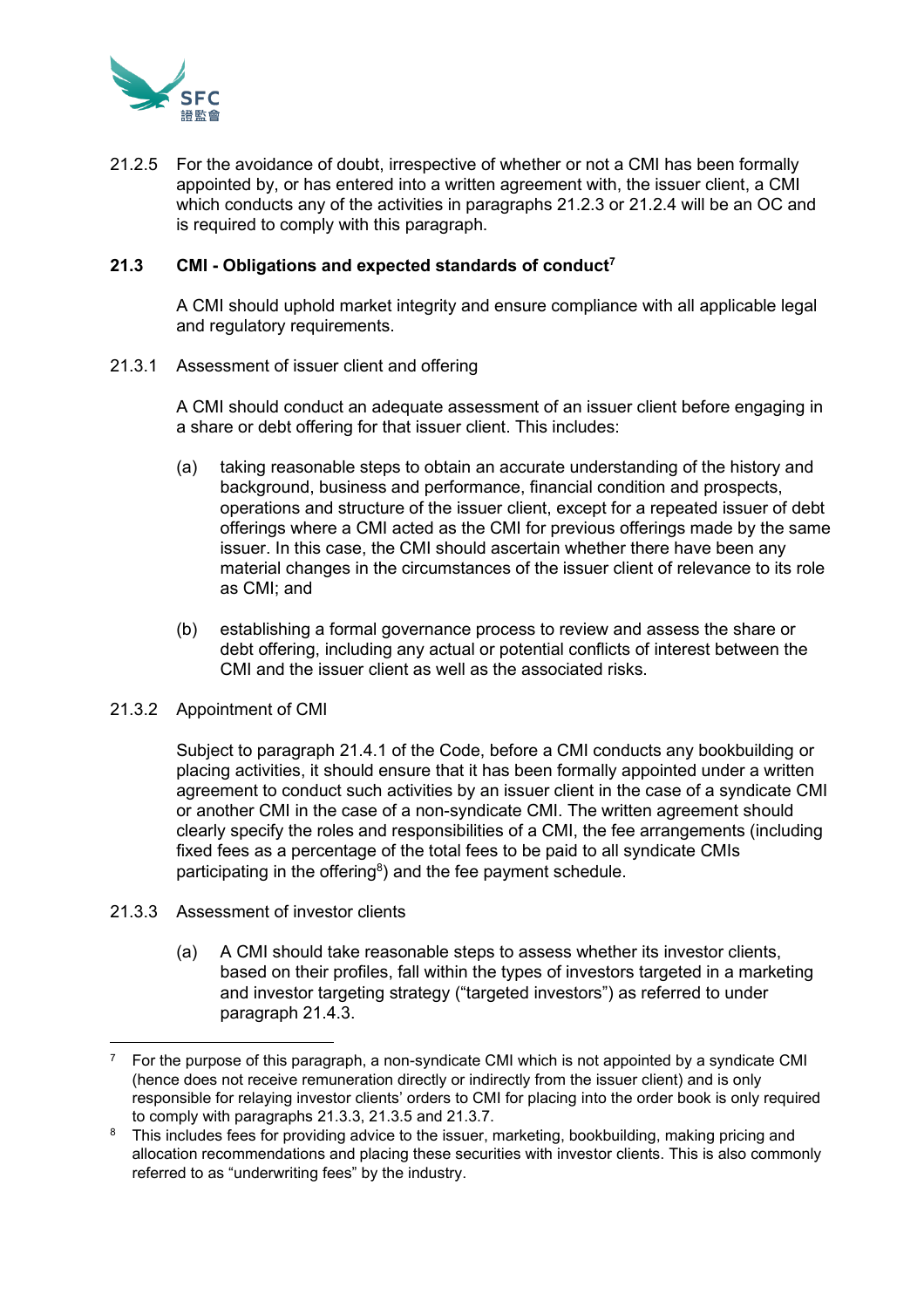21.2.5 For the avoidance of doubt, irrespective of whether or not a CMI has been formally appointed by, or has entered into a written agreement with, the issuer client, a CMI which conducts any of the activities in paragraphs 21.2.3 or 21.2.4 will be an OC and is required to comply with this paragraph.

### 21.3 CMI - Obligations and expected standards of conduct[7]

A CMI should uphold market integrity and ensure compliance with all applicable legal and regulatory requirements.

21.3.1 Assessment of issuer client and offering

A CMI should conduct an adequate assessment of an issuer client before engaging in a share or debt offering for that issuer client. This includes:

(a) taking reasonable steps to obtain an accurate understanding of the history and background, business and performance, financial condition and prospects, operations and structure of the issuer client, except for a repeated issuer of debt offerings where a CMI acted as the CMI for previous offerings made by the same issuer. In this case, the CMI should ascertain whether there have been any material changes in the circumstances of the issuer client of relevance to its role as CMI; and

(b) establishing a formal governance process to review and assess the share or debt offering, including any actual or potential conflicts of interest between the CMI and the issuer client as well as the associated risks.

21.3.2 Appointment of CMI

Subject to paragraph 21.4.1 of the Code, before a CMI conducts any bookbuilding or placing activities, it should ensure that it has been formally appointed under a written agreement to conduct such activities by an issuer client in the case of a syndicate CMI or another CMI in the case of a non-syndicate CMI. The written agreement should clearly specify the roles and responsibilities of a CMI, the fee arrangements (including fixed fees as a percentage of the total fees to be paid to all syndicate CMIs participating in the offering[8]) and the fee payment schedule.

21.3.3 Assessment of investor clients

(a) A CMI should take reasonable steps to assess whether its investor clients, based on their profiles, fall within the types of investors targeted in a marketing and investor targeting strategy ("targeted investors") as referred to under paragraph 21.4.3.

---

[7] For the purpose of this paragraph, a non-syndicate CMI which is not appointed by a syndicate CMI (hence does not receive remuneration directly or indirectly from the issuer client) and is only responsible for relaying investor clients' orders to CMI for placing into the order book is only required to comply with paragraphs 21.3.3, 21.3.5 and 21.3.7.

[8] This includes fees for providing advice to the issuer, marketing, bookbuilding, making pricing and allocation recommendations and placing these securities with investor clients. This is also commonly referred to as "underwriting fees" by the industry.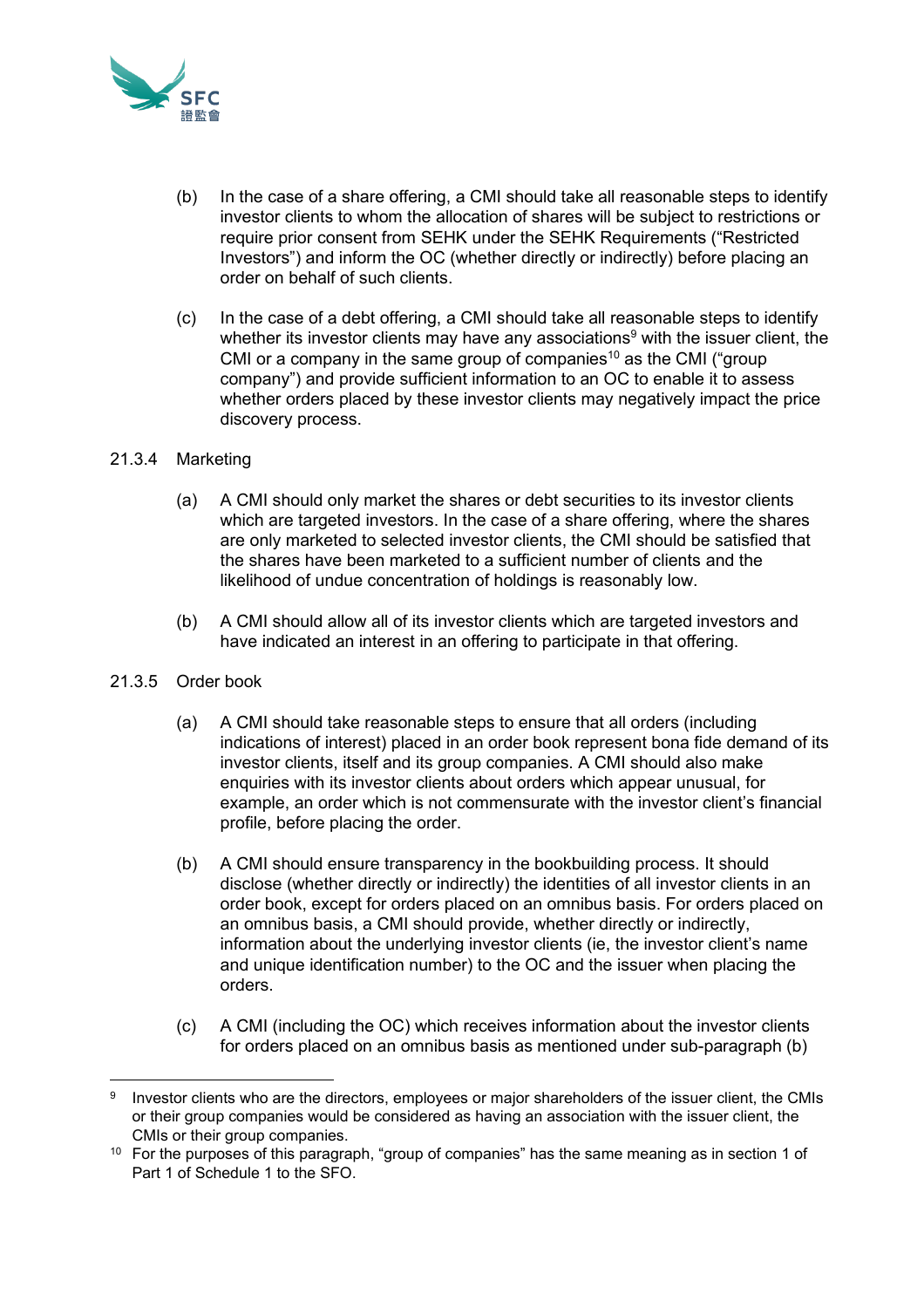(b) In the case of a share offering, a CMI should take all reasonable steps to identify investor clients to whom the allocation of shares will be subject to restrictions or require prior consent from SEHK under the SEHK Requirements ("Restricted Investors") and inform the OC (whether directly or indirectly) before placing an order on behalf of such clients.

(c) In the case of a debt offering, a CMI should take all reasonable steps to identify whether its investor clients may have any associations[9] with the issuer client, the CMI or a company in the same group of companies[10] as the CMI ("group company") and provide sufficient information to an OC to enable it to assess whether orders placed by these investor clients may negatively impact the price discovery process.

21.3.4 Marketing

(a) A CMI should only market the shares or debt securities to its investor clients which are targeted investors. In the case of a share offering, where the shares are only marketed to selected investor clients, the CMI should be satisfied that the shares have been marketed to a sufficient number of clients and the likelihood of undue concentration of holdings is reasonably low.

(b) A CMI should allow all of its investor clients which are targeted investors and have indicated an interest in an offering to participate in that offering.

21.3.5 Order book

(a) A CMI should take reasonable steps to ensure that all orders (including indications of interest) placed in an order book represent bona fide demand of its investor clients, itself and its group companies. A CMI should also make enquiries with its investor clients about orders which appear unusual, for example, an order which is not commensurate with the investor client's financial profile, before placing the order.

(b) A CMI should ensure transparency in the bookbuilding process. It should disclose (whether directly or indirectly) the identities of all investor clients in an order book, except for orders placed on an omnibus basis. For orders placed on an omnibus basis, a CMI should provide, whether directly or indirectly, information about the underlying investor clients (ie, the investor client's name and unique identification number) to the OC and the issuer when placing the orders.

(c) A CMI (including the OC) which receives information about the investor clients for orders placed on an omnibus basis as mentioned under sub-paragraph (b)

---

[9] Investor clients who are the directors, employees or major shareholders of the issuer client, the CMIs or their group companies would be considered as having an association with the issuer client, the CMIs or their group companies.

[10] For the purposes of this paragraph, "group of companies" has the same meaning as in section 1 of Part 1 of Schedule 1 to the SFO.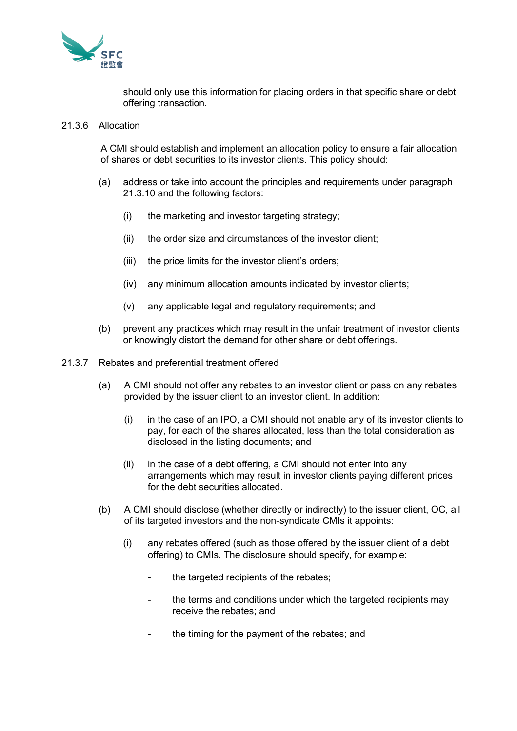should only use this information for placing orders in that specific share or debt offering transaction.

21.3.6 Allocation

A CMI should establish and implement an allocation policy to ensure a fair allocation of shares or debt securities to its investor clients. This policy should:

(a) address or take into account the principles and requirements under paragraph 21.3.10 and the following factors:

(i) the marketing and investor targeting strategy;

(ii) the order size and circumstances of the investor client;

(iii) the price limits for the investor client's orders;

(iv) any minimum allocation amounts indicated by investor clients;

(v) any applicable legal and regulatory requirements; and

(b) prevent any practices which may result in the unfair treatment of investor clients or knowingly distort the demand for other share or debt offerings.

21.3.7 Rebates and preferential treatment offered

(a) A CMI should not offer any rebates to an investor client or pass on any rebates provided by the issuer client to an investor client. In addition:

(i) in the case of an IPO, a CMI should not enable any of its investor clients to pay, for each of the shares allocated, less than the total consideration as disclosed in the listing documents; and

(ii) in the case of a debt offering, a CMI should not enter into any arrangements which may result in investor clients paying different prices for the debt securities allocated.

(b) A CMI should disclose (whether directly or indirectly) to the issuer client, OC, all of its targeted investors and the non-syndicate CMIs it appoints:

(i) any rebates offered (such as those offered by the issuer client of a debt offering) to CMIs. The disclosure should specify, for example:

- the targeted recipients of the rebates;
- the terms and conditions under which the targeted recipients may receive the rebates; and
- the timing for the payment of the rebates; and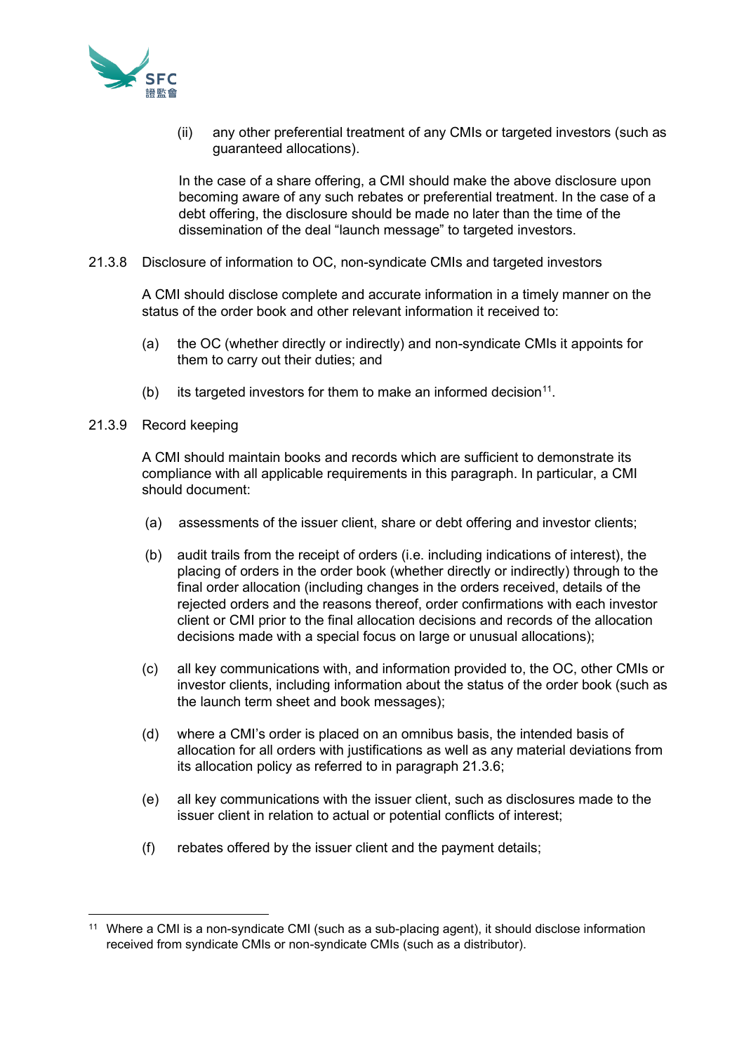(ii) any other preferential treatment of any CMIs or targeted investors (such as guaranteed allocations).

In the case of a share offering, a CMI should make the above disclosure upon becoming aware of any such rebates or preferential treatment. In the case of a debt offering, the disclosure should be made no later than the time of the dissemination of the deal “launch message” to targeted investors.

21.3.8 Disclosure of information to OC, non-syndicate CMIs and targeted investors

A CMI should disclose complete and accurate information in a timely manner on the status of the order book and other relevant information it received to:

(a) the OC (whether directly or indirectly) and non-syndicate CMIs it appoints for them to carry out their duties; and

(b) its targeted investors for them to make an informed decision[11].

21.3.9 Record keeping

A CMI should maintain books and records which are sufficient to demonstrate its compliance with all applicable requirements in this paragraph. In particular, a CMI should document:

(a) assessments of the issuer client, share or debt offering and investor clients;

(b) audit trails from the receipt of orders (i.e. including indications of interest), the placing of orders in the order book (whether directly or indirectly) through to the final order allocation (including changes in the orders received, details of the rejected orders and the reasons thereof, order confirmations with each investor client or CMI prior to the final allocation decisions and records of the allocation decisions made with a special focus on large or unusual allocations);

(c) all key communications with, and information provided to, the OC, other CMIs or investor clients, including information about the status of the order book (such as the launch term sheet and book messages);

(d) where a CMI’s order is placed on an omnibus basis, the intended basis of allocation for all orders with justifications as well as any material deviations from its allocation policy as referred to in paragraph 21.3.6;

(e) all key communications with the issuer client, such as disclosures made to the issuer client in relation to actual or potential conflicts of interest;

(f) rebates offered by the issuer client and the payment details;

---

[11] Where a CMI is a non-syndicate CMI (such as a sub-placing agent), it should disclose information received from syndicate CMIs or non-syndicate CMIs (such as a distributor).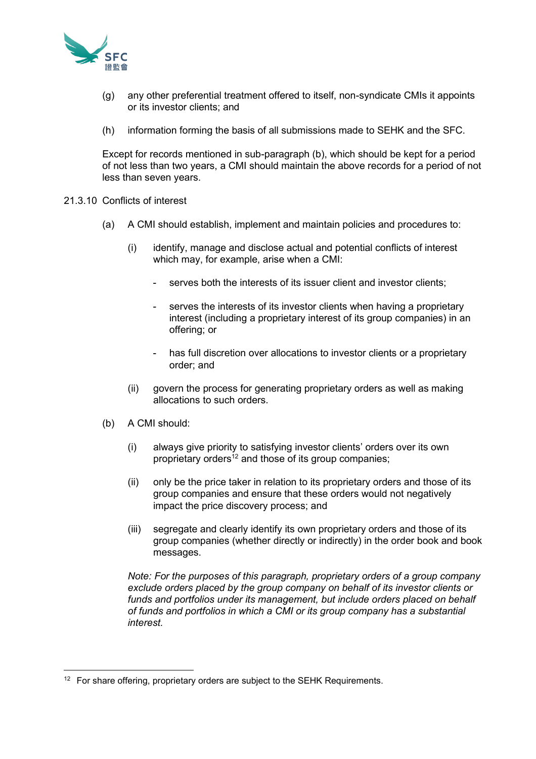(g) any other preferential treatment offered to itself, non-syndicate CMIs it appoints or its investor clients; and

(h) information forming the basis of all submissions made to SEHK and the SFC.

Except for records mentioned in sub-paragraph (b), which should be kept for a period of not less than two years, a CMI should maintain the above records for a period of not less than seven years.

21.3.10 Conflicts of interest

(a) A CMI should establish, implement and maintain policies and procedures to:

(i) identify, manage and disclose actual and potential conflicts of interest which may, for example, arise when a CMI:

- serves both the interests of its issuer client and investor clients;

- serves the interests of its investor clients when having a proprietary interest (including a proprietary interest of its group companies) in an offering; or

- has full discretion over allocations to investor clients or a proprietary order; and

(ii) govern the process for generating proprietary orders as well as making allocations to such orders.

(b) A CMI should:

(i) always give priority to satisfying investor clients' orders over its own proprietary orders[12] and those of its group companies;

(ii) only be the price taker in relation to its proprietary orders and those of its group companies and ensure that these orders would not negatively impact the price discovery process; and

(iii) segregate and clearly identify its own proprietary orders and those of its group companies (whether directly or indirectly) in the order book and book messages.

*Note: For the purposes of this paragraph, proprietary orders of a group company exclude orders placed by the group company on behalf of its investor clients or funds and portfolios under its management, but include orders placed on behalf of funds and portfolios in which a CMI or its group company has a substantial interest.*

---

[12] For share offering, proprietary orders are subject to the SEHK Requirements.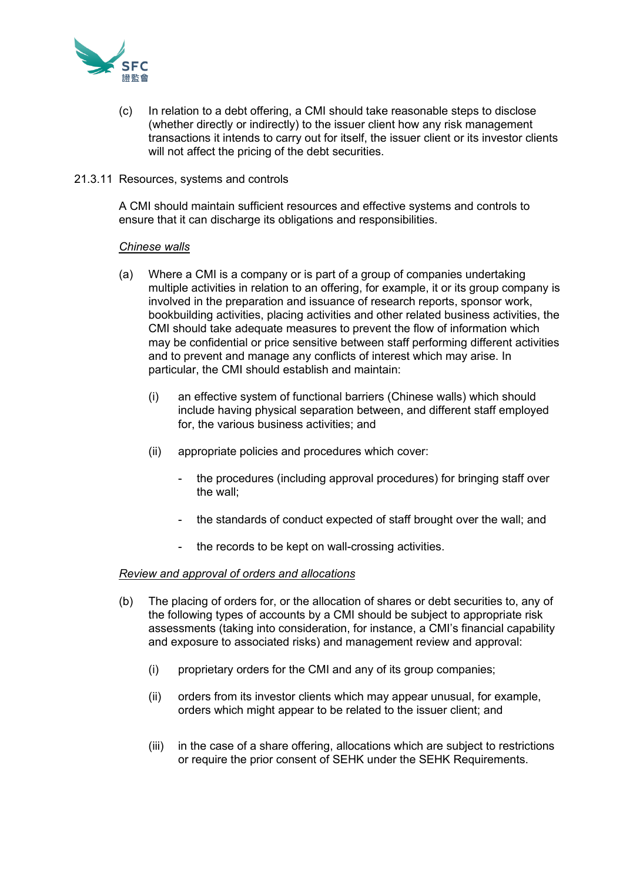(c) In relation to a debt offering, a CMI should take reasonable steps to disclose (whether directly or indirectly) to the issuer client how any risk management transactions it intends to carry out for itself, the issuer client or its investor clients will not affect the pricing of the debt securities.

21.3.11 Resources, systems and controls

A CMI should maintain sufficient resources and effective systems and controls to ensure that it can discharge its obligations and responsibilities.

*Chinese walls*

(a) Where a CMI is a company or is part of a group of companies undertaking multiple activities in relation to an offering, for example, it or its group company is involved in the preparation and issuance of research reports, sponsor work, bookbuilding activities, placing activities and other related business activities, the CMI should take adequate measures to prevent the flow of information which may be confidential or price sensitive between staff performing different activities and to prevent and manage any conflicts of interest which may arise. In particular, the CMI should establish and maintain:

(i) an effective system of functional barriers (Chinese walls) which should include having physical separation between, and different staff employed for, the various business activities; and

(ii) appropriate policies and procedures which cover:

- the procedures (including approval procedures) for bringing staff over the wall;
- the standards of conduct expected of staff brought over the wall; and
- the records to be kept on wall-crossing activities.

*Review and approval of orders and allocations*

(b) The placing of orders for, or the allocation of shares or debt securities to, any of the following types of accounts by a CMI should be subject to appropriate risk assessments (taking into consideration, for instance, a CMI's financial capability and exposure to associated risks) and management review and approval:

(i) proprietary orders for the CMI and any of its group companies;

(ii) orders from its investor clients which may appear unusual, for example, orders which might appear to be related to the issuer client; and

(iii) in the case of a share offering, allocations which are subject to restrictions or require the prior consent of SEHK under the SEHK Requirements.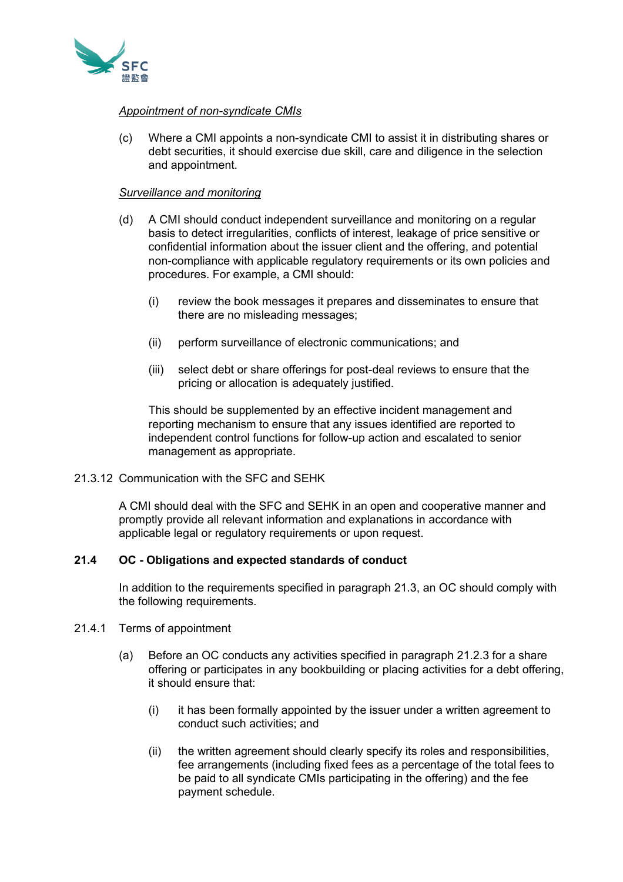*Appointment of non-syndicate CMIs*

(c) Where a CMI appoints a non-syndicate CMI to assist it in distributing shares or debt securities, it should exercise due skill, care and diligence in the selection and appointment.

*Surveillance and monitoring*

(d) A CMI should conduct independent surveillance and monitoring on a regular basis to detect irregularities, conflicts of interest, leakage of price sensitive or confidential information about the issuer client and the offering, and potential non-compliance with applicable regulatory requirements or its own policies and procedures. For example, a CMI should:

   (i) review the book messages it prepares and disseminates to ensure that there are no misleading messages;

   (ii) perform surveillance of electronic communications; and

   (iii) select debt or share offerings for post-deal reviews to ensure that the pricing or allocation is adequately justified.

   This should be supplemented by an effective incident management and reporting mechanism to ensure that any issues identified are reported to independent control functions for follow-up action and escalated to senior management as appropriate.

21.3.12 Communication with the SFC and SEHK

A CMI should deal with the SFC and SEHK in an open and cooperative manner and promptly provide all relevant information and explanations in accordance with applicable legal or regulatory requirements or upon request.

**21.4 OC - Obligations and expected standards of conduct**

In addition to the requirements specified in paragraph 21.3, an OC should comply with the following requirements.

21.4.1 Terms of appointment

(a) Before an OC conducts any activities specified in paragraph 21.2.3 for a share offering or participates in any bookbuilding or placing activities for a debt offering, it should ensure that:

   (i) it has been formally appointed by the issuer under a written agreement to conduct such activities; and

   (ii) the written agreement should clearly specify its roles and responsibilities, fee arrangements (including fixed fees as a percentage of the total fees to be paid to all syndicate CMIs participating in the offering) and the fee payment schedule.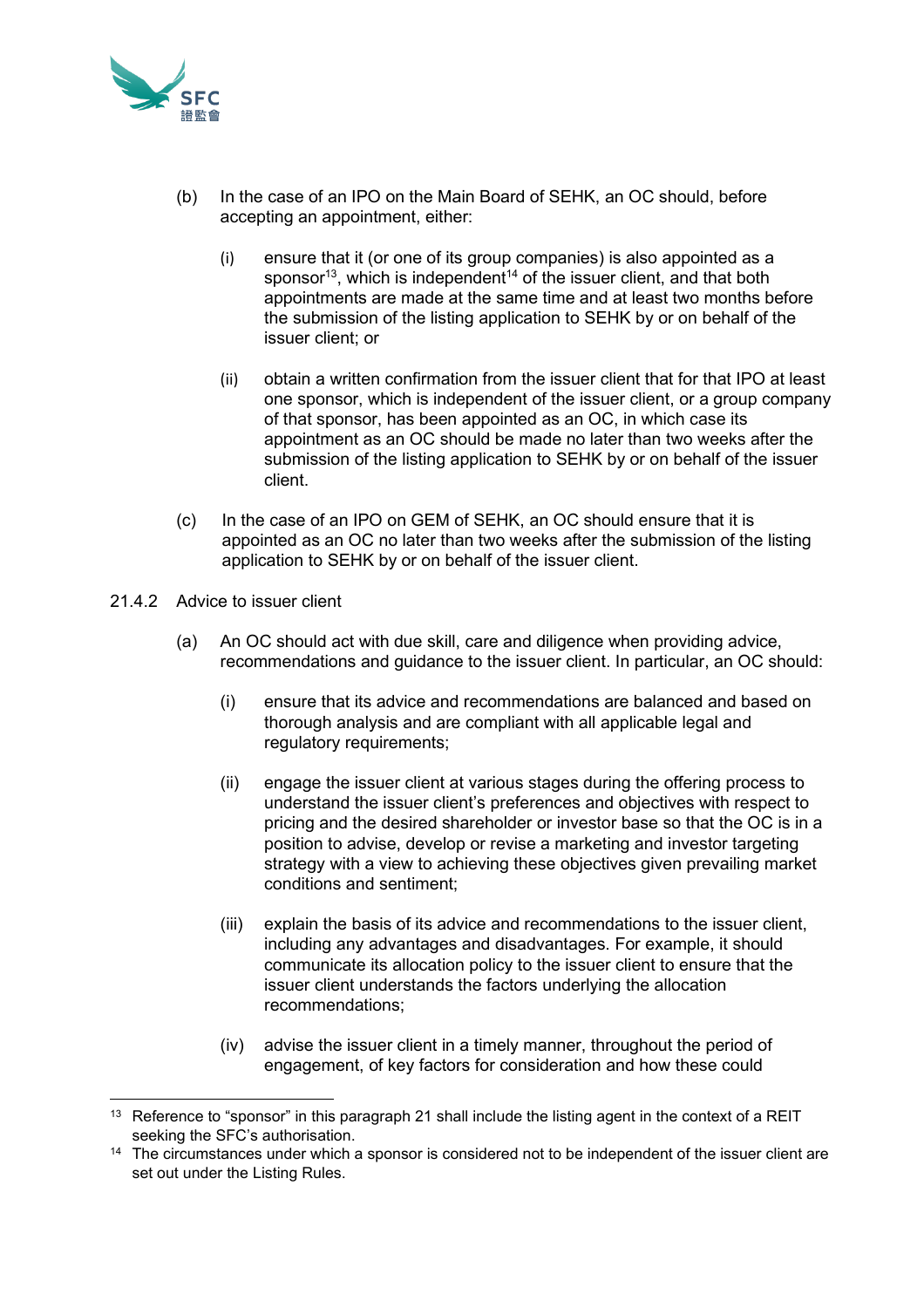(b) In the case of an IPO on the Main Board of SEHK, an OC should, before accepting an appointment, either:

(i) ensure that it (or one of its group companies) is also appointed as a sponsor[13], which is independent[14] of the issuer client, and that both appointments are made at the same time and at least two months before the submission of the listing application to SEHK by or on behalf of the issuer client; or

(ii) obtain a written confirmation from the issuer client that for that IPO at least one sponsor, which is independent of the issuer client, or a group company of that sponsor, has been appointed as an OC, in which case its appointment as an OC should be made no later than two weeks after the submission of the listing application to SEHK by or on behalf of the issuer client.

(c) In the case of an IPO on GEM of SEHK, an OC should ensure that it is appointed as an OC no later than two weeks after the submission of the listing application to SEHK by or on behalf of the issuer client.

21.4.2 Advice to issuer client

(a) An OC should act with due skill, care and diligence when providing advice, recommendations and guidance to the issuer client. In particular, an OC should:

(i) ensure that its advice and recommendations are balanced and based on thorough analysis and are compliant with all applicable legal and regulatory requirements;

(ii) engage the issuer client at various stages during the offering process to understand the issuer client's preferences and objectives with respect to pricing and the desired shareholder or investor base so that the OC is in a position to advise, develop or revise a marketing and investor targeting strategy with a view to achieving these objectives given prevailing market conditions and sentiment;

(iii) explain the basis of its advice and recommendations to the issuer client, including any advantages and disadvantages. For example, it should communicate its allocation policy to the issuer client to ensure that the issuer client understands the factors underlying the allocation recommendations;

(iv) advise the issuer client in a timely manner, throughout the period of engagement, of key factors for consideration and how these could

---

[13] Reference to "sponsor" in this paragraph 21 shall include the listing agent in the context of a REIT seeking the SFC's authorisation.

[14] The circumstances under which a sponsor is considered not to be independent of the issuer client are set out under the Listing Rules.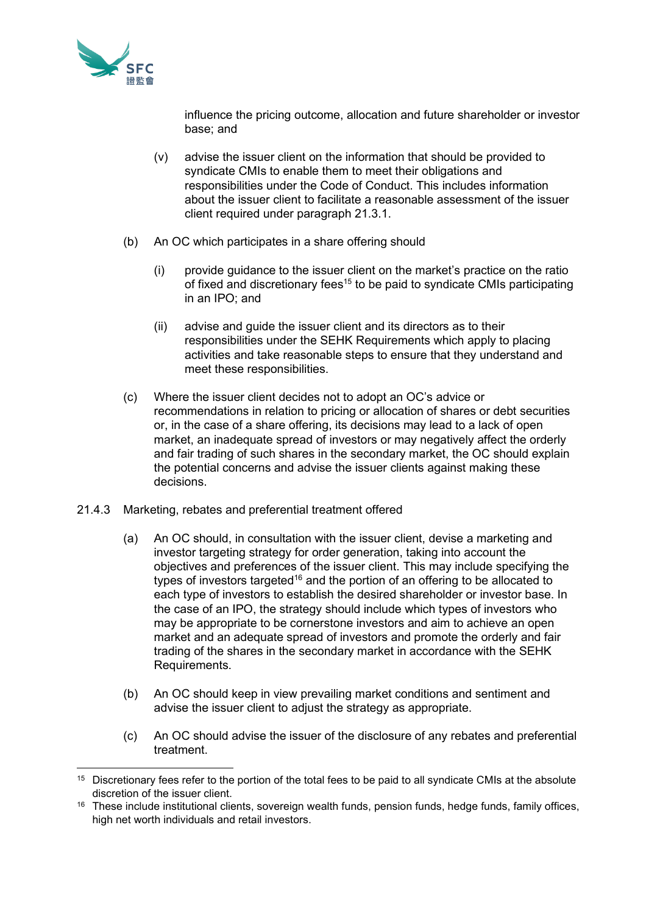influence the pricing outcome, allocation and future shareholder or investor base; and

(v) advise the issuer client on the information that should be provided to syndicate CMIs to enable them to meet their obligations and responsibilities under the Code of Conduct. This includes information about the issuer client to facilitate a reasonable assessment of the issuer client required under paragraph 21.3.1.

(b) An OC which participates in a share offering should

(i) provide guidance to the issuer client on the market's practice on the ratio of fixed and discretionary fees[15] to be paid to syndicate CMIs participating in an IPO; and

(ii) advise and guide the issuer client and its directors as to their responsibilities under the SEHK Requirements which apply to placing activities and take reasonable steps to ensure that they understand and meet these responsibilities.

(c) Where the issuer client decides not to adopt an OC's advice or recommendations in relation to pricing or allocation of shares or debt securities or, in the case of a share offering, its decisions may lead to a lack of open market, an inadequate spread of investors or may negatively affect the orderly and fair trading of such shares in the secondary market, the OC should explain the potential concerns and advise the issuer clients against making these decisions.

21.4.3 Marketing, rebates and preferential treatment offered

(a) An OC should, in consultation with the issuer client, devise a marketing and investor targeting strategy for order generation, taking into account the objectives and preferences of the issuer client. This may include specifying the types of investors targeted[16] and the portion of an offering to be allocated to each type of investors to establish the desired shareholder or investor base. In the case of an IPO, the strategy should include which types of investors who may be appropriate to be cornerstone investors and aim to achieve an open market and an adequate spread of investors and promote the orderly and fair trading of the shares in the secondary market in accordance with the SEHK Requirements.

(b) An OC should keep in view prevailing market conditions and sentiment and advise the issuer client to adjust the strategy as appropriate.

(c) An OC should advise the issuer of the disclosure of any rebates and preferential treatment.

---

[15] Discretionary fees refer to the portion of the total fees to be paid to all syndicate CMIs at the absolute discretion of the issuer client.

[16] These include institutional clients, sovereign wealth funds, pension funds, hedge funds, family offices, high net worth individuals and retail investors.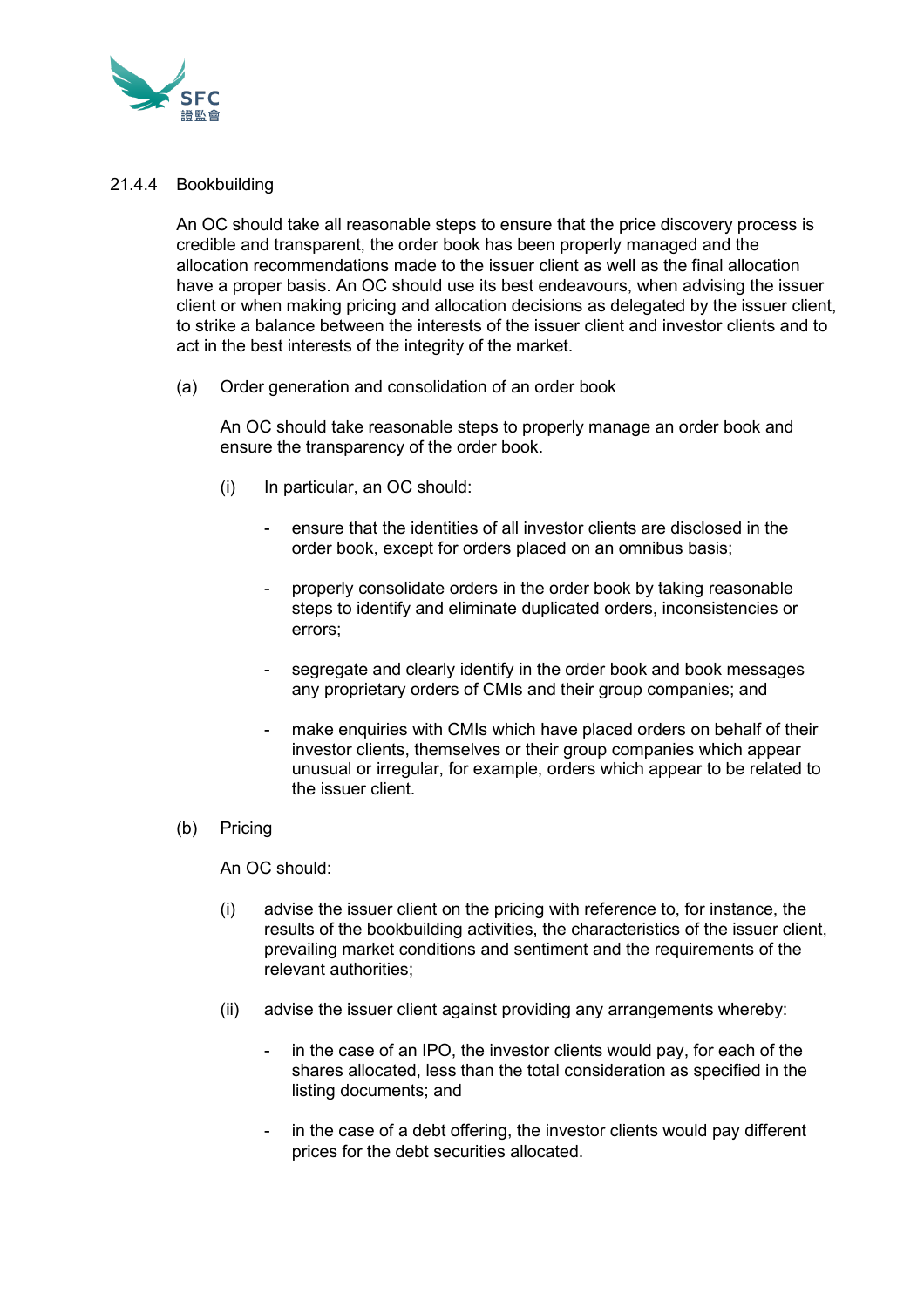### 21.4.4 Bookbuilding

An OC should take all reasonable steps to ensure that the price discovery process is credible and transparent, the order book has been properly managed and the allocation recommendations made to the issuer client as well as the final allocation have a proper basis. An OC should use its best endeavours, when advising the issuer client or when making pricing and allocation decisions as delegated by the issuer client, to strike a balance between the interests of the issuer client and investor clients and to act in the best interests of the integrity of the market.

(a) Order generation and consolidation of an order book

An OC should take reasonable steps to properly manage an order book and ensure the transparency of the order book.

(i) In particular, an OC should:

- ensure that the identities of all investor clients are disclosed in the order book, except for orders placed on an omnibus basis;
- properly consolidate orders in the order book by taking reasonable steps to identify and eliminate duplicated orders, inconsistencies or errors;
- segregate and clearly identify in the order book and book messages any proprietary orders of CMIs and their group companies; and
- make enquiries with CMIs which have placed orders on behalf of their investor clients, themselves or their group companies which appear unusual or irregular, for example, orders which appear to be related to the issuer client.

(b) Pricing

An OC should:

(i) advise the issuer client on the pricing with reference to, for instance, the results of the bookbuilding activities, the characteristics of the issuer client, prevailing market conditions and sentiment and the requirements of the relevant authorities;

(ii) advise the issuer client against providing any arrangements whereby:

- in the case of an IPO, the investor clients would pay, for each of the shares allocated, less than the total consideration as specified in the listing documents; and
- in the case of a debt offering, the investor clients would pay different prices for the debt securities allocated.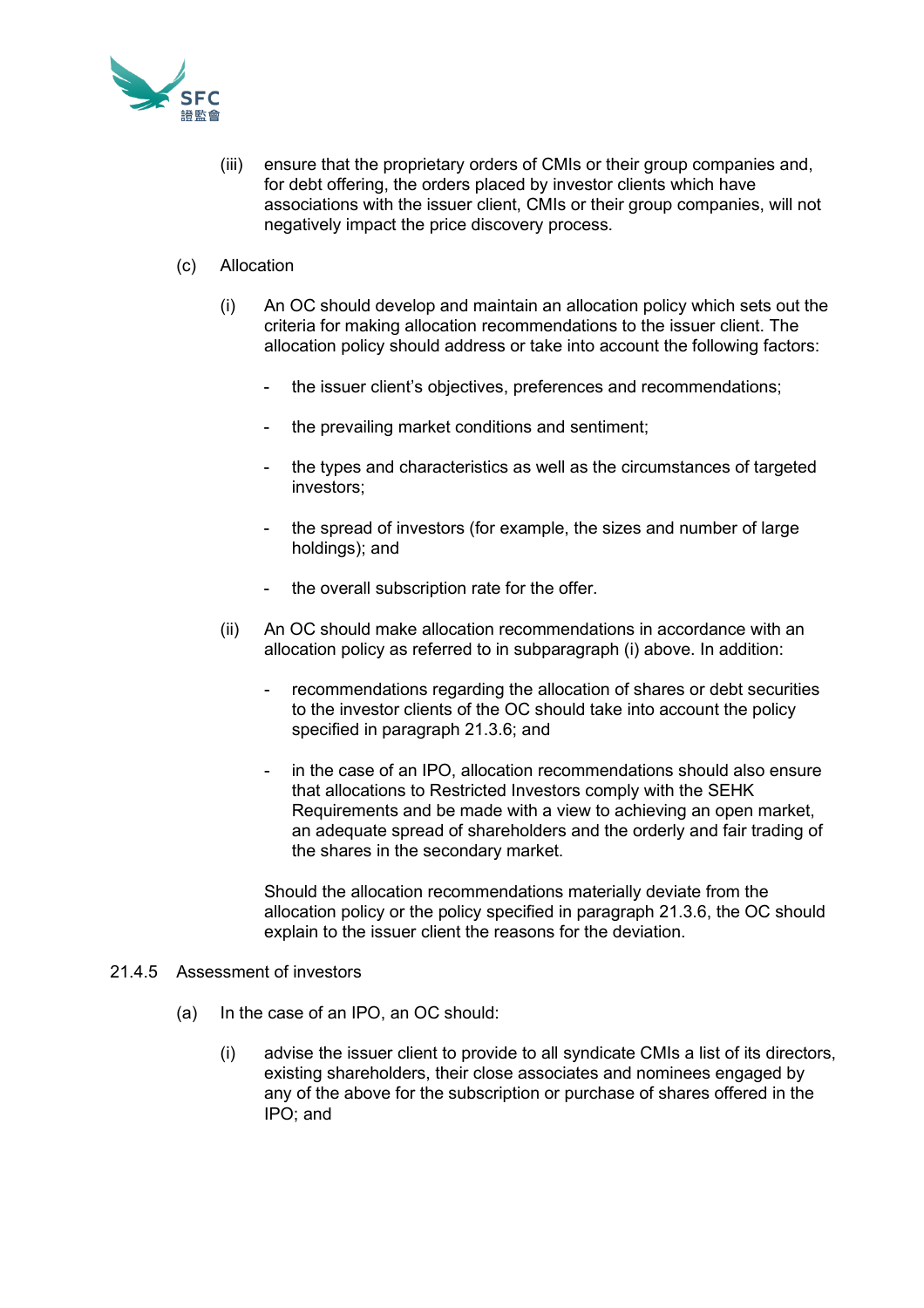(iii) ensure that the proprietary orders of CMIs or their group companies and, for debt offering, the orders placed by investor clients which have associations with the issuer client, CMIs or their group companies, will not negatively impact the price discovery process.

(c) Allocation

(i) An OC should develop and maintain an allocation policy which sets out the criteria for making allocation recommendations to the issuer client. The allocation policy should address or take into account the following factors:

- the issuer client's objectives, preferences and recommendations;
- the prevailing market conditions and sentiment;
- the types and characteristics as well as the circumstances of targeted investors;
- the spread of investors (for example, the sizes and number of large holdings); and
- the overall subscription rate for the offer.

(ii) An OC should make allocation recommendations in accordance with an allocation policy as referred to in subparagraph (i) above. In addition:

- recommendations regarding the allocation of shares or debt securities to the investor clients of the OC should take into account the policy specified in paragraph 21.3.6; and
- in the case of an IPO, allocation recommendations should also ensure that allocations to Restricted Investors comply with the SEHK Requirements and be made with a view to achieving an open market, an adequate spread of shareholders and the orderly and fair trading of the shares in the secondary market.

Should the allocation recommendations materially deviate from the allocation policy or the policy specified in paragraph 21.3.6, the OC should explain to the issuer client the reasons for the deviation.

21.4.5 Assessment of investors

(a) In the case of an IPO, an OC should:

(i) advise the issuer client to provide to all syndicate CMIs a list of its directors, existing shareholders, their close associates and nominees engaged by any of the above for the subscription or purchase of shares offered in the IPO; and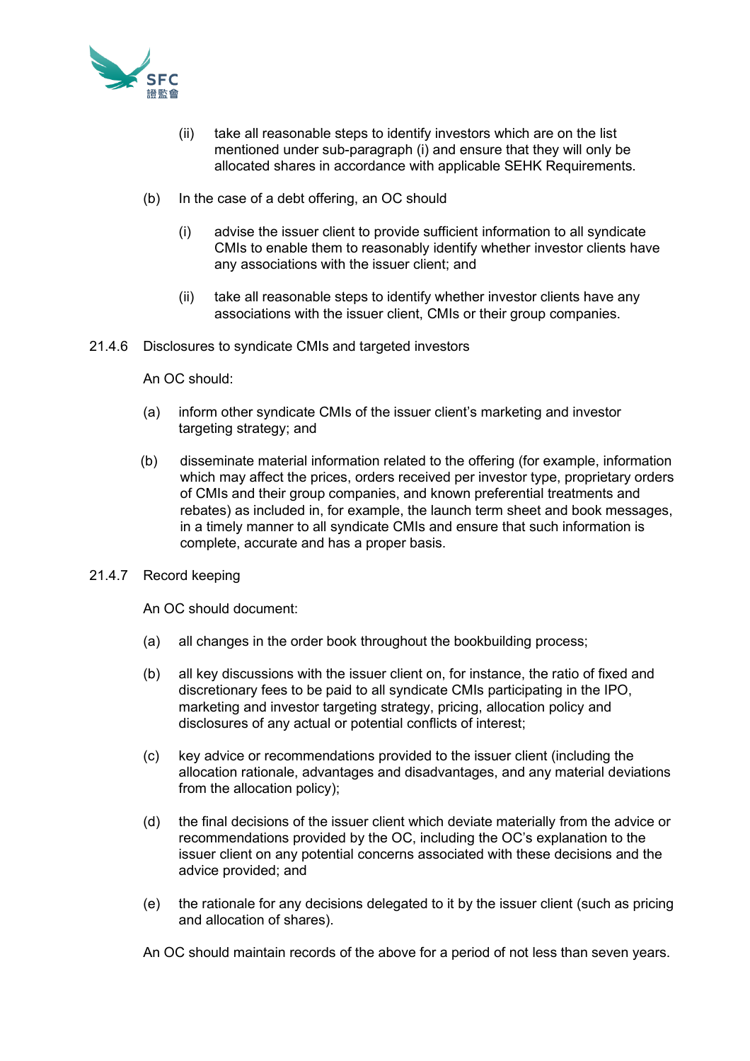(ii) take all reasonable steps to identify investors which are on the list mentioned under sub-paragraph (i) and ensure that they will only be allocated shares in accordance with applicable SEHK Requirements.

(b) In the case of a debt offering, an OC should

(i) advise the issuer client to provide sufficient information to all syndicate CMIs to enable them to reasonably identify whether investor clients have any associations with the issuer client; and

(ii) take all reasonable steps to identify whether investor clients have any associations with the issuer client, CMIs or their group companies.

21.4.6 Disclosures to syndicate CMIs and targeted investors

An OC should:

(a) inform other syndicate CMIs of the issuer client's marketing and investor targeting strategy; and

(b) disseminate material information related to the offering (for example, information which may affect the prices, orders received per investor type, proprietary orders of CMIs and their group companies, and known preferential treatments and rebates) as included in, for example, the launch term sheet and book messages, in a timely manner to all syndicate CMIs and ensure that such information is complete, accurate and has a proper basis.

21.4.7 Record keeping

An OC should document:

(a) all changes in the order book throughout the bookbuilding process;

(b) all key discussions with the issuer client on, for instance, the ratio of fixed and discretionary fees to be paid to all syndicate CMIs participating in the IPO, marketing and investor targeting strategy, pricing, allocation policy and disclosures of any actual or potential conflicts of interest;

(c) key advice or recommendations provided to the issuer client (including the allocation rationale, advantages and disadvantages, and any material deviations from the allocation policy);

(d) the final decisions of the issuer client which deviate materially from the advice or recommendations provided by the OC, including the OC's explanation to the issuer client on any potential concerns associated with these decisions and the advice provided; and

(e) the rationale for any decisions delegated to it by the issuer client (such as pricing and allocation of shares).

An OC should maintain records of the above for a period of not less than seven years.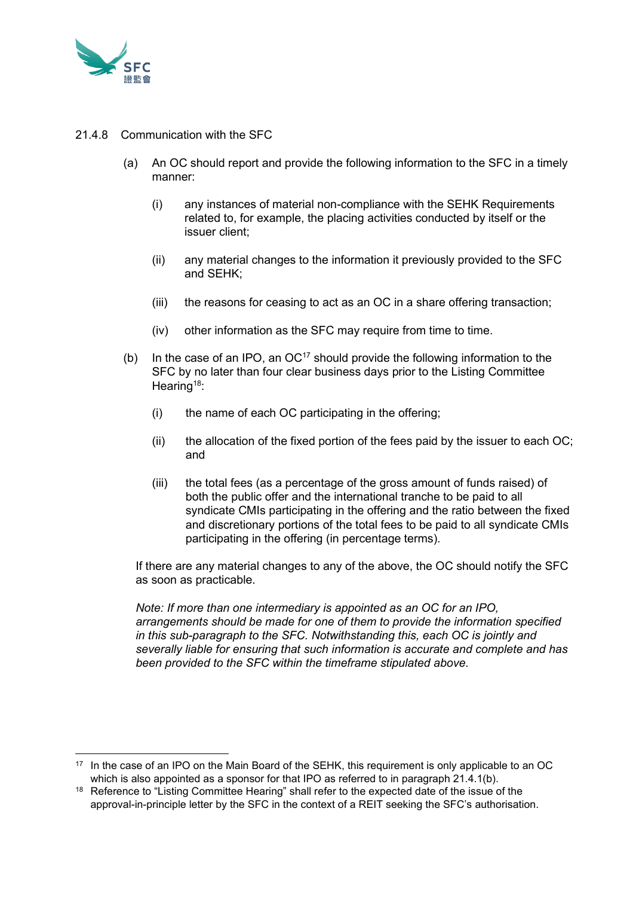21.4.8 Communication with the SFC

(a) An OC should report and provide the following information to the SFC in a timely manner:

(i) any instances of material non-compliance with the SEHK Requirements related to, for example, the placing activities conducted by itself or the issuer client;

(ii) any material changes to the information it previously provided to the SFC and SEHK;

(iii) the reasons for ceasing to act as an OC in a share offering transaction;

(iv) other information as the SFC may require from time to time.

(b) In the case of an IPO, an OC[17] should provide the following information to the SFC by no later than four clear business days prior to the Listing Committee Hearing[18]:

(i) the name of each OC participating in the offering;

(ii) the allocation of the fixed portion of the fees paid by the issuer to each OC; and

(iii) the total fees (as a percentage of the gross amount of funds raised) of both the public offer and the international tranche to be paid to all syndicate CMIs participating in the offering and the ratio between the fixed and discretionary portions of the total fees to be paid to all syndicate CMIs participating in the offering (in percentage terms).

If there are any material changes to any of the above, the OC should notify the SFC as soon as practicable.

*Note: If more than one intermediary is appointed as an OC for an IPO, arrangements should be made for one of them to provide the information specified in this sub-paragraph to the SFC. Notwithstanding this, each OC is jointly and severally liable for ensuring that such information is accurate and complete and has been provided to the SFC within the timeframe stipulated above.*

---

[17] In the case of an IPO on the Main Board of the SEHK, this requirement is only applicable to an OC which is also appointed as a sponsor for that IPO as referred to in paragraph 21.4.1(b).

[18] Reference to "Listing Committee Hearing" shall refer to the expected date of the issue of the approval-in-principle letter by the SFC in the context of a REIT seeking the SFC's authorisation.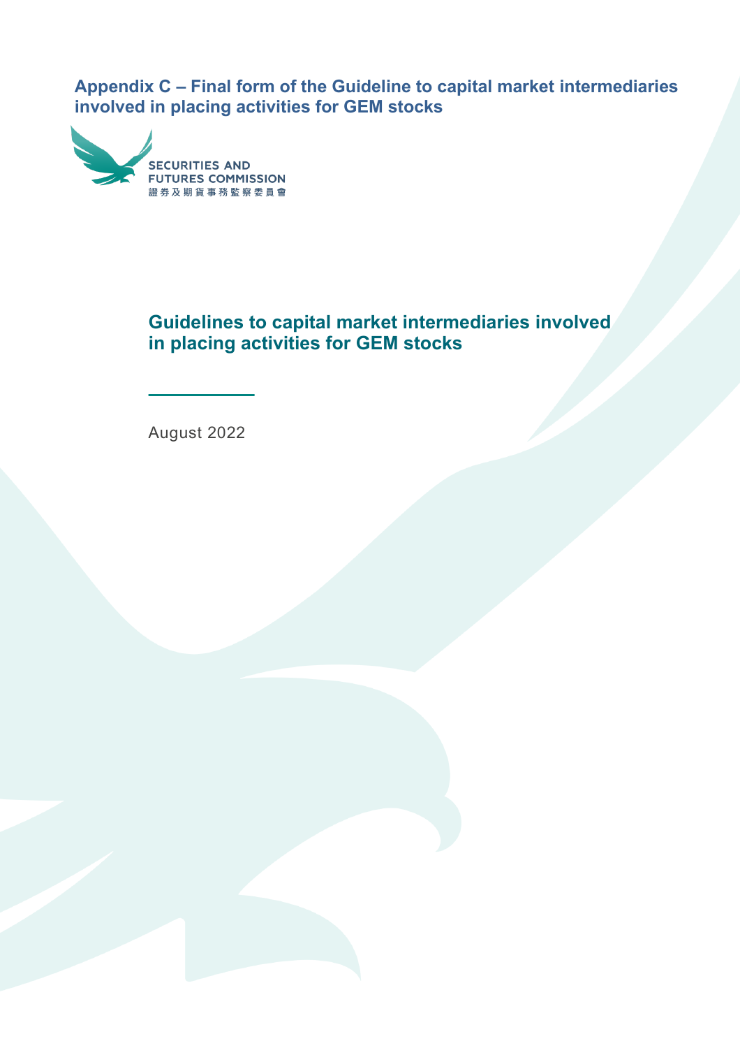# Appendix C – Final form of the Guideline to capital market intermediaries involved in placing activities for GEM stocks

SECURITIES AND FUTURES COMMISSION
證券及期貨事務監察委員會

## Guidelines to capital market intermediaries involved in placing activities for GEM stocks

August 2022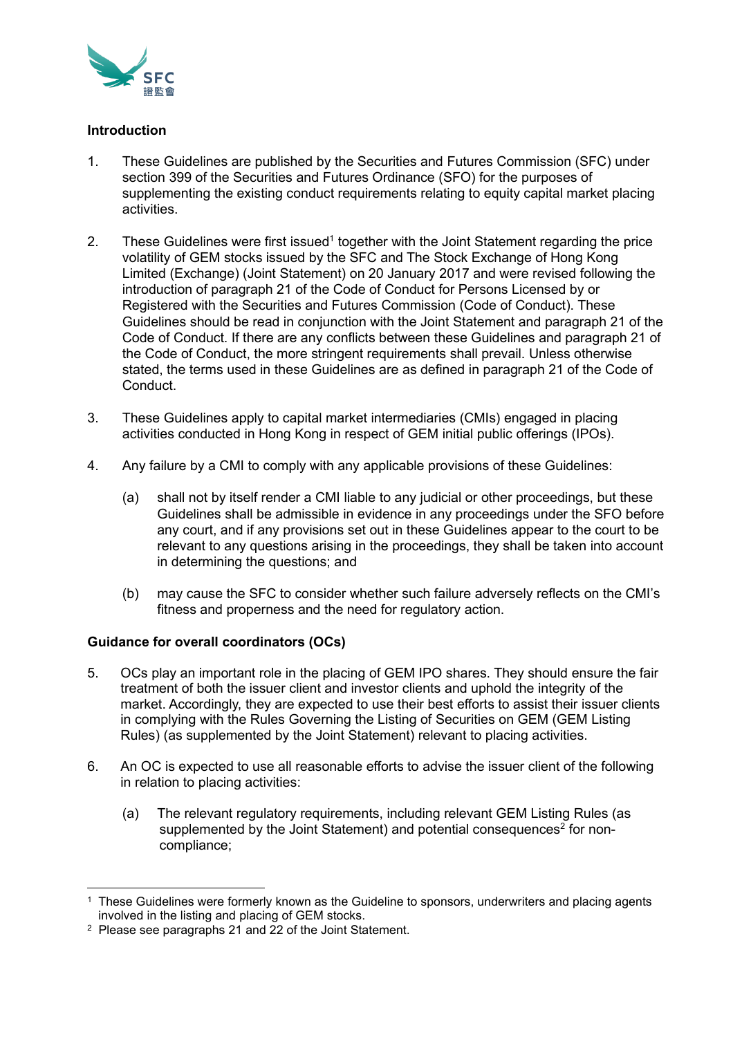## Introduction

1. These Guidelines are published by the Securities and Futures Commission (SFC) under section 399 of the Securities and Futures Ordinance (SFO) for the purposes of supplementing the existing conduct requirements relating to equity capital market placing activities.

2. These Guidelines were first issued[1] together with the Joint Statement regarding the price volatility of GEM stocks issued by the SFC and The Stock Exchange of Hong Kong Limited (Exchange) (Joint Statement) on 20 January 2017 and were revised following the introduction of paragraph 21 of the Code of Conduct for Persons Licensed by or Registered with the Securities and Futures Commission (Code of Conduct). These Guidelines should be read in conjunction with the Joint Statement and paragraph 21 of the Code of Conduct. If there are any conflicts between these Guidelines and paragraph 21 of the Code of Conduct, the more stringent requirements shall prevail. Unless otherwise stated, the terms used in these Guidelines are as defined in paragraph 21 of the Code of Conduct.

3. These Guidelines apply to capital market intermediaries (CMIs) engaged in placing activities conducted in Hong Kong in respect of GEM initial public offerings (IPOs).

4. Any failure by a CMI to comply with any applicable provisions of these Guidelines:

   (a) shall not by itself render a CMI liable to any judicial or other proceedings, but these Guidelines shall be admissible in evidence in any proceedings under the SFO before any court, and if any provisions set out in these Guidelines appear to the court to be relevant to any questions arising in the proceedings, they shall be taken into account in determining the questions; and

   (b) may cause the SFC to consider whether such failure adversely reflects on the CMI's fitness and properness and the need for regulatory action.

## Guidance for overall coordinators (OCs)

5. OCs play an important role in the placing of GEM IPO shares. They should ensure the fair treatment of both the issuer client and investor clients and uphold the integrity of the market. Accordingly, they are expected to use their best efforts to assist their issuer clients in complying with the Rules Governing the Listing of Securities on GEM (GEM Listing Rules) (as supplemented by the Joint Statement) relevant to placing activities.

6. An OC is expected to use all reasonable efforts to advise the issuer client of the following in relation to placing activities:

   (a) The relevant regulatory requirements, including relevant GEM Listing Rules (as supplemented by the Joint Statement) and potential consequences[2] for non-compliance;

---

[1] These Guidelines were formerly known as the Guideline to sponsors, underwriters and placing agents involved in the listing and placing of GEM stocks.

[2] Please see paragraphs 21 and 22 of the Joint Statement.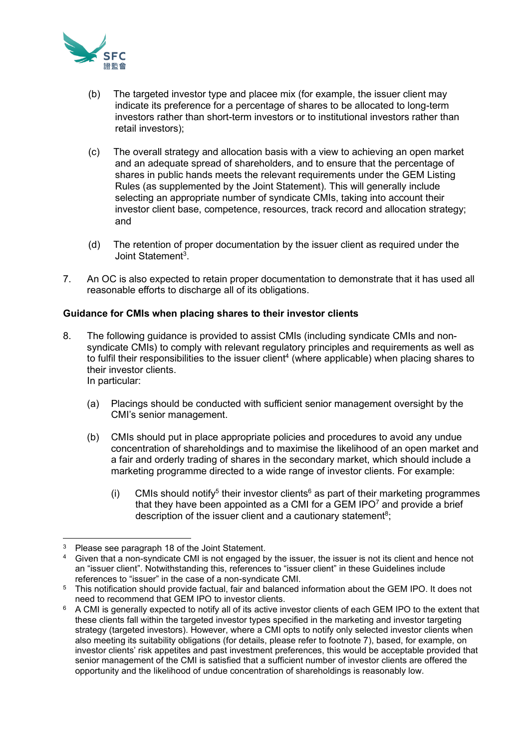(b) The targeted investor type and placee mix (for example, the issuer client may indicate its preference for a percentage of shares to be allocated to long-term investors rather than short-term investors or to institutional investors rather than retail investors);

(c) The overall strategy and allocation basis with a view to achieving an open market and an adequate spread of shareholders, and to ensure that the percentage of shares in public hands meets the relevant requirements under the GEM Listing Rules (as supplemented by the Joint Statement). This will generally include selecting an appropriate number of syndicate CMIs, taking into account their investor client base, competence, resources, track record and allocation strategy; and

(d) The retention of proper documentation by the issuer client as required under the Joint Statement[3].

7. An OC is also expected to retain proper documentation to demonstrate that it has used all reasonable efforts to discharge all of its obligations.

**Guidance for CMIs when placing shares to their investor clients**

8. The following guidance is provided to assist CMIs (including syndicate CMIs and non-syndicate CMIs) to comply with relevant regulatory principles and requirements as well as to fulfil their responsibilities to the issuer client[4] (where applicable) when placing shares to their investor clients.
In particular:

   (a) Placings should be conducted with sufficient senior management oversight by the CMI's senior management.

   (b) CMIs should put in place appropriate policies and procedures to avoid any undue concentration of shareholdings and to maximise the likelihood of an open market and a fair and orderly trading of shares in the secondary market, which should include a marketing programme directed to a wide range of investor clients. For example:

      (i) CMIs should notify[5] their investor clients[6] as part of their marketing programmes that they have been appointed as a CMI for a GEM IPO[7] and provide a brief description of the issuer client and a cautionary statement[8];

---

[3] Please see paragraph 18 of the Joint Statement.

[4] Given that a non-syndicate CMI is not engaged by the issuer, the issuer is not its client and hence not an "issuer client". Notwithstanding this, references to "issuer client" in these Guidelines include references to "issuer" in the case of a non-syndicate CMI.

[5] This notification should provide factual, fair and balanced information about the GEM IPO. It does not need to recommend that GEM IPO to investor clients.

[6] A CMI is generally expected to notify all of its active investor clients of each GEM IPO to the extent that these clients fall within the targeted investor types specified in the marketing and investor targeting strategy (targeted investors). However, where a CMI opts to notify only selected investor clients when also meeting its suitability obligations (for details, please refer to footnote 7), based, for example, on investor clients' risk appetites and past investment preferences, this would be acceptable provided that senior management of the CMI is satisfied that a sufficient number of investor clients are offered the opportunity and the likelihood of undue concentration of shareholdings is reasonably low.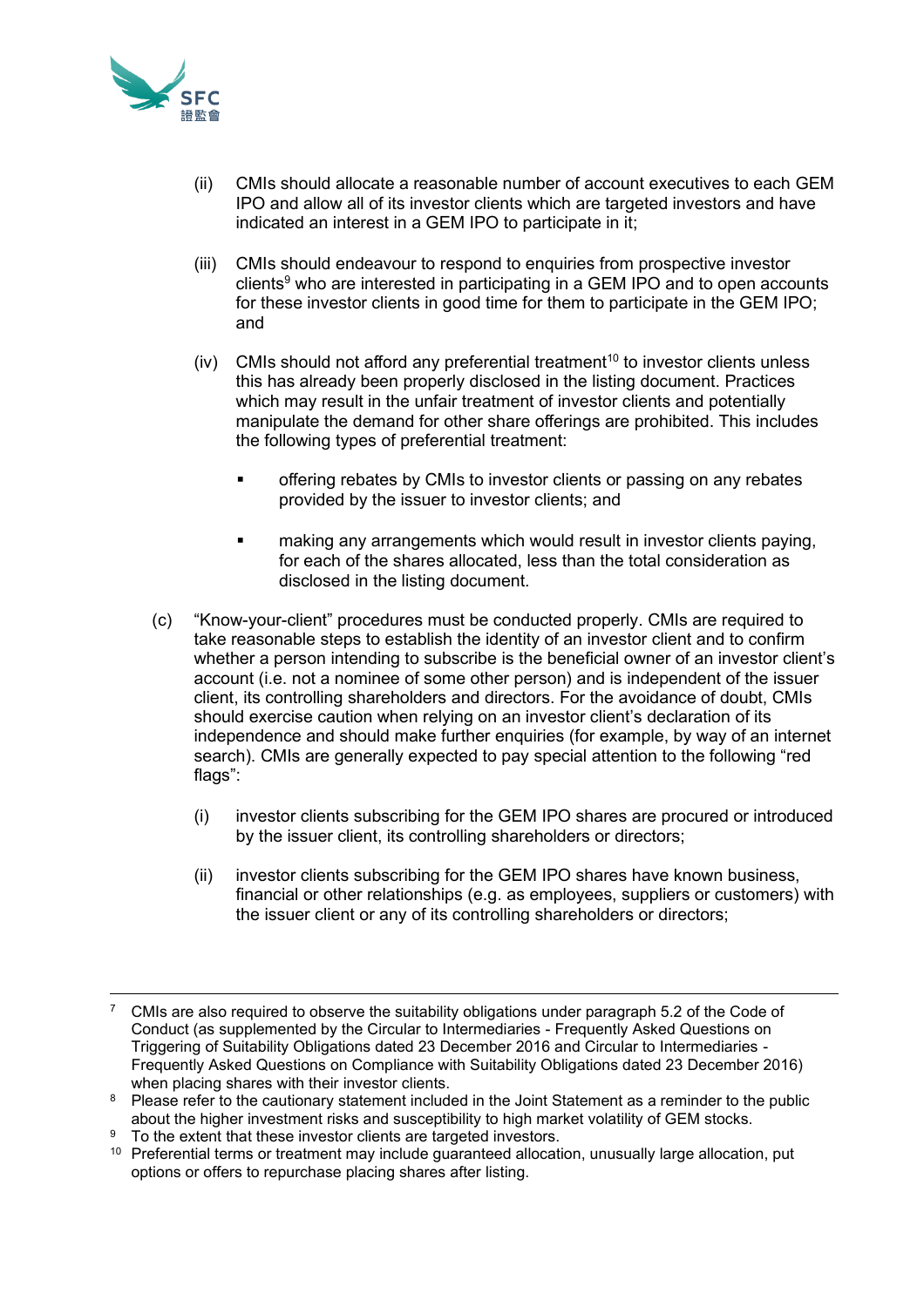(ii) CMIs should allocate a reasonable number of account executives to each GEM IPO and allow all of its investor clients which are targeted investors and have indicated an interest in a GEM IPO to participate in it;

(iii) CMIs should endeavour to respond to enquiries from prospective investor clients[9] who are interested in participating in a GEM IPO and to open accounts for these investor clients in good time for them to participate in the GEM IPO; and

(iv) CMIs should not afford any preferential treatment[10] to investor clients unless this has already been properly disclosed in the listing document. Practices which may result in the unfair treatment of investor clients and potentially manipulate the demand for other share offerings are prohibited. This includes the following types of preferential treatment:

- offering rebates by CMIs to investor clients or passing on any rebates provided by the issuer to investor clients; and
- making any arrangements which would result in investor clients paying, for each of the shares allocated, less than the total consideration as disclosed in the listing document.

(c) "Know-your-client" procedures must be conducted properly. CMIs are required to take reasonable steps to establish the identity of an investor client and to confirm whether a person intending to subscribe is the beneficial owner of an investor client's account (i.e. not a nominee of some other person) and is independent of the issuer client, its controlling shareholders and directors. For the avoidance of doubt, CMIs should exercise caution when relying on an investor client's declaration of its independence and should make further enquiries (for example, by way of an internet search). CMIs are generally expected to pay special attention to the following "red flags":

(i) investor clients subscribing for the GEM IPO shares are procured or introduced by the issuer client, its controlling shareholders or directors;

(ii) investor clients subscribing for the GEM IPO shares have known business, financial or other relationships (e.g. as employees, suppliers or customers) with the issuer client or any of its controlling shareholders or directors;

---

[7] CMIs are also required to observe the suitability obligations under paragraph 5.2 of the Code of Conduct (as supplemented by the Circular to Intermediaries - Frequently Asked Questions on Triggering of Suitability Obligations dated 23 December 2016 and Circular to Intermediaries - Frequently Asked Questions on Compliance with Suitability Obligations dated 23 December 2016) when placing shares with their investor clients.

[8] Please refer to the cautionary statement included in the Joint Statement as a reminder to the public about the higher investment risks and susceptibility to high market volatility of GEM stocks.

[9] To the extent that these investor clients are targeted investors.

[10] Preferential terms or treatment may include guaranteed allocation, unusually large allocation, put options or offers to repurchase placing shares after listing.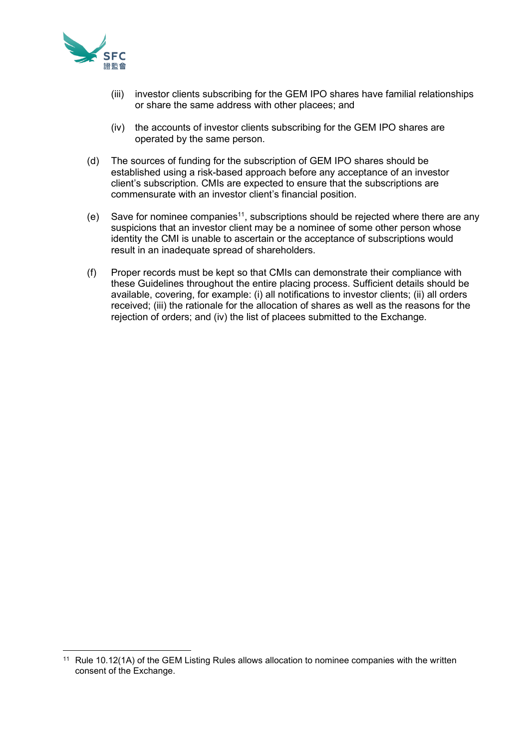(iii) investor clients subscribing for the GEM IPO shares have familial relationships or share the same address with other placees; and

(iv) the accounts of investor clients subscribing for the GEM IPO shares are operated by the same person.

(d) The sources of funding for the subscription of GEM IPO shares should be established using a risk-based approach before any acceptance of an investor client's subscription. CMIs are expected to ensure that the subscriptions are commensurate with an investor client's financial position.

(e) Save for nominee companies[11], subscriptions should be rejected where there are any suspicions that an investor client may be a nominee of some other person whose identity the CMI is unable to ascertain or the acceptance of subscriptions would result in an inadequate spread of shareholders.

(f) Proper records must be kept so that CMIs can demonstrate their compliance with these Guidelines throughout the entire placing process. Sufficient details should be available, covering, for example: (i) all notifications to investor clients; (ii) all orders received; (iii) the rationale for the allocation of shares as well as the reasons for the rejection of orders; and (iv) the list of placees submitted to the Exchange.

---

[11] Rule 10.12(1A) of the GEM Listing Rules allows allocation to nominee companies with the written consent of the Exchange.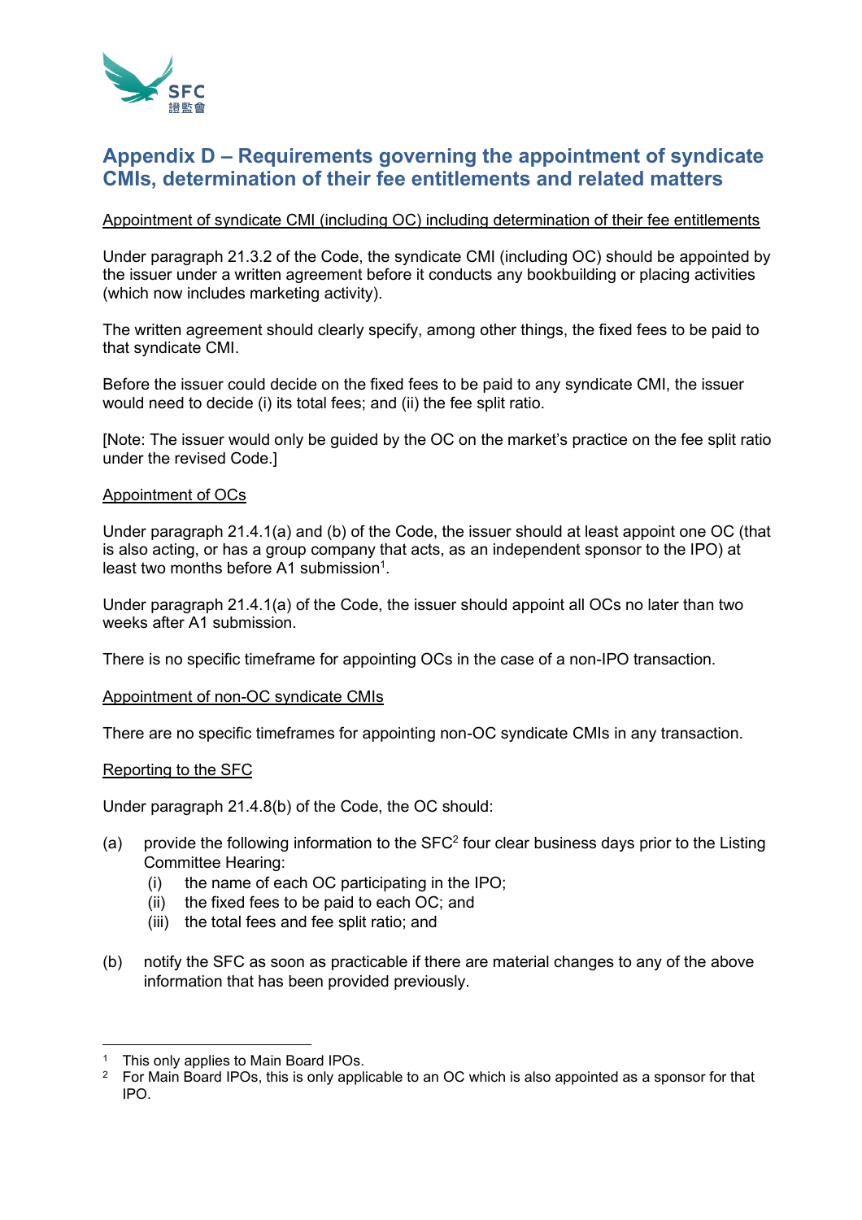# Appendix D – Requirements governing the appointment of syndicate CMIs, determination of their fee entitlements and related matters

<u>Appointment of syndicate CMI (including OC) including determination of their fee entitlements</u>

Under paragraph 21.3.2 of the Code, the syndicate CMI (including OC) should be appointed by the issuer under a written agreement before it conducts any bookbuilding or placing activities (which now includes marketing activity).

The written agreement should clearly specify, among other things, the fixed fees to be paid to that syndicate CMI.

Before the issuer could decide on the fixed fees to be paid to any syndicate CMI, the issuer would need to decide (i) its total fees; and (ii) the fee split ratio.

[Note: The issuer would only be guided by the OC on the market's practice on the fee split ratio under the revised Code.]

<u>Appointment of OCs</u>

Under paragraph 21.4.1(a) and (b) of the Code, the issuer should at least appoint one OC (that is also acting, or has a group company that acts, as an independent sponsor to the IPO) at least two months before A1 submission[1].

Under paragraph 21.4.1(a) of the Code, the issuer should appoint all OCs no later than two weeks after A1 submission.

There is no specific timeframe for appointing OCs in the case of a non-IPO transaction.

<u>Appointment of non-OC syndicate CMIs</u>

There are no specific timeframes for appointing non-OC syndicate CMIs in any transaction.

<u>Reporting to the SFC</u>

Under paragraph 21.4.8(b) of the Code, the OC should:

(a) provide the following information to the SFC[2] four clear business days prior to the Listing Committee Hearing:
   (i) the name of each OC participating in the IPO;
   (ii) the fixed fees to be paid to each OC; and
   (iii) the total fees and fee split ratio; and

(b) notify the SFC as soon as practicable if there are material changes to any of the above information that has been provided previously.

---

[1] This only applies to Main Board IPOs.

[2] For Main Board IPOs, this is only applicable to an OC which is also appointed as a sponsor for that IPO.